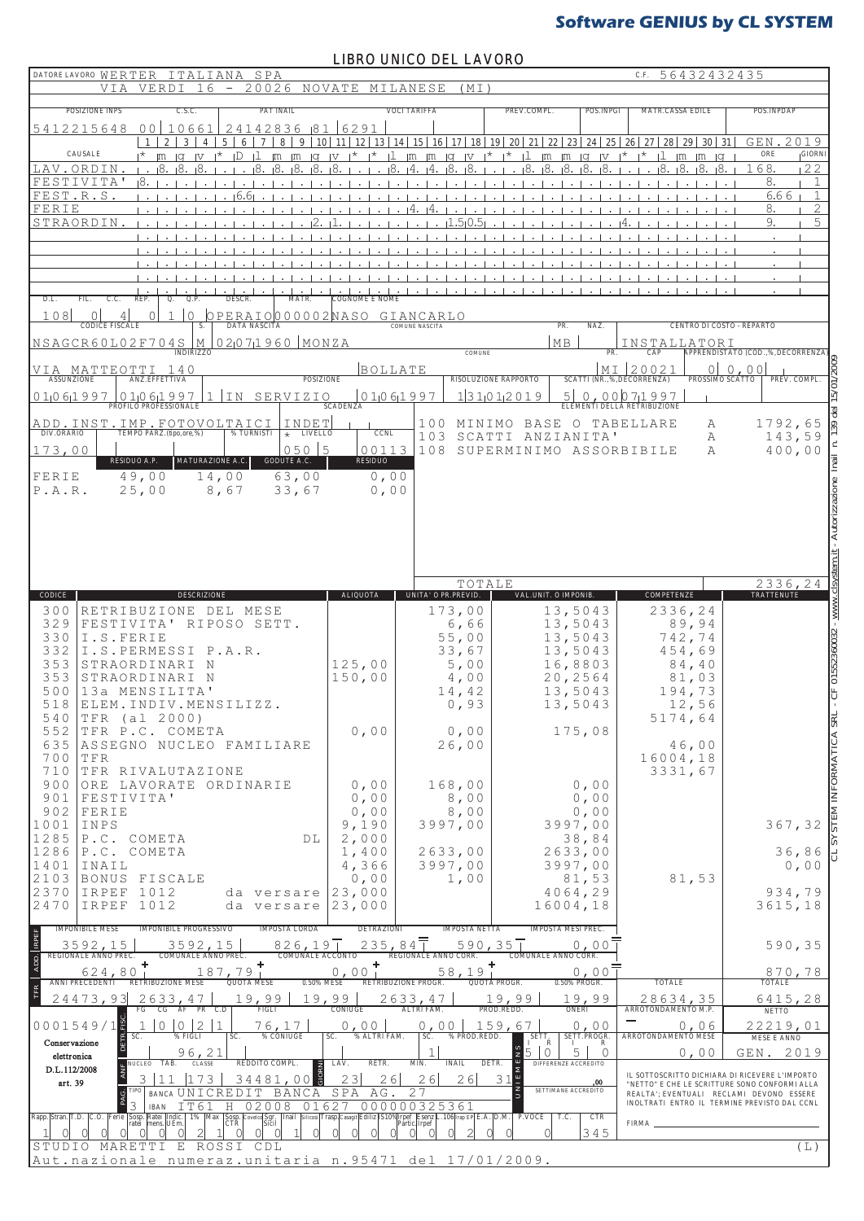**Software GENIUS by CL SYSTEM**

# LIBRO UNICO DEL LAVORO

DATORE LAVORO WERTER ITALIANA SPA — C.F. 56432432435
VIA VERDI 16 - 20026 NOVATE MILANESE (MI)

| POSIZIONE INPS | C.S.C. | PAT INAIL | VOCI TARIFFA | PREV.COMPL. | POS.INPGI | MATR.CASSA EDILE | POS.INPDAP |
|---|---|---|---|---|---|---|---|
| 5412215648 00 | 10661 | 24142836 81 | 6291 | | | | |

GEN.2019

| CAUSALE | 1 | 2 | 3 | 4 | 5 | 6 | 7 | 8 | 9 | 10 | 11 | 12 | 13 | 14 | 15 | 16 | 17 | 18 | 19 | 20 | 21 | 22 | 23 | 24 | 25 | 26 | 27 | 28 | 29 | 30 | 31 | ORE | GIORNI |
|---|---|---|---|---|---|---|---|---|---|---|---|---|---|---|---|---|---|---|---|---|---|---|---|---|---|---|---|---|---|---|---|---|---|
| | m | g | v | s | D | l | m | m | g | v | s | D | l | m | m | g | v | s | D | l | m | m | g | v | s | D | l | m | m | g | | | |
| LAV.ORDIN. | | 8. | 8. | 8. | | | 8. | 8. | 8. | 8. | 8. | | | 8. | 4. | 4. | 8. | 8. | | | 8. | 8. | 8. | 8. | 8. | | | 8. | 8. | 8. | 8. | 168. | 22 |
| FESTIVITA' | 8. | | | | | | | | | | | | | | | | | | | | | | | | | | | | | | | 8. | 1 |
| FEST.R.S. | | | | | | 6.66 | | | | | | | | | | | | | | | | | | | | | | | | | | 6.66 | 1 |
| FERIE | | | | | | | | | | | | | | | 4. | 4. | | | | | | | | | | | | | | | | 8. | 2 |
| STRAORDIN. | | | | | | | | | | | 2. | 1. | | | | | | 1.5 | 0.5 | | | | | | | 4. | | | | | | 9. | 5 |

| D.L. | FIL. | C.C. | REP. | Q. | Q.P. | DESCR. | MATR. | COGNOME E NOME |
|---|---|---|---|---|---|---|---|---|
| 108 | 0 | 4 | 0 | 1 | 0 | OPERAIO | 000002 | NASO GIANCARLO |

| CODICE FISCALE | S. | DATA NASCITA | COMUNE NASCITA | PR. | NAZ. | CENTRO DI COSTO - REPARTO |
|---|---|---|---|---|---|---|
| NSAGCR60L02F704S | M | 02/07/1960 | MONZA | MB | | INSTALLATORI |

| INDIRIZZO | COMUNE | PR. | CAP | APPRENDISTATO (COD.,%,DECORRENZA) |
|---|---|---|---|---|
| VIA MATTEOTTI 140 | BOLLATE | MI | 20021 | 0 0,00 |

| ASSUNZIONE | ANZ.EFFETTIVA | POSIZIONE | RISOLUZIONE RAPPORTO | SCATTI (NR.,%,DECORRENZA) | PROSSIMO SCATTO | PREV. COMPL. |
|---|---|---|---|---|---|---|
| 01/06/1997 | 01/06/1997 | 1 IN SERVIZIO 01/06/1997 | 31/01/2019 | 5 0,00 07/1997 | | |

| PROFILO PROFESSIONALE | SCADENZA |
|---|---|
| ADD.INST.IMP.FOTOVOLTAICI | INDET |

| DIV.ORARIO | TEMPO PARZ.(tipo,ore,%) | % TURNISTI | LIVELLO | CCNL |
|---|---|---|---|---|
| 173,00 | | | 050 5 | 00113 |

| | RESIDUO A.P. | MATURAZIONE A.C. | GODUTE A.C. | RESIDUO |
|---|---|---|---|---|
| FERIE | 49,00 | 14,00 | 63,00 | 0,00 |
| P.A.R. | 25,00 | 8,67 | 33,67 | 0,00 |

ELEMENTI DELLA RETRIBUZIONE

| | | |
|---|---|---|
| 100 MINIMO BASE O TABELLARE | A | 1792,65 |
| 103 SCATTI ANZIANITA' | A | 143,59 |
| 108 SUPERMINIMO ASSORBIBILE | A | 400,00 |
| TOTALE | | 2336,24 |

| CODICE | DESCRIZIONE | ALIQUOTA | UNITA' O PR.PREVID. | VAL.UNIT. O IMPONIB. | COMPETENZE | TRATTENUTE |
|---|---|---|---|---|---|---|
| 300 | RETRIBUZIONE DEL MESE | | 173,00 | 13,5043 | 2336,24 | |
| 329 | FESTIVITA' RIPOSO SETT. | | 6,66 | 13,5043 | 89,94 | |
| 330 | I.S.FERIE | | 55,00 | 13,5043 | 742,74 | |
| 332 | I.S.PERMESSI P.A.R. | | 33,67 | 13,5043 | 454,69 | |
| 353 | STRAORDINARI N | 125,00 | 5,00 | 16,8803 | 84,40 | |
| 353 | STRAORDINARI N | 150,00 | 4,00 | 20,2564 | 81,03 | |
| 500 | 13a MENSILITA' | | 14,42 | 13,5043 | 194,73 | |
| 518 | ELEM.INDIV.MENSILIZZ. | | 0,93 | 13,5043 | 12,56 | |
| 540 | TFR (al 2000) | | | | 5174,64 | |
| 552 | TFR P.C. COMETA | 0,00 | 0,00 | 175,08 | | |
| 635 | ASSEGNO NUCLEO FAMILIARE | | 26,00 | | 46,00 | |
| 700 | TFR | | | | 16004,18 | |
| 710 | TFR RIVALUTAZIONE | | | | 3331,67 | |
| 900 | ORE LAVORATE ORDINARIE | 0,00 | 168,00 | 0,00 | | |
| 901 | FESTIVITA' | 0,00 | 8,00 | 0,00 | | |
| 902 | FERIE | 0,00 | 8,00 | 0,00 | | |
| 1001 | INPS | 9,190 | 3997,00 | 3997,00 | | 367,32 |
| 1285 | P.C. COMETA DL | 2,000 | | 38,84 | | |
| 1286 | P.C. COMETA | 1,400 | 2633,00 | 2633,00 | | 36,86 |
| 1401 | INAIL | 4,366 | 3997,00 | 3997,00 | | 0,00 |
| 2103 | BONUS FISCALE | 0,00 | 1,00 | 81,53 | 81,53 | |
| 2370 | IRPEF 1012 da versare | 23,000 | | 4064,29 | | 934,79 |
| 2470 | IRPEF 1012 da versare | 23,000 | | 16004,18 | | 3615,18 |

| IRPEF | IMPONIBILE MESE | IMPONIBILE PROGRESSIVO | IMPOSTA LORDA | DETRAZIONI | IMPOSTA NETTA | IMPOSTA MESI PREC. | |
|---|---|---|---|---|---|---|---|
| | 3592,15 | 3592,15 | 826,19 | 235,84 | 590,35 | 0,00 | 590,35 |
| ADD. | REGIONALE ANNO PREC. | COMUNALE ANNO PREC. | COMUNALE ACCONTO | REGIONALE ANNO CORR. | COMUNALE ANNO CORR. | | |
| | 624,80 | 187,79 | 0,00 | 58,19 | 0,00 | | 870,78 |

| TFR | ANNI PRECEDENTI | RETRIBUZIONE MESE | QUOTA MESE | 0.50% MESE | RETRIBUZIONE PROGR. | QUOTA PROGR. | 0.50% PROGR. | TOTALE | TOTALE |
|---|---|---|---|---|---|---|---|---|---|
| | 24473,93 | 2633,47 | 19,99 | 19,99 | 2633,47 | 19,99 | 19,99 | 28634,35 | 6415,28 |

| DETR. FISC. | FG | CG | AF | PR | C.D | FIGLI | CONIUGE | ALTRI FAM. | PROD.REDD. | ONERI |
|---|---|---|---|---|---|---|---|---|---|---|
| 0001549/1 | 1 | 0 | 0 | 2 | 1 | 76,17 | 0,00 | 0,00 | 159,67 | 0,00 |

| SC. | % FIGLI | SC. | % CONIUGE | SC. | % ALTRI FAM. | SC. | % PROD.REDD. |
|---|---|---|---|---|---|---|---|
| | 96,21 | | | | | 1 | |

| ANF | NUCLEO | TAB. | CLASSE | REDDITO COMPL. |
|---|---|---|---|---|
| | 3 | 11 | 173 | 34481,00 |

| GIORNI | LAV. | RETR. | MIN. | INAIL | DETR. |
|---|---|---|---|---|---|
| | 23 | 26 | 26 | 26 | 31 |

| UNIEMENS | SETT. I | SETT. R | SETT.PROGR. I | SETT.PROGR. R |
|---|---|---|---|---|
| | 5 | 0 | 5 | 0 |

DIFFERENZE ACCREDITO ,00
SETTIMANE ACCREDITO

PAG.: TIPO 3 — BANCA UNICREDIT BANCA SPA AG. 27 — IBAN IT61 H 02008 01627 000000325361

| ARROTONDAMENTO M.P. | NETTO |
|---|---|
| 0,06 | 22219,01 |
| ARROTONDAMENTO MESE | MESE E ANNO |
| 0,00 | GEN. 2019 |

Conservazione elettronica D.L.112/2008 art. 39

| Rapp. | Stran. | T.D. | C.O. | Ferie ratei | Sosp. mens. | Ratei U.Em. | Indic. | 1% | Max | Sosp. CTR | Coveco | Sgr. Sicil | Inail | Silicosi | Trasp. | Casagit | Ediliz | S10% Irpef | Irpef Partic. | Esenz.Irpef | L.106 | Irap EP | E.A. | D.M. | P.VOCE | T.C. | CTR |
|---|---|---|---|---|---|---|---|---|---|---|---|---|---|---|---|---|---|---|---|---|---|---|---|---|---|---|---|
| 1 | 0 | 0 | 0 | 0 | 0 | 0 | 2 | 1 | 0 | 0 | 0 | 1 | 0 | 0 | 0 | 0 | 0 | 0 | 0 | 2 | 0 | 0 | | | 0 | | 345 |

IL SOTTOSCRITTO DICHIARA DI RICEVERE L'IMPORTO "NETTO" E CHE LE SCRITTURE SONO CONFORMI ALLA REALTA'; EVENTUALI RECLAMI DEVONO ESSERE INOLTRATI ENTRO IL TERMINE PREVISTO DAL CCNL

FIRMA ____________________

STUDIO MARETTI E ROSSI CDL (L)
Aut.nazionale numeraz.unitaria n.95471 del 17/01/2009.

CL SYSTEM INFORMATICA SRL - CF 01552360032 - www.clsystem.it - Autorizzazione Inail n. 139 del 15/01/2009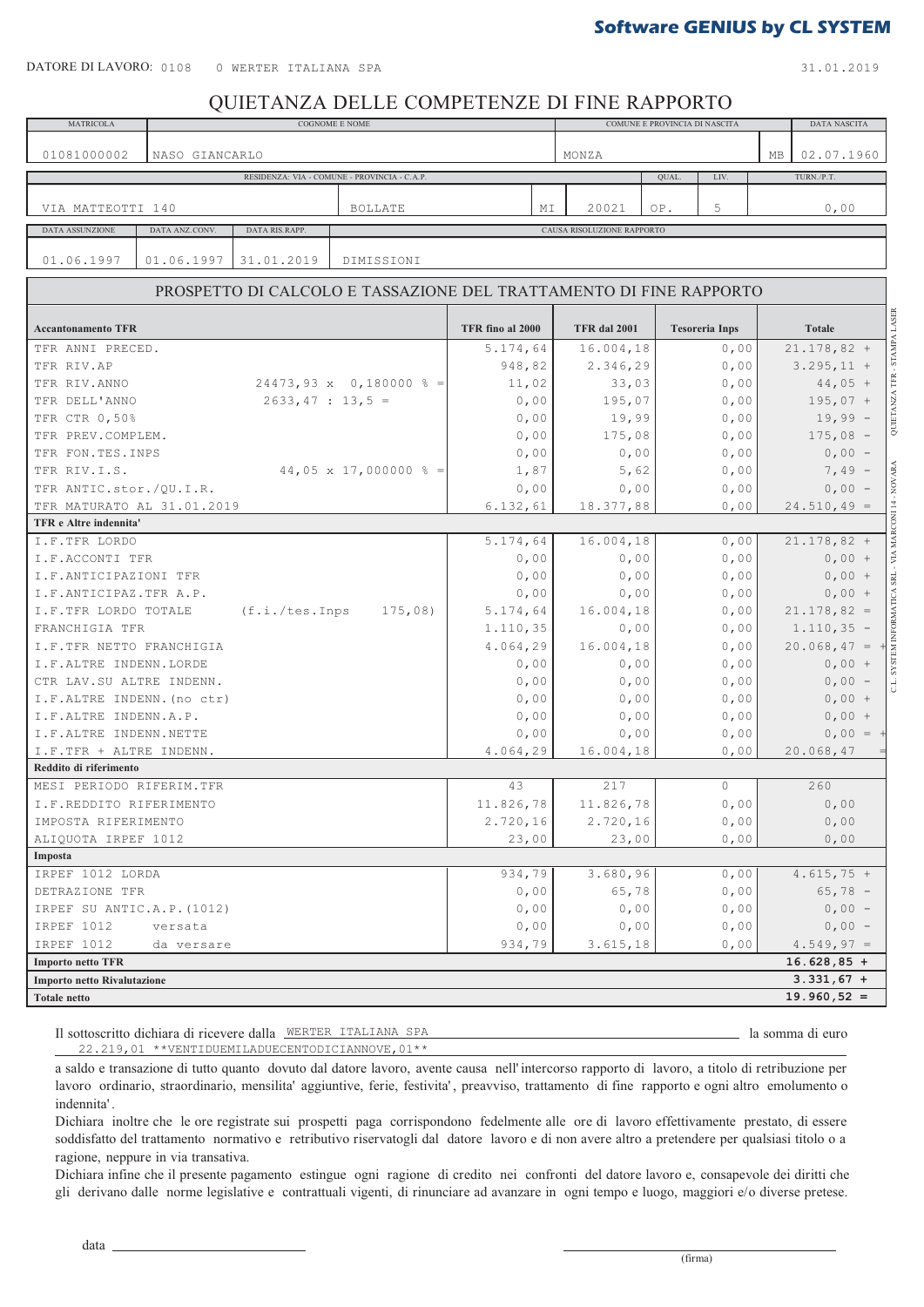**Software GENIUS by CL SYSTEM**

DATORE DI LAVORO: 0108 0 WERTER ITALIANA SPA 31.01.2019

# QUIETANZA DELLE COMPETENZE DI FINE RAPPORTO

| MATRICOLA | COGNOME E NOME | COMUNE E PROVINCIA DI NASCITA | | DATA NASCITA |
|---|---|---|---|---|
| 01081000002 | NASO GIANCARLO | MONZA | MB | 02.07.1960 |

| RESIDENZA: VIA - COMUNE - PROVINCIA - C.A.P. | | | | QUAL. | LIV. | TURN./P.T. |
|---|---|---|---|---|---|---|
| VIA MATTEOTTI 140 | BOLLATE | MI | 20021 | OP. | 5 | 0,00 |

| DATA ASSUNZIONE | DATA ANZ.CONV. | DATA RIS.RAPP. | CAUSA RISOLUZIONE RAPPORTO |
|---|---|---|---|
| 01.06.1997 | 01.06.1997 | 31.01.2019 | DIMISSIONI |

## PROSPETTO DI CALCOLO E TASSAZIONE DEL TRATTAMENTO DI FINE RAPPORTO

| Accantonamento TFR | | TFR fino al 2000 | TFR dal 2001 | Tesoreria Inps | Totale |
|---|---|---|---|---|---|
| TFR ANNI PRECED. | | 5.174,64 | 16.004,18 | 0,00 | 21.178,82 + |
| TFR RIV.AP | | 948,82 | 2.346,29 | 0,00 | 3.295,11 + |
| TFR RIV.ANNO | 24473,93 x 0,180000 % = | 11,02 | 33,03 | 0,00 | 44,05 + |
| TFR DELL'ANNO | 2633,47 : 13,5 = | 0,00 | 195,07 | 0,00 | 195,07 + |
| TFR CTR 0,50% | | 0,00 | 19,99 | 0,00 | 19,99 - |
| TFR PREV.COMPLEM. | | 0,00 | 175,08 | 0,00 | 175,08 - |
| TFR FON.TES.INPS | | 0,00 | 0,00 | 0,00 | 0,00 - |
| TFR RIV.I.S. | 44,05 x 17,000000 % = | 1,87 | 5,62 | 0,00 | 7,49 - |
| TFR ANTIC.stor./QU.I.R. | | 0,00 | 0,00 | 0,00 | 0,00 - |
| TFR MATURATO AL 31.01.2019 | | 6.132,61 | 18.377,88 | 0,00 | 24.510,49 = |
| **TFR e Altre indennita'** | | | | | |
| I.F.TFR LORDO | | 5.174,64 | 16.004,18 | 0,00 | 21.178,82 + |
| I.F.ACCONTI TFR | | 0,00 | 0,00 | 0,00 | 0,00 + |
| I.F.ANTICIPAZIONI TFR | | 0,00 | 0,00 | 0,00 | 0,00 + |
| I.F.ANTICIPAZ.TFR A.P. | | 0,00 | 0,00 | 0,00 | 0,00 + |
| I.F.TFR LORDO TOTALE | (f.i./tes.Inps 175,08) | 5.174,64 | 16.004,18 | 0,00 | 21.178,82 = |
| FRANCHIGIA TFR | | 1.110,35 | 0,00 | 0,00 | 1.110,35 - |
| I.F.TFR NETTO FRANCHIGIA | | 4.064,29 | 16.004,18 | 0,00 | 20.068,47 = + |
| I.F.ALTRE INDENN.LORDE | | 0,00 | 0,00 | 0,00 | 0,00 + |
| CTR LAV.SU ALTRE INDENN. | | 0,00 | 0,00 | 0,00 | 0,00 - |
| I.F.ALTRE INDENN.(no ctr) | | 0,00 | 0,00 | 0,00 | 0,00 + |
| I.F.ALTRE INDENN.A.P. | | 0,00 | 0,00 | 0,00 | 0,00 + |
| I.F.ALTRE INDENN.NETTE | | 0,00 | 0,00 | 0,00 | 0,00 = + |
| I.F.TFR + ALTRE INDENN. | | 4.064,29 | 16.004,18 | 0,00 | 20.068,47 = |
| **Reddito di riferimento** | | | | | |
| MESI PERIODO RIFERIM.TFR | | 43 | 217 | 0 | 260 |
| I.F.REDDITO RIFERIMENTO | | 11.826,78 | 11.826,78 | 0,00 | 0,00 |
| IMPOSTA RIFERIMENTO | | 2.720,16 | 2.720,16 | 0,00 | 0,00 |
| ALIQUOTA IRPEF 1012 | | 23,00 | 23,00 | 0,00 | 0,00 |
| **Imposta** | | | | | |
| IRPEF 1012 LORDA | | 934,79 | 3.680,96 | 0,00 | 4.615,75 + |
| DETRAZIONE TFR | | 0,00 | 65,78 | 0,00 | 65,78 - |
| IRPEF SU ANTIC.A.P.(1012) | | 0,00 | 0,00 | 0,00 | 0,00 - |
| IRPEF 1012 versata | | 0,00 | 0,00 | 0,00 | 0,00 - |
| IRPEF 1012 da versare | | 934,79 | 3.615,18 | 0,00 | 4.549,97 = |
| **Importo netto TFR** | | | | | 16.628,85 + |
| **Importo netto Rivalutazione** | | | | | 3.331,67 + |
| **Totale netto** | | | | | 19.960,52 = |

Il sottoscritto dichiara di ricevere dalla WERTER ITALIANA SPA la somma di euro 22.219,01 **VENTIDUEMILADUECENTODICIANNOVE,01**

a saldo e transazione di tutto quanto dovuto dal datore lavoro, avente causa nell'intercorso rapporto di lavoro, a titolo di retribuzione per lavoro ordinario, straordinario, mensilita' aggiuntive, ferie, festivita', preavviso, trattamento di fine rapporto e ogni altro emolumento o indennita'.

Dichiara inoltre che le ore registrate sui prospetti paga corrispondono fedelmente alle ore di lavoro effettivamente prestato, di essere soddisfatto del trattamento normativo e retributivo riservatogli dal datore lavoro e di non avere altro a pretendere per qualsiasi titolo o a ragione, neppure in via transativa.

Dichiara infine che il presente pagamento estingue ogni ragione di credito nei confronti del datore lavoro e, consapevole dei diritti che gli derivano dalle norme legislative e contrattuali vigenti, di rinunciare ad avanzare in ogni tempo e luogo, maggiori e/o diverse pretese.

data ____________________ ____________________ (firma)

QUIETANZA TFR - STAMPA LASER — C.L. SYSTEM INFORMATICA SRL - VIA MARCONI 14 - NOVARA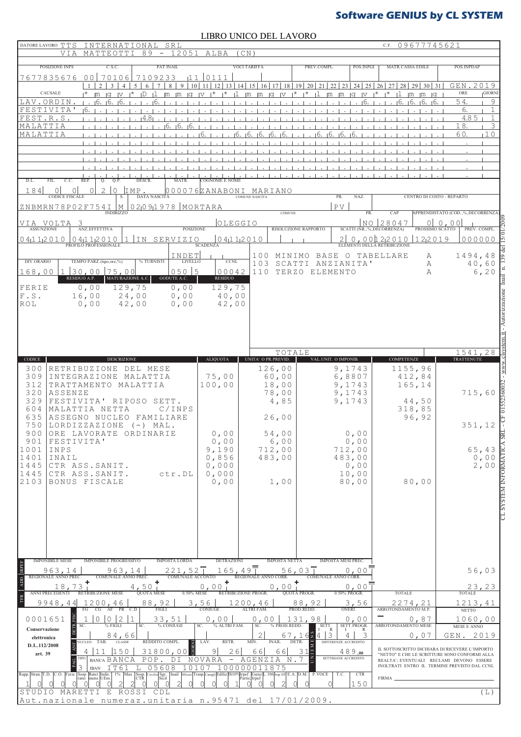**Software GENIUS by CL SYSTEM**

# LIBRO UNICO DEL LAVORO

DATORE LAVORO TTS INTERNATIONAL SRL — C.F. 09677745621

VIA MATTEOTTI 89 - 12051 ALBA (CN)

| POSIZIONE INPS | C.S.C. | PAT INAIL | VOCI TARIFFA | PREV.COMPL. | POS.INPGI | MATR.CASSA EDILE | POS.INPDAP |
|---|---|---|---|---|---|---|---|
| 7677835676 00 | 70106 | 7109233 11 | 0111 | | | | |

| CAUSALE | 1 * | 2 m | 3 g | 4 v | 5 * | 6 D | 7 l | 8 m | 9 m | 10 g | 11 v | 12 * | 13 * | 14 l | 15 m | 16 m | 17 g | 18 v | 19 * | 20 * | 21 l | 22 m | 23 m | 24 g | 25 v | 26 * | 27 * | 28 l | 29 m | 30 m | 31 g | ORE | GIORNI |
|---|---|---|---|---|---|---|---|---|---|---|---|---|---|---|---|---|---|---|---|---|---|---|---|---|---|---|---|---|---|---|---|---|---|
| LAV.ORDIN. | | 6. | 6. | 6. | | | 6. | | | | | | | | | | | | | | | | | | | 6. | | | 6. | 6. | 6. | 54. | 9 |
| FESTIVITA' | 6. | | | | | | | | | | | | | | | | | | | | | | | | | | | | | | | 6. | 1 |
| FEST.R.S. | | | | | | | 4.8 | | | | | | | | | | | | | | | | | | | | | | | | | 4.85 | 1 |
| MALATTIA | | | | | | | | 6. | 6. | 6. | | | | | | | | | | | | | | | | | | | | | | 18. | 3 |
| MALATTIA | | | | | | | | | | | 6. | | | 6. | 6. | 6. | 6. | 6. | | | 6. | 6. | 6. | 6. | | | | | | | | 60. | 10 |

| D.L. | FIL. | C.C. | REP. | Q. | Q.P. | DESCR. | MATR. | COGNOME E NOME |
|---|---|---|---|---|---|---|---|---|
| 184 | 0 | 0 | 0 | 2 | 0 | IMP. | 000076 | ZANABONI MARIANO |

| CODICE FISCALE | S. | DATA NASCITA | COMUNE NASCITA | PR. | NAZ. | CENTRO DI COSTO - REPARTO |
|---|---|---|---|---|---|---|
| ZNBMRN78P02F754I | M | 02091978 | MORTARA | PV | | |

| INDIRIZZO | COMUNE | PR. | CAP | APPRENDISTATO (COD.,%,DECORRENZA) |
|---|---|---|---|---|
| VIA VOLTA 3 | OLEGGIO | NO | 28047 | 0 0,00 |

| ASSUNZIONE | ANZ.EFFETTIVA | POSIZIONE | RISOLUZIONE RAPPORTO | SCATTI (NR.,%,DECORRENZA) | PROSSIMO SCATTO | PREV. COMPL. |
|---|---|---|---|---|---|---|
| 04112010 | 04112010 | 1 IN SERVIZIO 04112010 | | 2 0,00 122010 | 122019 | 000000 |

| PROFILO PROFESSIONALE | SCADENZA |
|---|---|
| INDET | |

| DIV.ORARIO | TEMPO PARZ.(tipo,ore,%) | % TURNISTI | LIVELLO | CCNL |
|---|---|---|---|---|
| 168,00 | 1 30,00 75,00 | | 050 5 | 00042 |

ELEMENTI DELLA RETRIBUZIONE

| | | |
|---|---|---|
| 100 MINIMO BASE O TABELLARE | A | 1494,48 |
| 103 SCATTI ANZIANITA' | A | 40,60 |
| 110 TERZO ELEMENTO | A | 6,20 |
| TOTALE | | 1541,28 |

| | RESIDUO A.P. | MATURAZIONE A.C. | GODUTE A.C. | RESIDUO |
|---|---|---|---|---|
| FERIE | 0,00 | 129,75 | 0,00 | 129,75 |
| F.S. | 16,00 | 24,00 | 0,00 | 40,00 |
| ROL | 0,00 | 42,00 | 0,00 | 42,00 |

| CODICE | DESCRIZIONE | ALIQUOTA | UNITA' O PR.PREVID. | VAL.UNIT. O IMPONIB. | COMPETENZE | TRATTENUTE |
|---|---|---|---|---|---|---|
| 300 | RETRIBUZIONE DEL MESE | | 126,00 | 9,1743 | 1155,96 | |
| 309 | INTEGRAZIONE MALATTIA | 75,00 | 60,00 | 6,8807 | 412,84 | |
| 312 | TRATTAMENTO MALATTIA | 100,00 | 18,00 | 9,1743 | 165,14 | |
| 320 | ASSENZE | | 78,00 | 9,1743 | | 715,60 |
| 329 | FESTIVITA' RIPOSO SETT. | | 4,85 | 9,1743 | 44,50 | |
| 604 | MALATTIA NETTA C/INPS | | | | 318,85 | |
| 635 | ASSEGNO NUCLEO FAMILIARE | | 26,00 | | 96,92 | |
| 750 | LORDIZZAZIONE (-) MAL. | | | | | 351,12 |
| 900 | ORE LAVORATE ORDINARIE | 0,00 | 54,00 | 0,00 | | |
| 901 | FESTIVITA' | 0,00 | 6,00 | 0,00 | | |
| 1001 | INPS | 9,190 | 712,00 | 712,00 | | 65,43 |
| 1401 | INAIL | 0,856 | 483,00 | 483,00 | | 0,00 |
| 1445 | CTR ASS.SANIT. | 0,000 | | 0,00 | | 2,00 |
| 1445 | CTR ASS.SANIT. ctr.DL | 0,000 | | 10,00 | | |
| 2103 | BONUS FISCALE | 0,00 | 1,00 | 80,00 | 80,00 | |

| IRPEF | IMPONIBILE MESE | IMPONIBILE PROGRESSIVO | IMPOSTA LORDA | DETRAZIONI | IMPOSTA NETTA | IMPOSTA MESI PREC. | |
|---|---|---|---|---|---|---|---|
| | 963,14 | 963,14 | 221,52 | 165,49 | 56,03 | 0,00 | 56,03 |
| ADD. IRPEF | REGIONALE ANNO PREC. | COMUNALE ANNO PREC. | COMUNALE ACCONTO | | REGIONALE ANNO CORR. | COMUNALE ANNO CORR. | |
| | 18,73 | 4,50 | 0,00 | | 0,00 | 0,00 | 23,23 |
| TFR | ANNI PRECEDENTI | RETRIBUZIONE MESE | QUOTA MESE | 0.50% MESE | RETRIBUZIONE PROGR. | QUOTA PROGR. | 0.50% PROGR. |
| | 9948,44 | 1200,46 | 88,92 | 3,56 | 1200,46 | 88,92 | 3,56 |

| TOTALE | TOTALE |
|---|---|
| 2274,21 | 1213,41 |

| DETR.FISC. | FG | CG | AF | PR | C.D | FIGLI | CONIUGE | ALTRI FAM. | PROD.REDD. | ONERI |
|---|---|---|---|---|---|---|---|---|---|---|
| 0001651 | 1 | 0 | 0 | 2 | 1 | 33,51 | 0,00 | 0,00 | 131,98 | 0,00 |

| SC. | % FIGLI | SC. | % CONIUGE | SC. | % ALTRI FAM. | SC. | % PROD.REDD. | SETT. I | SETT. R | SETT.PROGR. I | SETT.PROGR. R |
|---|---|---|---|---|---|---|---|---|---|---|---|
| | 84,66 | | | | | 2 | 67,16 | 4 | 3 | 4 | 3 |

| ARROTONDAMENTO M.P. | NETTO |
|---|---|
| - 0,87 | 1060,00 |

| ARROTONDAMENTO MESE | MESE E ANNO |
|---|---|
| 0,07 | GEN. 2019 |

Conservazione elettronica D.L.112/2008 art. 39

| ANF | NUCLEO | TAB. | CLASSE | REDDITO COMPL. | GIORNI LAV. | RETR. | MIN. | INAIL | DETR. | DIFFERENZE ACCREDITO |
|---|---|---|---|---|---|---|---|---|---|---|
| | 4 | 11 | 150 | 31800,00 | 9 | 26 | 66 | 66 | 31 | 489,00 |

SETTIMANE ACCREDITO

PAG. TIPO 3 BANCA BANCA POP. DI NOVARA - AGENZIA N.7 IBAN IT61 L 05608 10107 100000011875

IL SOTTOSCRITTO DICHIARA DI RICEVERE L'IMPORTO "NETTO" E CHE LE SCRITTURE SONO CONFORMI ALLA REALTA'; EVENTUALI RECLAMI DEVONO ESSERE INOLTRATI ENTRO IL TERMINE PREVISTO DAL CCNL

| Rapp. | Stran. | T.D. | C.O. | Ferie | Sosp. ratei | Ratei mens. | Indic. UEm. | 1% | Max CTR | Sosp. Covelco | Sgr. Sicil | Inail | Silicosi | Trasp. | Casagit | Ediliz | IS10% | Irpef Partic | Esenz Irpef | L.106 | Irap EP | E.A. | D.M. | P.VOCE | T.C. | CTR |
|---|---|---|---|---|---|---|---|---|---|---|---|---|---|---|---|---|---|---|---|---|---|---|---|---|---|---|
| 1 | 0 | 0 | 0 | 0 | 0 | 0 | 2 | 2 | 0 | 0 | 0 | 2 | 0 | 0 | 0 | 0 | 1 | 0 | 0 | 2 | 0 | 0 | | 0 | | 150 |

FIRMA ____________

STUDIO MARETTI E ROSSI CDL (L)

Aut.nazionale numeraz.unitaria n.95471 del 17/01/2009.

CL SYSTEM INFORMATICA SRL - CF 01552360032 - www.clsystem.it - Autorizzazione Inail n. 139 del 15/01/2009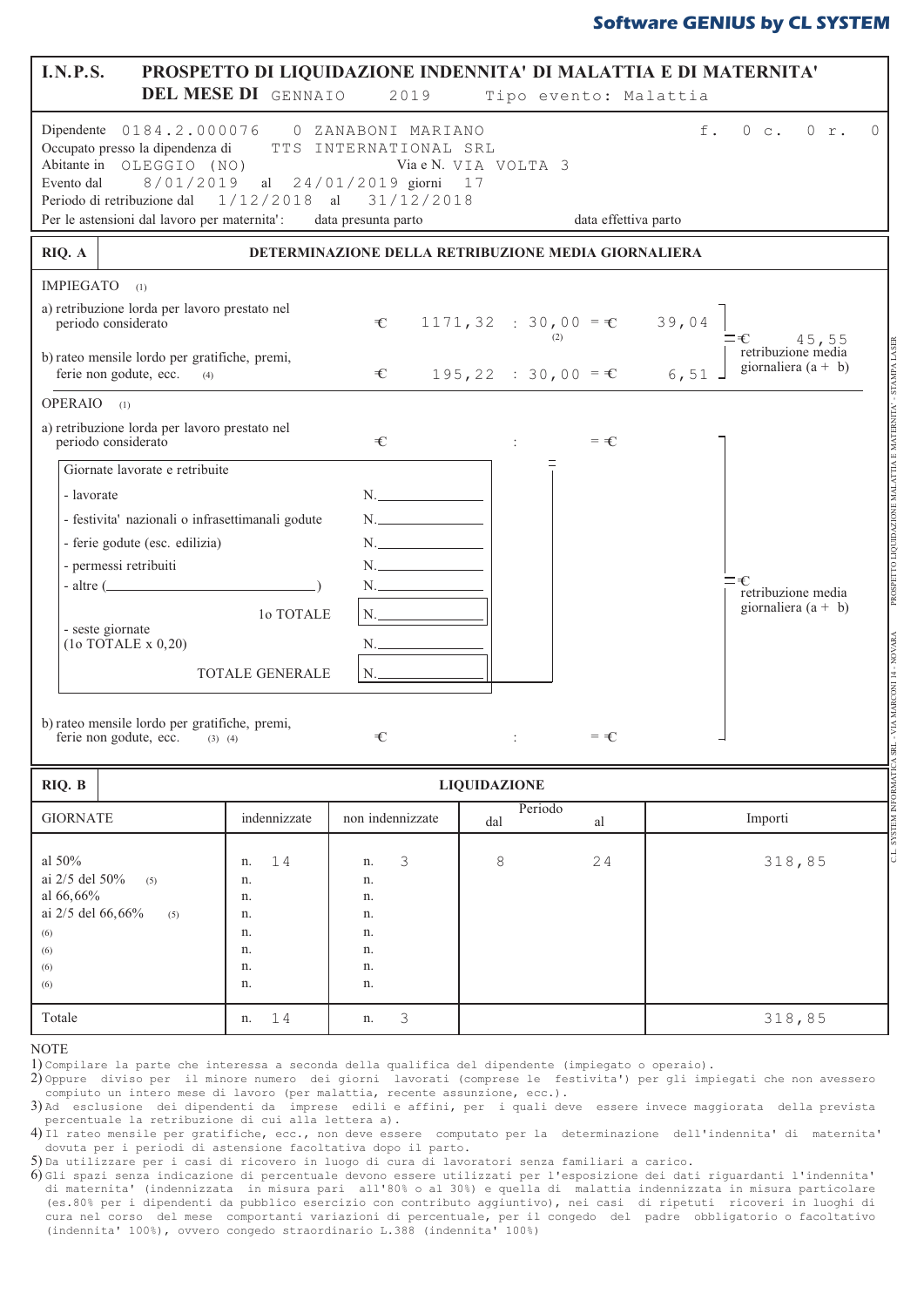**Software GENIUS by CL SYSTEM**

# I.N.P.S. PROSPETTO DI LIQUIDAZIONE INDENNITA' DI MALATTIA E DI MATERNITA'

**DEL MESE DI** GENNAIO 2019 Tipo evento: Malattia

Dipendente 0184.2.000076 0 ZANABONI MARIANO f. 0 c. 0 r. 0
Occupato presso la dipendenza di TTS INTERNATIONAL SRL
Abitante in OLEGGIO (NO) Via e N. VIA VOLTA 3
Evento dal 8/01/2019 al 24/01/2019 giorni 17
Periodo di retribuzione dal 1/12/2018 al 31/12/2018
Per le astensioni dal lavoro per maternita': data presunta parto data effettiva parto

## RIQ. A — DETERMINAZIONE DELLA RETRIBUZIONE MEDIA GIORNALIERA

IMPIEGATO (1)

a) retribuzione lorda per lavoro prestato nel periodo considerato € 1171,32 : 30,00 (2) = € 39,04

b) rateo mensile lordo per gratifiche, premi, ferie non godute, ecc. (4) € 195,22 : 30,00 = € 6,51

= € 45,55 retribuzione media giornaliera (a + b)

OPERAIO (1)

a) retribuzione lorda per lavoro prestato nel periodo considerato € : = €

| Giornate lavorate e retribuite | |
|---|---|
| - lavorate | N. |
| - festivita' nazionali o infrasettimanali godute | N. |
| - ferie godute (esc. edilizia) | N. |
| - permessi retribuiti | N. |
| - altre ( ) | N. |
| 1o TOTALE | N. |
| - seste giornate (1o TOTALE x 0,20) | N. |
| TOTALE GENERALE | N. |

= € retribuzione media giornaliera (a + b)

b) rateo mensile lordo per gratifiche, premi, ferie non godute, ecc. (3) (4) € : = €

## RIQ. B — LIQUIDAZIONE

| GIORNATE | indennizzate | non indennizzate | Periodo dal | Periodo al | Importi |
|---|---|---|---|---|---|
| al 50% | n. 14 | n. 3 | 8 | 24 | 318,85 |
| ai 2/5 del 50% (5) | n. | n. | | | |
| al 66,66% | n. | n. | | | |
| ai 2/5 del 66,66% (5) | n. | n. | | | |
| (6) | n. | n. | | | |
| (6) | n. | n. | | | |
| (6) | n. | n. | | | |
| (6) | n. | n. | | | |
| Totale | n. 14 | n. 3 | | | 318,85 |

NOTE

1) Compilare la parte che interessa a seconda della qualifica del dipendente (impiegato o operaio).
2) Oppure diviso per il minore numero dei giorni lavorati (comprese le festivita') per gli impiegati che non avessero compiuto un intero mese di lavoro (per malattia, recente assunzione, ecc.).
3) Ad esclusione dei dipendenti da imprese edili e affini, per i quali deve essere invece maggiorata della prevista percentuale la retribuzione di cui alla lettera a).
4) Il rateo mensile per gratifiche, ecc., non deve essere computato per la determinazione dell'indennita' di maternita' dovuta per i periodi di astensione facoltativa dopo il parto.
5) Da utilizzare per i casi di ricovero in luogo di cura di lavoratori senza familiari a carico.
6) Gli spazi senza indicazione di percentuale devono essere utilizzati per l'esposizione dei dati riguardanti l'indennita' di maternita' (indennizzata in misura pari all'80% o al 30%) e quella di malattia indennizzata in misura particolare (es.80% per i dipendenti da pubblico esercizio con contributo aggiuntivo), nei casi di ripetuti ricoveri in luoghi di cura nel corso del mese comportanti variazioni di percentuale, per il congedo del padre obbligatorio o facoltativo (indennita' 100%), ovvero congedo straordinario L.388 (indennita' 100%)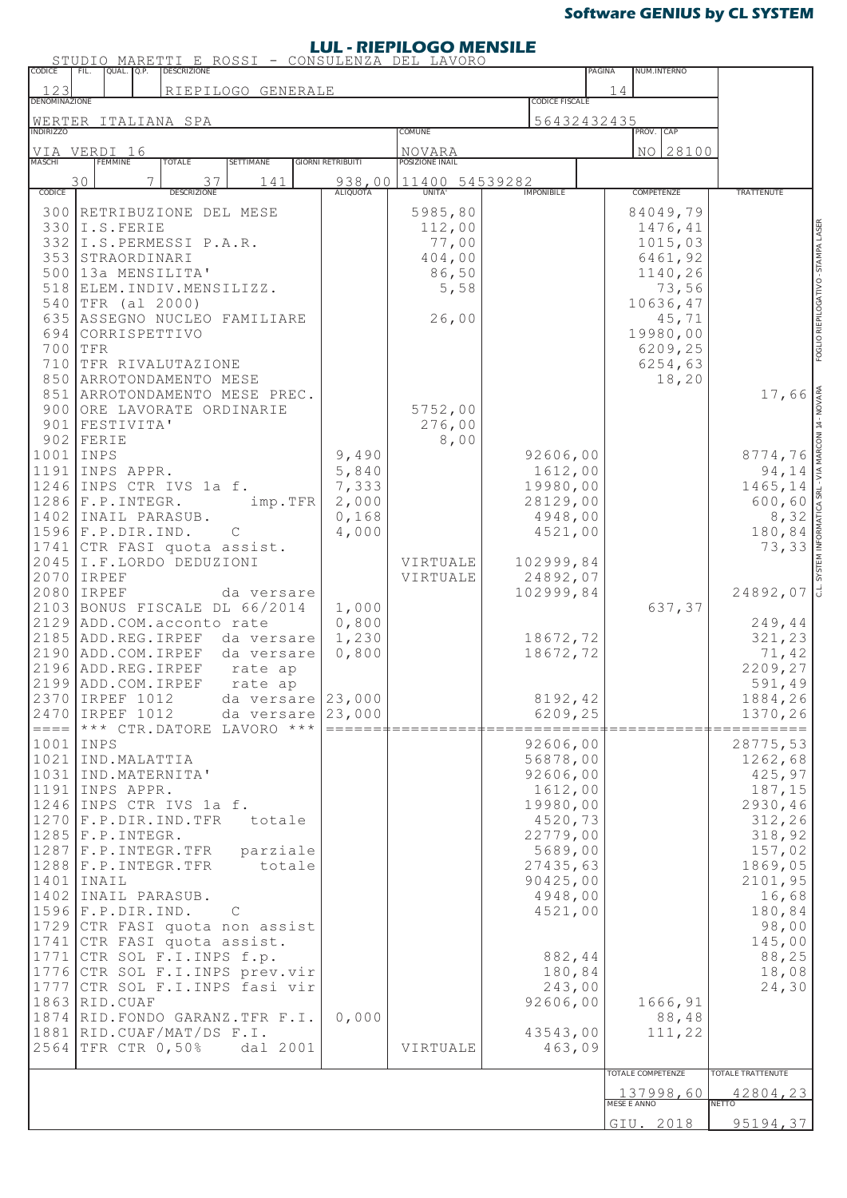**Software GENIUS by CL SYSTEM**

# LUL - RIEPILOGO MENSILE

STUDIO MARETTI E ROSSI - CONSULENZA DEL LAVORO

| CODICE | FIL. | QUAL. | Q.P. | DESCRIZIONE | PAGINA | NUM.INTERNO |
|---|---|---|---|---|---|---|
| 123 | | | | RIEPILOGO GENERALE | 14 | |

| DENOMINAZIONE | CODICE FISCALE |
|---|---|
| WERTER ITALIANA SPA | 56432432435 |

| INDIRIZZO | COMUNE | PROV. | CAP |
|---|---|---|---|
| VIA VERDI 16 | NOVARA | NO | 28100 |

| MASCHI | FEMMINE | TOTALE | SETTIMANE | GIORNI RETRIBUITI | POSIZIONE INAIL |
|---|---|---|---|---|---|
| 30 | 7 | 37 | 141 | 938,00 | 11400 54539282 |

| CODICE | DESCRIZIONE | ALIQUOTA | UNITA' | IMPONIBILE | COMPETENZE | TRATTENUTE |
|---|---|---|---|---|---|---|
| 300 | RETRIBUZIONE DEL MESE | | 5985,80 | | 84049,79 | |
| 330 | I.S.FERIE | | 112,00 | | 1476,41 | |
| 332 | I.S.PERMESSI P.A.R. | | 77,00 | | 1015,03 | |
| 353 | STRAORDINARI | | 404,00 | | 6461,92 | |
| 500 | 13a MENSILITA' | | 86,50 | | 1140,26 | |
| 518 | ELEM.INDIV.MENSILIZZ. | | 5,58 | | 73,56 | |
| 540 | TFR (al 2000) | | | | 10636,47 | |
| 635 | ASSEGNO NUCLEO FAMILIARE | | 26,00 | | 45,71 | |
| 694 | CORRISPETTIVO | | | | 19980,00 | |
| 700 | TFR | | | | 6209,25 | |
| 710 | TFR RIVALUTAZIONE | | | | 6254,63 | |
| 850 | ARROTONDAMENTO MESE | | | | 18,20 | |
| 851 | ARROTONDAMENTO MESE PREC. | | | | | 17,66 |
| 900 | ORE LAVORATE ORDINARIE | | 5752,00 | | | |
| 901 | FESTIVITA' | | 276,00 | | | |
| 902 | FERIE | | 8,00 | | | |
| 1001 | INPS | 9,490 | | 92606,00 | | 8774,76 |
| 1191 | INPS APPR. | 5,840 | | 1612,00 | | 94,14 |
| 1246 | INPS CTR IVS 1a f. | 7,333 | | 19980,00 | | 1465,14 |
| 1286 | F.P.INTEGR. imp.TFR | 2,000 | | 28129,00 | | 600,60 |
| 1402 | INAIL PARASUB. | 0,168 | | 4948,00 | | 8,32 |
| 1596 | F.P.DIR.IND. C | 4,000 | | 4521,00 | | 180,84 |
| 1741 | CTR FASI quota assist. | | | | | 73,33 |
| 2045 | I.F.LORDO DEDUZIONI | | VIRTUALE | 102999,84 | | |
| 2070 | IRPEF | | VIRTUALE | 24892,07 | | |
| 2080 | IRPEF da versare | | | 102999,84 | | 24892,07 |
| 2103 | BONUS FISCALE DL 66/2014 | 1,000 | | | 637,37 | |
| 2129 | ADD.COM.acconto rate | 0,800 | | | | 249,44 |
| 2185 | ADD.REG.IRPEF da versare | 1,230 | | 18672,72 | | 321,23 |
| 2190 | ADD.COM.IRPEF da versare | 0,800 | | 18672,72 | | 71,42 |
| 2196 | ADD.REG.IRPEF rate ap | | | | | 2209,27 |
| 2199 | ADD.COM.IRPEF rate ap | | | | | 591,49 |
| 2370 | IRPEF 1012 da versare | 23,000 | | 8192,42 | | 1884,26 |
| 2470 | IRPEF 1012 da versare | 23,000 | | 6209,25 | | 1370,26 |
| ==== | *** CTR.DATORE LAVORO *** | | | | | |
| 1001 | INPS | | | 92606,00 | | 28775,53 |
| 1021 | IND.MALATTIA | | | 56878,00 | | 1262,68 |
| 1031 | IND.MATERNITA' | | | 92606,00 | | 425,97 |
| 1191 | INPS APPR. | | | 1612,00 | | 187,15 |
| 1246 | INPS CTR IVS 1a f. | | | 19980,00 | | 2930,46 |
| 1270 | F.P.DIR.IND.TFR totale | | | 4520,73 | | 312,26 |
| 1285 | F.P.INTEGR. | | | 22779,00 | | 318,92 |
| 1287 | F.P.INTEGR.TFR parziale | | | 5689,00 | | 157,02 |
| 1288 | F.P.INTEGR.TFR totale | | | 27435,63 | | 1869,05 |
| 1401 | INAIL | | | 90425,00 | | 2101,95 |
| 1402 | INAIL PARASUB. | | | 4948,00 | | 16,68 |
| 1596 | F.P.DIR.IND. C | | | 4521,00 | | 180,84 |
| 1729 | CTR FASI quota non assist | | | | | 98,00 |
| 1741 | CTR FASI quota assist. | | | | | 145,00 |
| 1771 | CTR SOL F.I.INPS f.p. | | | 882,44 | | 88,25 |
| 1776 | CTR SOL F.I.INPS prev.vir | | | 180,84 | | 18,08 |
| 1777 | CTR SOL F.I.INPS fasi vir | | | 243,00 | | 24,30 |
| 1863 | RID.CUAF | | | 92606,00 | 1666,91 | |
| 1874 | RID.FONDO GARANZ.TFR F.I. | 0,000 | | | 88,48 | |
| 1881 | RID.CUAF/MAT/DS F.I. | | | 43543,00 | 111,22 | |
| 2564 | TFR CTR 0,50% dal 2001 | | VIRTUALE | 463,09 | | |

| TOTALE COMPETENZE | TOTALE TRATTENUTE |
|---|---|
| 137998,60 | 42804,23 |
| **MESE E ANNO** | **NETTO** |
| GIU. 2018 | 95194,37 |

FOGLIO RIEPILOGATIVO - STAMPA LASER

C.L. SYSTEM INFORMATICA SRL - VIA MARCONI 14 - NOVARA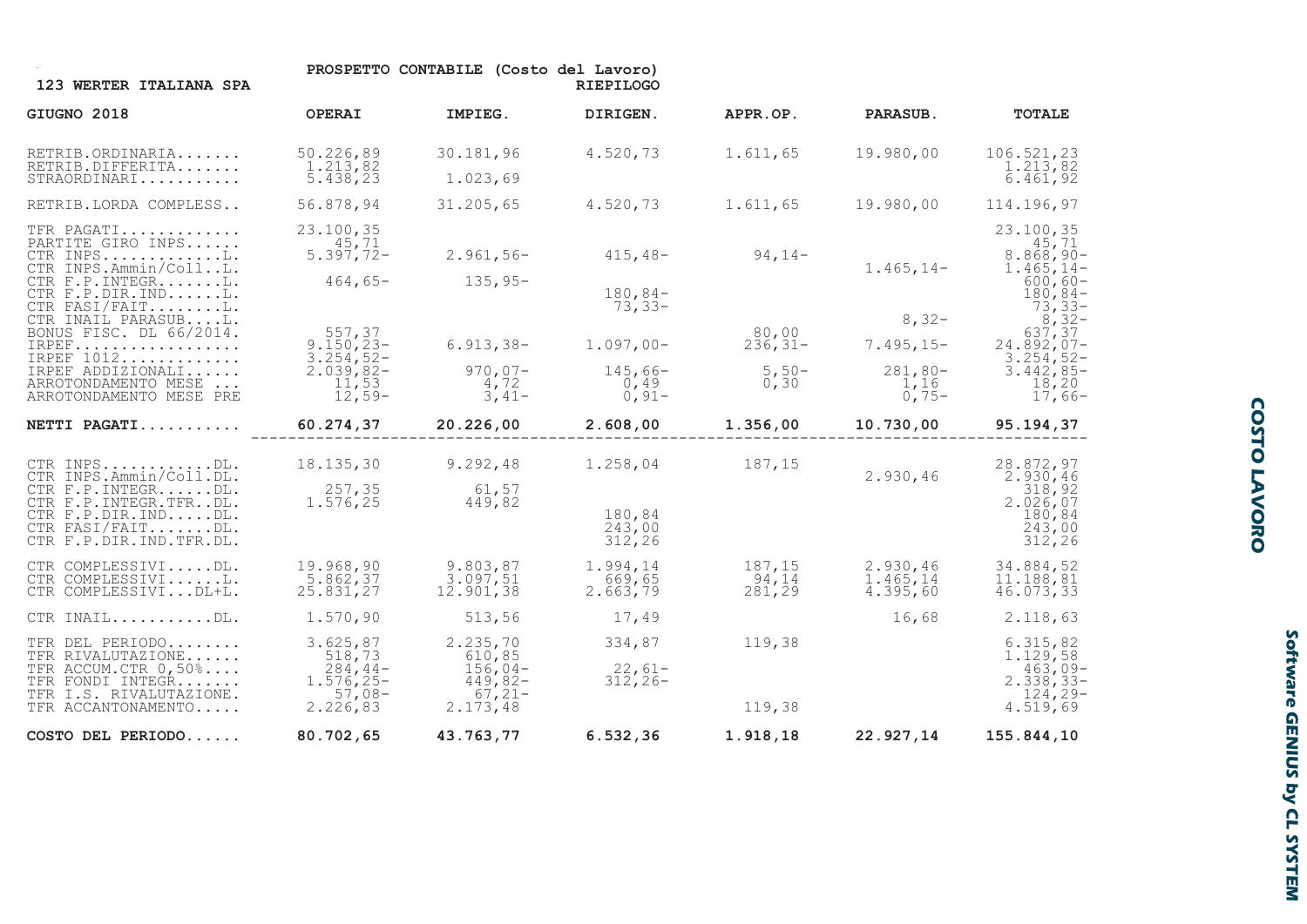**123 WERTER ITALIANA SPA**

**PROSPETTO CONTABILE (Costo del Lavoro)**
**RIEPILOGO**

| GIUGNO 2018 | OPERAI | IMPIEG. | DIRIGEN. | APPR.OP. | PARASUB. | TOTALE |
|---|---|---|---|---|---|---|
| RETRIB.ORDINARIA....... | 50.226,89 | 30.181,96 | 4.520,73 | 1.611,65 | 19.980,00 | 106.521,23 |
| RETRIB.DIFFERITA....... | 1.213,82 | | | | | 1.213,82 |
| STRAORDINARI........... | 5.438,23 | 1.023,69 | | | | 6.461,92 |
| RETRIB.LORDA COMPLESS.. | 56.878,94 | 31.205,65 | 4.520,73 | 1.611,65 | 19.980,00 | 114.196,97 |
| TFR PAGATI............. | 23.100,35 | | | | | 23.100,35 |
| PARTITE GIRO INPS...... | 45,71 | | | | | 45,71 |
| CTR INPS.............L. | 5.397,72- | 2.961,56- | 415,48- | 94,14- | | 8.868,90- |
| CTR INPS.Ammin/Coll..L. | | | | | 1.465,14- | 1.465,14- |
| CTR F.P.INTEGR.......L. | 464,65- | 135,95- | | | | 600,60- |
| CTR F.P.DIR.IND......L. | | | 180,84- | | | 180,84- |
| CTR FASI/FAIT........L. | | | 73,33- | | | 73,33- |
| CTR INAIL PARASUB....L. | | | | | 8,32- | 8,32- |
| BONUS FISC. DL 66/2014. | 557,37 | | | 80,00 | | 637,37 |
| IRPEF.................. | 9.150,23- | 6.913,38- | 1.097,00- | 236,31- | 7.495,15- | 24.892,07- |
| IRPEF 1012............. | 3.254,52- | | | | | 3.254,52- |
| IRPEF ADDIZIONALI...... | 2.039,82- | 970,07- | 145,66- | 5,50- | 281,80- | 3.442,85- |
| ARROTONDAMENTO MESE ... | 11,53 | 4,72 | 0,49 | 0,30 | 1,16 | 18,20 |
| ARROTONDAMENTO MESE PRE | 12,59- | 3,41- | 0,91- | | 0,75- | 17,66- |
| **NETTI PAGATI...........** | **60.274,37** | **20.226,00** | **2.608,00** | **1.356,00** | **10.730,00** | **95.194,37** |
| CTR INPS............DL. | 18.135,30 | 9.292,48 | 1.258,04 | 187,15 | | 28.872,97 |
| CTR INPS.Ammin/Coll.DL. | | | | | 2.930,46 | 2.930,46 |
| CTR F.P.INTEGR......DL. | 257,35 | 61,57 | | | | 318,92 |
| CTR F.P.INTEGR.TFR..DL. | 1.576,25 | 449,82 | | | | 2.026,07 |
| CTR F.P.DIR.IND.....DL. | | | 180,84 | | | 180,84 |
| CTR FASI/FAIT.......DL. | | | 243,00 | | | 243,00 |
| CTR F.P.DIR.IND.TFR.DL. | | | 312,26 | | | 312,26 |
| CTR COMPLESSIVI.....DL. | 19.968,90 | 9.803,87 | 1.994,14 | 187,15 | 2.930,46 | 34.884,52 |
| CTR COMPLESSIVI......L. | 5.862,37 | 3.097,51 | 669,65 | 94,14 | 1.465,14 | 11.188,81 |
| CTR COMPLESSIVI...DL+L. | 25.831,27 | 12.901,38 | 2.663,79 | 281,29 | 4.395,60 | 46.073,33 |
| CTR INAIL...........DL. | 1.570,90 | 513,56 | 17,49 | | 16,68 | 2.118,63 |
| TFR DEL PERIODO........ | 3.625,87 | 2.235,70 | 334,87 | 119,38 | | 6.315,82 |
| TFR RIVALUTAZIONE...... | 518,73 | 610,85 | | | | 1.129,58 |
| TFR ACCUM.CTR 0,50%.... | 284,44- | 156,04- | 22,61- | | | 463,09- |
| TFR FONDI INTEGR....... | 1.576,25- | 449,82- | 312,26- | | | 2.338,33- |
| TFR I.S. RIVALUTAZIONE. | 57,08- | 67,21- | | | | 124,29- |
| TFR ACCANTONAMENTO..... | 2.226,83 | 2.173,48 | | 119,38 | | 4.519,69 |
| **COSTO DEL PERIODO......** | **80.702,65** | **43.763,77** | **6.532,36** | **1.918,18** | **22.927,14** | **155.844,10** |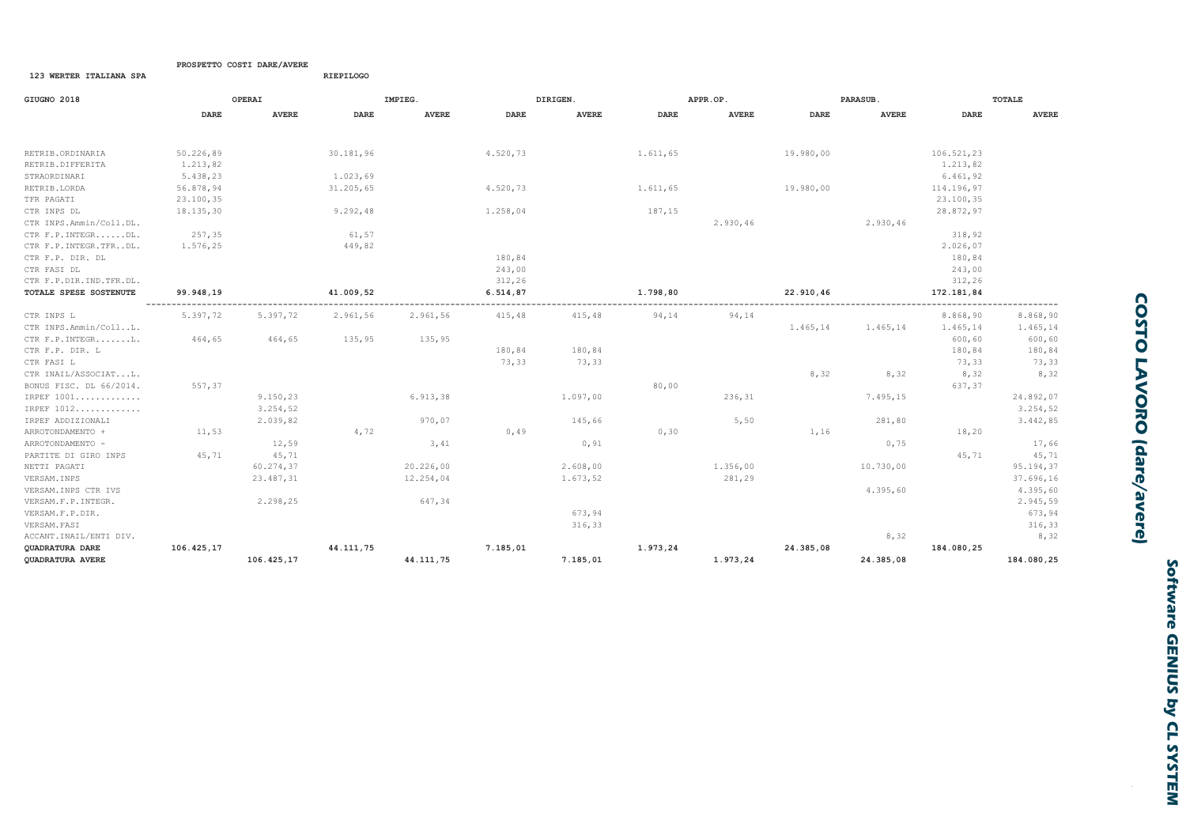**PROSPETTO COSTI DARE/AVERE**

**123 WERTER ITALIANA SPA** — **RIEPILOGO**

| GIUGNO 2018 | OPERAI | | IMPIEG. | | DIRIGEN. | | APPR.OP. | | PARASUB. | | TOTALE | |
|---|---|---|---|---|---|---|---|---|---|---|---|---|
| | **DARE** | **AVERE** | **DARE** | **AVERE** | **DARE** | **AVERE** | **DARE** | **AVERE** | **DARE** | **AVERE** | **DARE** | **AVERE** |
| RETRIB.ORDINARIA | 50.226,89 | | 30.181,96 | | 4.520,73 | | 1.611,65 | | 19.980,00 | | 106.521,23 | |
| RETRIB.DIFFERITA | 1.213,82 | | | | | | | | | | 1.213,82 | |
| STRAORDINARI | 5.438,23 | | 1.023,69 | | | | | | | | 6.461,92 | |
| RETRIB.LORDA | 56.878,94 | | 31.205,65 | | 4.520,73 | | 1.611,65 | | 19.980,00 | | 114.196,97 | |
| TFR PAGATI | 23.100,35 | | | | | | | | | | 23.100,35 | |
| CTR INPS DL | 18.135,30 | | 9.292,48 | | 1.258,04 | | 187,15 | | | | 28.872,97 | |
| CTR INPS.Ammin/Coll.DL. | | | | | | | | 2.930,46 | | 2.930,46 | | |
| CTR F.P.INTEGR......DL. | 257,35 | | 61,57 | | | | | | | | 318,92 | |
| CTR F.P.INTEGR.TFR..DL. | 1.576,25 | | 449,82 | | | | | | | | 2.026,07 | |
| CTR F.P. DIR. DL | | | | | 180,84 | | | | | | 180,84 | |
| CTR FASI DL | | | | | 243,00 | | | | | | 243,00 | |
| CTR F.P.DIR.IND.TFR.DL. | | | | | 312,26 | | | | | | 312,26 | |
| **TOTALE SPESE SOSTENUTE** | **99.948,19** | | **41.009,52** | | **6.514,87** | | **1.798,80** | | **22.910,46** | | **172.181,84** | |
| CTR INPS L | 5.397,72 | 5.397,72 | 2.961,56 | 2.961,56 | 415,48 | 415,48 | 94,14 | 94,14 | | | 8.868,90 | 8.868,90 |
| CTR INPS.Ammin/Coll..L. | | | | | | | | | 1.465,14 | 1.465,14 | 1.465,14 | 1.465,14 |
| CTR F.P.INTEGR.......L. | 464,65 | 464,65 | 135,95 | 135,95 | | | | | | | 600,60 | 600,60 |
| CTR F.P. DIR. L | | | | | 180,84 | 180,84 | | | | | 180,84 | 180,84 |
| CTR FASI L | | | | | 73,33 | 73,33 | | | | | 73,33 | 73,33 |
| CTR INAIL/ASSOCIAT...L. | | | | | | | | | 8,32 | 8,32 | 8,32 | 8,32 |
| BONUS FISC. DL 66/2014. | 557,37 | | | | | | 80,00 | | | | 637,37 | |
| IRPEF 1001............ | | 9.150,23 | | 6.913,38 | | 1.097,00 | | 236,31 | | 7.495,15 | | 24.892,07 |
| IRPEF 1012............ | | 3.254,52 | | | | | | | | | | 3.254,52 |
| IRPEF ADDIZIONALI | | 2.039,82 | | 970,07 | | 145,66 | | 5,50 | | 281,80 | | 3.442,85 |
| ARROTONDAMENTO + | 11,53 | | 4,72 | | 0,49 | | 0,30 | | 1,16 | | 18,20 | |
| ARROTONDAMENTO - | | 12,59 | | 3,41 | | 0,91 | | | | 0,75 | | 17,66 |
| PARTITE DI GIRO INPS | 45,71 | 45,71 | | | | | | | | | 45,71 | 45,71 |
| NETTI PAGATI | | 60.274,37 | | 20.226,00 | | 2.608,00 | | 1.356,00 | | 10.730,00 | | 95.194,37 |
| VERSAM.INPS | | 23.487,31 | | 12.254,04 | | 1.673,52 | | 281,29 | | | | 37.696,16 |
| VERSAM.INPS CTR IVS | | | | | | | | | | 4.395,60 | | 4.395,60 |
| VERSAM.F.P.INTEGR. | | 2.298,25 | | 647,34 | | | | | | | | 2.945,59 |
| VERSAM.F.P.DIR. | | | | | | 673,94 | | | | | | 673,94 |
| VERSAM.FASI | | | | | | 316,33 | | | | | | 316,33 |
| ACCANT.INAIL/ENTI DIV. | | | | | | | | | | 8,32 | | 8,32 |
| **QUADRATURA DARE** | **106.425,17** | | **44.111,75** | | **7.185,01** | | **1.973,24** | | **24.385,08** | | **184.080,25** | |
| **QUADRATURA AVERE** | | **106.425,17** | | **44.111,75** | | **7.185,01** | | **1.973,24** | | **24.385,08** | | **184.080,25** |

**COSTO LAVORO (dare/avere)**

**Software GENIUS by CL SYSTEM**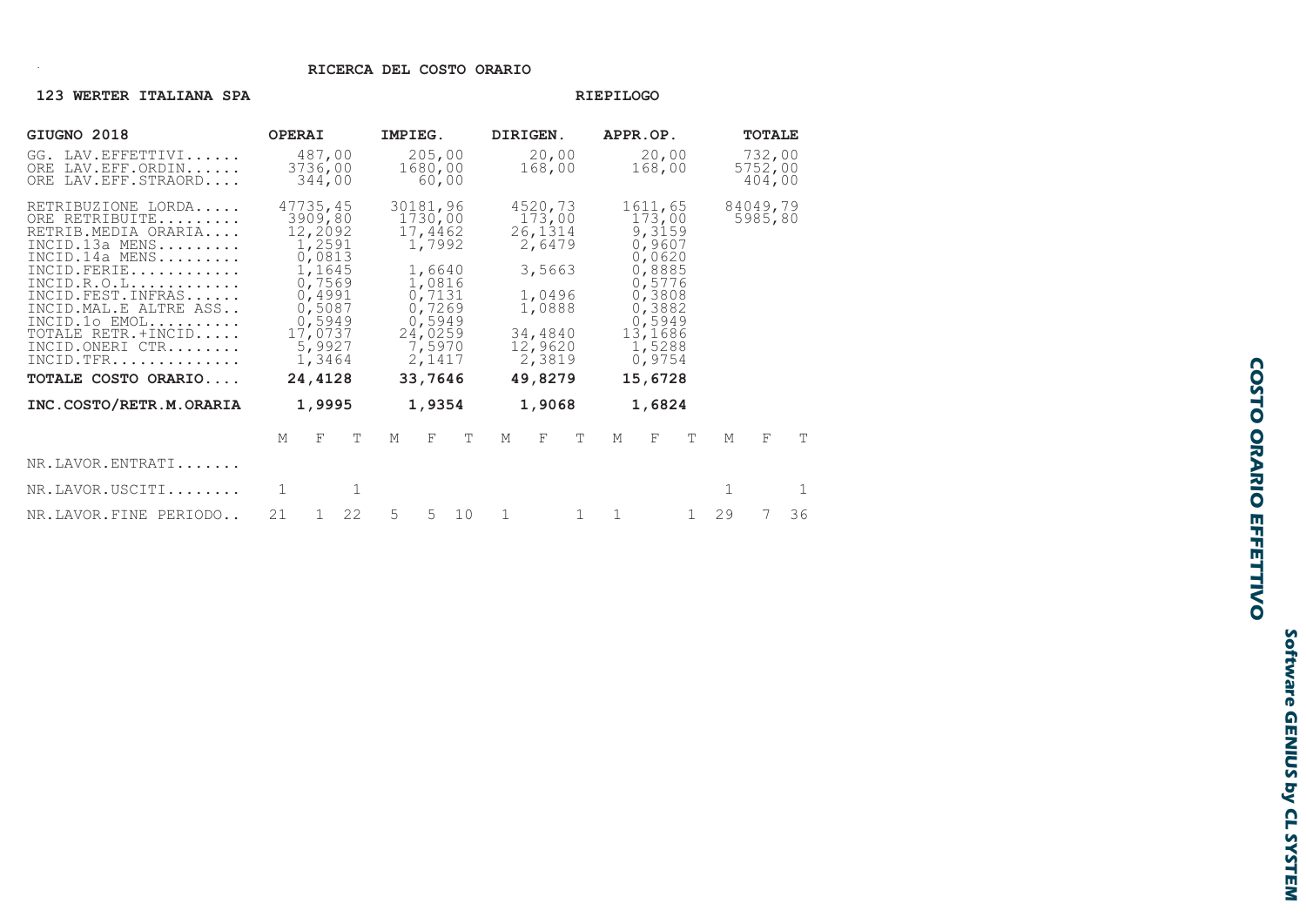# RICERCA DEL COSTO ORARIO

**123 WERTER ITALIANA SPA** — **RIEPILOGO**

| GIUGNO 2018 | OPERAI | IMPIEG. | DIRIGEN. | APPR.OP. | TOTALE |
|---|---|---|---|---|---|
| GG. LAV.EFFETTIVI...... | 487,00 | 205,00 | 20,00 | 20,00 | 732,00 |
| ORE LAV.EFF.ORDIN...... | 3736,00 | 1680,00 | 168,00 | 168,00 | 5752,00 |
| ORE LAV.EFF.STRAORD.... | 344,00 | 60,00 | | | 404,00 |
| RETRIBUZIONE LORDA..... | 47735,45 | 30181,96 | 4520,73 | 1611,65 | 84049,79 |
| ORE RETRIBUITE......... | 3909,80 | 1730,00 | 173,00 | 173,00 | 5985,80 |
| RETRIB.MEDIA ORARIA.... | 12,2092 | 17,4462 | 26,1314 | 9,3159 | |
| INCID.13a MENS......... | 1,2591 | 1,7992 | 2,6479 | 0,9607 | |
| INCID.14a MENS......... | 0,0813 | | | 0,0620 | |
| INCID.FERIE............ | 1,1645 | 1,6640 | 3,5663 | 0,8885 | |
| INCID.R.O.L............ | 0,7569 | 1,0816 | | 0,5776 | |
| INCID.FEST.INFRAS...... | 0,4991 | 0,7131 | 1,0496 | 0,3808 | |
| INCID.MAL.E ALTRE ASS.. | 0,5087 | 0,7269 | 1,0888 | 0,3882 | |
| INCID.1o EMOL.......... | 0,5949 | 0,5949 | | 0,5949 | |
| TOTALE RETR.+INCID..... | 17,0737 | 24,0259 | 34,4840 | 13,1686 | |
| INCID.ONERI CTR........ | 5,9927 | 7,5970 | 12,9620 | 1,5288 | |
| INCID.TFR.............. | 1,3464 | 2,1417 | 2,3819 | 0,9754 | |
| **TOTALE COSTO ORARIO....** | **24,4128** | **33,7646** | **49,8279** | **15,6728** | |
| **INC.COSTO/RETR.M.ORARIA** | **1,9995** | **1,9354** | **1,9068** | **1,6824** | |

| | OPERAI | | | IMPIEG. | | | DIRIGEN. | | | APPR.OP. | | | TOTALE | | |
|---|---|---|---|---|---|---|---|---|---|---|---|---|---|---|---|
| | M | F | T | M | F | T | M | F | T | M | F | T | M | F | T |
| NR.LAVOR.ENTRATI....... | | | | | | | | | | | | | | | |
| NR.LAVOR.USCITI........ | 1 | | 1 | | | | | | | | | | 1 | | 1 |
| NR.LAVOR.FINE PERIODO.. | 21 | 1 | 22 | 5 | 5 | 10 | 1 | | 1 | 1 | | 1 | 29 | 7 | 36 |

**COSTO ORARIO EFFETTIVO**

*Software GENIUS by CL SYSTEM*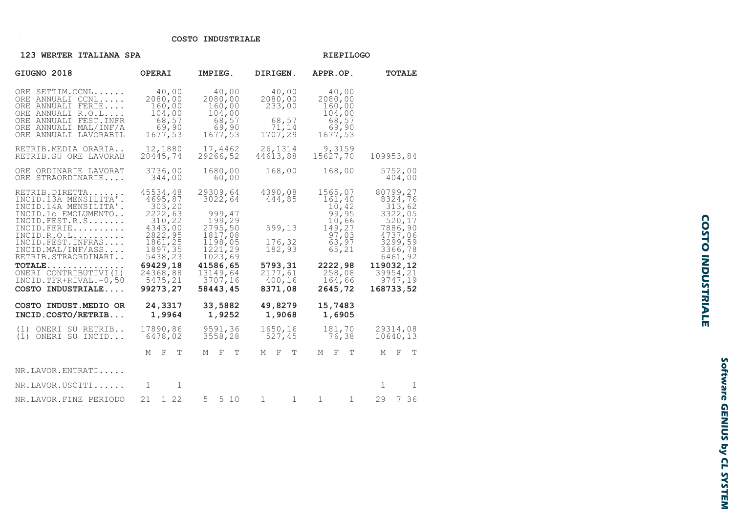# COSTO INDUSTRIALE

**123 WERTER ITALIANA SPA** — **RIEPILOGO**

| **GIUGNO 2018** | **OPERAI** | **IMPIEG.** | **DIRIGEN.** | **APPR.OP.** | **TOTALE** |
|---|---|---|---|---|---|
| ORE SETTIM.CCNL...... | 40,00 | 40,00 | 40,00 | 40,00 | |
| ORE ANNUALI CCNL..... | 2080,00 | 2080,00 | 2080,00 | 2080,00 | |
| ORE ANNUALI FERIE.... | 160,00 | 160,00 | 233,00 | 160,00 | |
| ORE ANNUALI R.O.L.... | 104,00 | 104,00 | | 104,00 | |
| ORE ANNUALI FEST.INFR | 68,57 | 68,57 | 68,57 | 68,57 | |
| ORE ANNUALI MAL/INF/A | 69,90 | 69,90 | 71,14 | 69,90 | |
| ORE ANNUALI LAVORABIL | 1677,53 | 1677,53 | 1707,29 | 1677,53 | |
| RETRIB.MEDIA ORARIA.. | 12,1880 | 17,4462 | 26,1314 | 9,3159 | |
| RETRIB.SU ORE LAVORAB | 20445,74 | 29266,52 | 44613,88 | 15627,70 | 109953,84 |
| ORE ORDINARIE LAVORAT | 3736,00 | 1680,00 | 168,00 | 168,00 | 5752,00 |
| ORE STRAORDINARIE.... | 344,00 | 60,00 | | | 404,00 |
| RETRIB.DIRETTA....... | 45534,48 | 29309,64 | 4390,08 | 1565,07 | 80799,27 |
| INCID.13A MENSILITA'. | 4695,87 | 3022,64 | 444,85 | 161,40 | 8324,76 |
| INCID.14A MENSILITA'. | 303,20 | | | 10,42 | 313,62 |
| INCID.1o EMOLUMENTO.. | 2222,63 | 999,47 | | 99,95 | 3322,05 |
| INCID.FEST.R.S....... | 310,22 | 199,29 | | 10,66 | 520,17 |
| INCID.FERIE.......... | 4343,00 | 2795,50 | 599,13 | 149,27 | 7886,90 |
| INCID.R.O.L.......... | 2822,95 | 1817,08 | | 97,03 | 4737,06 |
| INCID.FEST.INFRAS.... | 1861,25 | 1198,05 | 176,32 | 63,97 | 3299,59 |
| INCID.MAL/INF/ASS.... | 1897,35 | 1221,29 | 182,93 | 65,21 | 3366,78 |
| RETRIB.STRAORDINARI.. | 5438,23 | 1023,69 | | | 6461,92 |
| **TOTALE...............** | **69429,18** | **41586,65** | **5793,31** | **2222,98** | **119032,12** |
| ONERI CONTRIBUTIVI(1) | 24368,88 | 13149,64 | 2177,61 | 258,08 | 39954,21 |
| INCID.TFR+RIVAL.-0,50 | 5475,21 | 3707,16 | 400,16 | 164,66 | 9747,19 |
| **COSTO INDUSTRIALE....** | **99273,27** | **58443,45** | **8371,08** | **2645,72** | **168733,52** |
| **COSTO INDUST.MEDIO OR** | **24,3317** | **33,5882** | **49,8279** | **15,7483** | |
| **INCID.COSTO/RETRIB...** | **1,9964** | **1,9252** | **1,9068** | **1,6905** | |
| (1) ONERI SU RETRIB.. | 17890,86 | 9591,36 | 1650,16 | 181,70 | 29314,08 |
| (1) ONERI SU INCID... | 6478,02 | 3558,28 | 527,45 | 76,38 | 10640,13 |

| | OPERAI M | OPERAI F | OPERAI T | IMPIEG. M | IMPIEG. F | IMPIEG. T | DIRIGEN. M | DIRIGEN. F | DIRIGEN. T | APPR.OP. M | APPR.OP. F | APPR.OP. T | TOTALE M | TOTALE F | TOTALE T |
|---|---|---|---|---|---|---|---|---|---|---|---|---|---|---|---|
| NR.LAVOR.ENTRATI..... | | | | | | | | | | | | | | | |
| NR.LAVOR.USCITI...... | 1 | | 1 | | | | | | | | | | 1 | | 1 |
| NR.LAVOR.FINE PERIODO | 21 | 1 | 22 | 5 | 5 | 10 | 1 | | 1 | 1 | | 1 | 29 | 7 | 36 |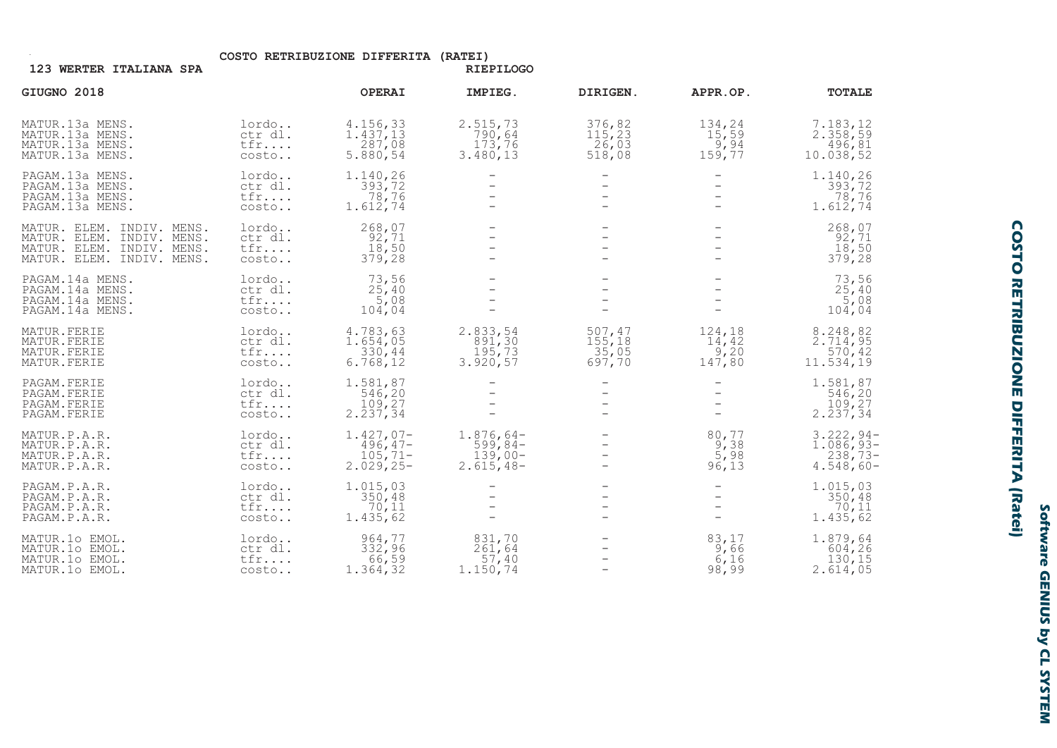## COSTO RETRIBUZIONE DIFFERITA (RATEI)

**123 WERTER ITALIANA SPA** — RIEPILOGO

| GIUGNO 2018 | | OPERAI | IMPIEG. | DIRIGEN. | APPR.OP. | TOTALE |
|---|---|---|---|---|---|---|
| MATUR.13a MENS. | lordo.. | 4.156,33 | 2.515,73 | 376,82 | 134,24 | 7.183,12 |
| MATUR.13a MENS. | ctr dl. | 1.437,13 | 790,64 | 115,23 | 15,59 | 2.358,59 |
| MATUR.13a MENS. | tfr.... | 287,08 | 173,76 | 26,03 | 9,94 | 496,81 |
| MATUR.13a MENS. | costo.. | 5.880,54 | 3.480,13 | 518,08 | 159,77 | 10.038,52 |
| PAGAM.13a MENS. | lordo.. | 1.140,26 | - | - | - | 1.140,26 |
| PAGAM.13a MENS. | ctr dl. | 393,72 | - | - | - | 393,72 |
| PAGAM.13a MENS. | tfr.... | 78,76 | - | - | - | 78,76 |
| PAGAM.13a MENS. | costo.. | 1.612,74 | - | - | - | 1.612,74 |
| MATUR. ELEM. INDIV. MENS. | lordo.. | 268,07 | - | - | - | 268,07 |
| MATUR. ELEM. INDIV. MENS. | ctr dl. | 92,71 | - | - | - | 92,71 |
| MATUR. ELEM. INDIV. MENS. | tfr.... | 18,50 | - | - | - | 18,50 |
| MATUR. ELEM. INDIV. MENS. | costo.. | 379,28 | - | - | - | 379,28 |
| PAGAM.14a MENS. | lordo.. | 73,56 | - | - | - | 73,56 |
| PAGAM.14a MENS. | ctr dl. | 25,40 | - | - | - | 25,40 |
| PAGAM.14a MENS. | tfr.... | 5,08 | - | - | - | 5,08 |
| PAGAM.14a MENS. | costo.. | 104,04 | - | - | - | 104,04 |
| MATUR.FERIE | lordo.. | 4.783,63 | 2.833,54 | 507,47 | 124,18 | 8.248,82 |
| MATUR.FERIE | ctr dl. | 1.654,05 | 891,30 | 155,18 | 14,42 | 2.714,95 |
| MATUR.FERIE | tfr.... | 330,44 | 195,73 | 35,05 | 9,20 | 570,42 |
| MATUR.FERIE | costo.. | 6.768,12 | 3.920,57 | 697,70 | 147,80 | 11.534,19 |
| PAGAM.FERIE | lordo.. | 1.581,87 | - | - | - | 1.581,87 |
| PAGAM.FERIE | ctr dl. | 546,20 | - | - | - | 546,20 |
| PAGAM.FERIE | tfr.... | 109,27 | - | - | - | 109,27 |
| PAGAM.FERIE | costo.. | 2.237,34 | - | - | - | 2.237,34 |
| MATUR.P.A.R. | lordo.. | 1.427,07- | 1.876,64- | - | 80,77 | 3.222,94- |
| MATUR.P.A.R. | ctr dl. | 496,47- | 599,84- | - | 9,38 | 1.086,93- |
| MATUR.P.A.R. | tfr.... | 105,71- | 139,00- | - | 5,98 | 238,73- |
| MATUR.P.A.R. | costo.. | 2.029,25- | 2.615,48- | - | 96,13 | 4.548,60- |
| PAGAM.P.A.R. | lordo.. | 1.015,03 | - | - | - | 1.015,03 |
| PAGAM.P.A.R. | ctr dl. | 350,48 | - | - | - | 350,48 |
| PAGAM.P.A.R. | tfr.... | 70,11 | - | - | - | 70,11 |
| PAGAM.P.A.R. | costo.. | 1.435,62 | - | - | - | 1.435,62 |
| MATUR.1o EMOL. | lordo.. | 964,77 | 831,70 | - | 83,17 | 1.879,64 |
| MATUR.1o EMOL. | ctr dl. | 332,96 | 261,64 | - | 9,66 | 604,26 |
| MATUR.1o EMOL. | tfr.... | 66,59 | 57,40 | - | 6,16 | 130,15 |
| MATUR.1o EMOL. | costo.. | 1.364,32 | 1.150,74 | - | 98,99 | 2.614,05 |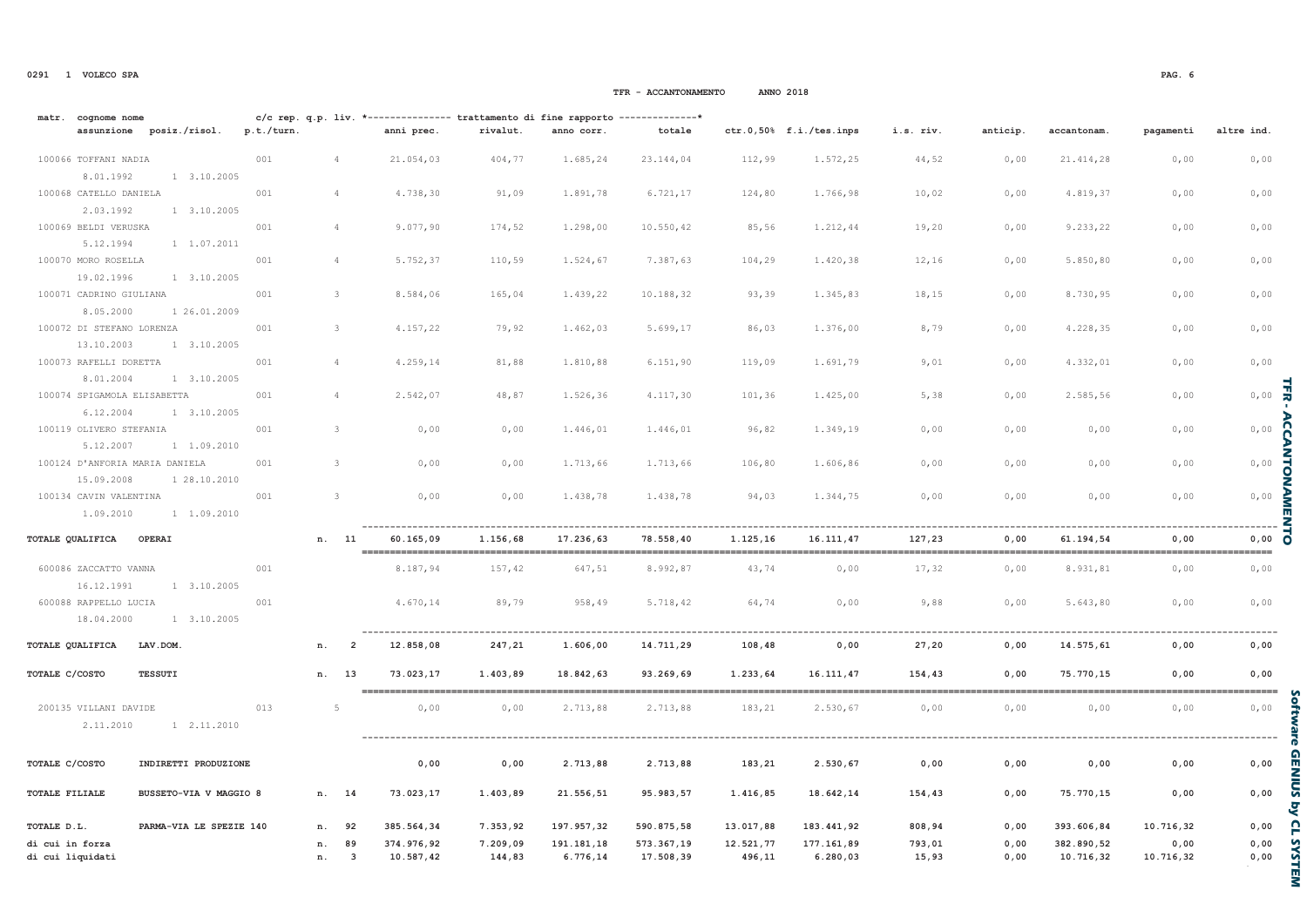0291 1 VOLECO SPA

TFR - ACCANTONAMENTO ANNO 2018

| matr. cognome nome / assunzione posiz./risol. | c/c rep. q.p. p.t./turn. | liv. | anni prec. | rivalut. | anno corr. | totale | ctr.0,50% | f.i./tes.inps | i.s. riv. | anticip. | accantonam. | pagamenti | altre ind. |
|---|---|---|---|---|---|---|---|---|---|---|---|---|---|
| 100066 TOFFANI NADIA<br>8.01.1992 1 3.10.2005 | 001 | 4 | 21.054,03 | 404,77 | 1.685,24 | 23.144,04 | 112,99 | 1.572,25 | 44,52 | 0,00 | 21.414,28 | 0,00 | 0,00 |
| 100068 CATELLO DANIELA<br>2.03.1992 1 3.10.2005 | 001 | 4 | 4.738,30 | 91,09 | 1.891,78 | 6.721,17 | 124,80 | 1.766,98 | 10,02 | 0,00 | 4.819,37 | 0,00 | 0,00 |
| 100069 BELDI VERUSKA<br>5.12.1994 1 1.07.2011 | 001 | 4 | 9.077,90 | 174,52 | 1.298,00 | 10.550,42 | 85,56 | 1.212,44 | 19,20 | 0,00 | 9.233,22 | 0,00 | 0,00 |
| 100070 MORO ROSELLA<br>19.02.1996 1 3.10.2005 | 001 | 4 | 5.752,37 | 110,59 | 1.524,67 | 7.387,63 | 104,29 | 1.420,38 | 12,16 | 0,00 | 5.850,80 | 0,00 | 0,00 |
| 100071 CADRINO GIULIANA<br>8.05.2000 1 26.01.2009 | 001 | 3 | 8.584,06 | 165,04 | 1.439,22 | 10.188,32 | 93,39 | 1.345,83 | 18,15 | 0,00 | 8.730,95 | 0,00 | 0,00 |
| 100072 DI STEFANO LORENZA<br>13.10.2003 1 3.10.2005 | 001 | 3 | 4.157,22 | 79,92 | 1.462,03 | 5.699,17 | 86,03 | 1.376,00 | 8,79 | 0,00 | 4.228,35 | 0,00 | 0,00 |
| 100073 RAFELLI DORETTA<br>8.01.2004 1 3.10.2005 | 001 | 4 | 4.259,14 | 81,88 | 1.810,88 | 6.151,90 | 119,09 | 1.691,79 | 9,01 | 0,00 | 4.332,01 | 0,00 | 0,00 |
| 100074 SPIGAMOLA ELISABETTA<br>6.12.2004 1 3.10.2005 | 001 | 4 | 2.542,07 | 48,87 | 1.526,36 | 4.117,30 | 101,36 | 1.425,00 | 5,38 | 0,00 | 2.585,56 | 0,00 | 0,00 |
| 100119 OLIVERO STEFANIA<br>5.12.2007 1 1.09.2010 | 001 | 3 | 0,00 | 0,00 | 1.446,01 | 1.446,01 | 96,82 | 1.349,19 | 0,00 | 0,00 | 0,00 | 0,00 | 0,00 |
| 100124 D'ANFORIA MARIA DANIELA<br>15.09.2008 1 28.10.2010 | 001 | 3 | 0,00 | 0,00 | 1.713,66 | 1.713,66 | 106,80 | 1.606,86 | 0,00 | 0,00 | 0,00 | 0,00 | 0,00 |
| 100134 CAVIN VALENTINA<br>1.09.2010 1 1.09.2010 | 001 | 3 | 0,00 | 0,00 | 1.438,78 | 1.438,78 | 94,03 | 1.344,75 | 0,00 | 0,00 | 0,00 | 0,00 | 0,00 |
| **TOTALE QUALIFICA OPERAI** | **n.** | **11** | **60.165,09** | **1.156,68** | **17.236,63** | **78.558,40** | **1.125,16** | **16.111,47** | **127,23** | **0,00** | **61.194,54** | **0,00** | **0,00** |
| 600086 ZACCATTO VANNA<br>16.12.1991 1 3.10.2005 | 001 | | 8.187,94 | 157,42 | 647,51 | 8.992,87 | 43,74 | 0,00 | 17,32 | 0,00 | 8.931,81 | 0,00 | 0,00 |
| 600088 RAPPELLO LUCIA<br>18.04.2000 1 3.10.2005 | 001 | | 4.670,14 | 89,79 | 958,49 | 5.718,42 | 64,74 | 0,00 | 9,88 | 0,00 | 5.643,80 | 0,00 | 0,00 |
| **TOTALE QUALIFICA LAV.DOM.** | **n.** | **2** | **12.858,08** | **247,21** | **1.606,00** | **14.711,29** | **108,48** | **0,00** | **27,20** | **0,00** | **14.575,61** | **0,00** | **0,00** |
| **TOTALE C/COSTO TESSUTI** | **n.** | **13** | **73.023,17** | **1.403,89** | **18.842,63** | **93.269,69** | **1.233,64** | **16.111,47** | **154,43** | **0,00** | **75.770,15** | **0,00** | **0,00** |
| 200135 VILLANI DAVIDE<br>2.11.2010 1 2.11.2010 | 013 | 5 | 0,00 | 0,00 | 2.713,88 | 2.713,88 | 183,21 | 2.530,67 | 0,00 | 0,00 | 0,00 | 0,00 | 0,00 |
| **TOTALE C/COSTO INDIRETTI PRODUZIONE** | | | **0,00** | **0,00** | **2.713,88** | **2.713,88** | **183,21** | **2.530,67** | **0,00** | **0,00** | **0,00** | **0,00** | **0,00** |
| **TOTALE FILIALE BUSSETO-VIA V MAGGIO 8** | **n.** | **14** | **73.023,17** | **1.403,89** | **21.556,51** | **95.983,57** | **1.416,85** | **18.642,14** | **154,43** | **0,00** | **75.770,15** | **0,00** | **0,00** |
| **TOTALE D.L. PARMA-VIA LE SPEZIE 140** | **n.** | **92** | **385.564,34** | **7.353,92** | **197.957,32** | **590.875,58** | **13.017,88** | **183.441,92** | **808,94** | **0,00** | **393.606,84** | **10.716,32** | **0,00** |
| **di cui in forza** | **n.** | **89** | **374.976,92** | **7.209,09** | **191.181,18** | **573.367,19** | **12.521,77** | **177.161,89** | **793,01** | **0,00** | **382.890,52** | **0,00** | **0,00** |
| **di cui liquidati** | **n.** | **3** | **10.587,42** | **144,83** | **6.776,14** | **17.508,39** | **496,11** | **6.280,03** | **15,93** | **0,00** | **10.716,32** | **10.716,32** | **0,00** |

TFR - ACCANTONAMENTO

Software GENIUS by CL SYSTEM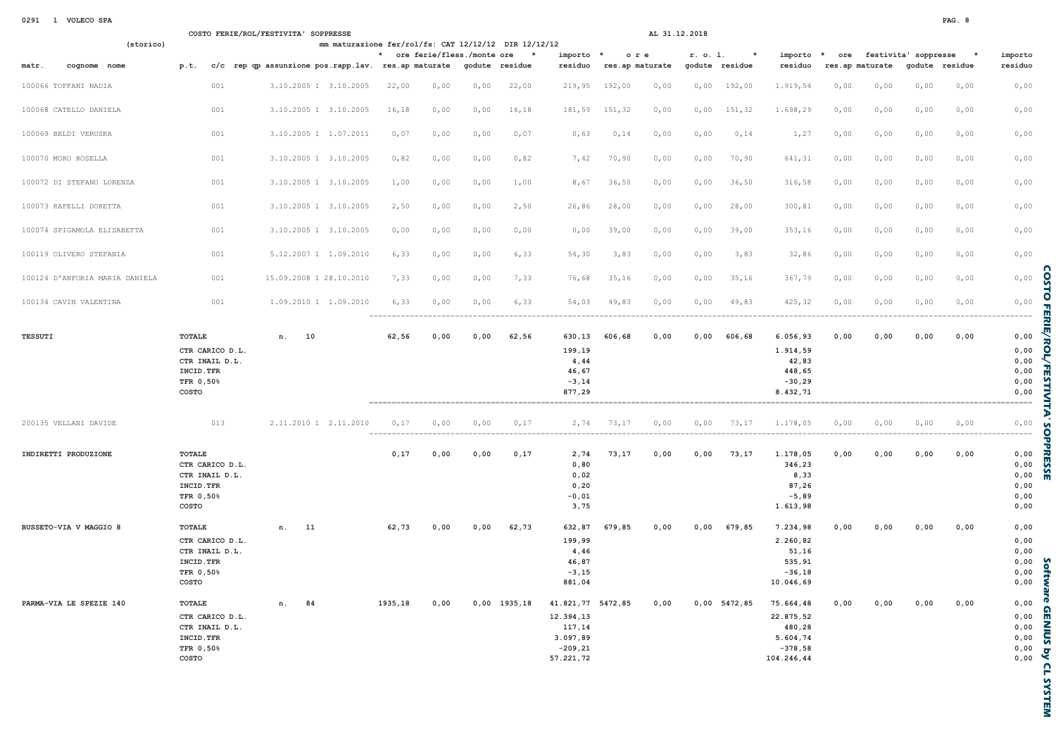COSTO FERIE/ROL/FESTIVITA' SOPPRESSE

(storico)

mm maturazione fer/rol/fs: CAT 12/12/12 DIR 12/12/12

AL 31.12.2018

| matr. | cognome nome | p.t. | c/c | rep qp assunzione pos.rapp.lav. | ore ferie/fless./monte ore res.ap | maturate | godute | residue | importo residuo | ore r.o.l. res.ap | maturate | godute | residue | importo residuo | ore festivita' soppresse res.ap | maturate | godute | residue | importo residuo |
|---|---|---|---|---|---|---|---|---|---|---|---|---|---|---|---|---|---|---|---|
| 100066 | TOFFANI NADIA | | 001 | 3.10.2005 1 3.10.2005 | 22,00 | 0,00 | 0,00 | 22,00 | 219,95 | 192,00 | 0,00 | 0,00 | 192,00 | 1.919,54 | 0,00 | 0,00 | 0,00 | 0,00 | 0,00 |
| 100068 | CATELLO DANIELA | | 001 | 3.10.2005 1 3.10.2005 | 16,18 | 0,00 | 0,00 | 16,18 | 181,59 | 151,32 | 0,00 | 0,00 | 151,32 | 1.698,29 | 0,00 | 0,00 | 0,00 | 0,00 | 0,00 |
| 100069 | BELDI VERUSKA | | 001 | 3.10.2005 1 1.07.2011 | 0,07 | 0,00 | 0,00 | 0,07 | 0,63 | 0,14 | 0,00 | 0,00 | 0,14 | 1,27 | 0,00 | 0,00 | 0,00 | 0,00 | 0,00 |
| 100070 | MORO ROSELLA | | 001 | 3.10.2005 1 3.10.2005 | 0,82 | 0,00 | 0,00 | 0,82 | 7,42 | 70,90 | 0,00 | 0,00 | 70,90 | 641,31 | 0,00 | 0,00 | 0,00 | 0,00 | 0,00 |
| 100072 | DI STEFANO LORENZA | | 001 | 3.10.2005 1 3.10.2005 | 1,00 | 0,00 | 0,00 | 1,00 | 8,67 | 36,50 | 0,00 | 0,00 | 36,50 | 316,58 | 0,00 | 0,00 | 0,00 | 0,00 | 0,00 |
| 100073 | RAFELLI DORETTA | | 001 | 3.10.2005 1 3.10.2005 | 2,50 | 0,00 | 0,00 | 2,50 | 26,86 | 28,00 | 0,00 | 0,00 | 28,00 | 300,81 | 0,00 | 0,00 | 0,00 | 0,00 | 0,00 |
| 100074 | SPIGAMOLA ELISABETTA | | 001 | 3.10.2005 1 3.10.2005 | 0,00 | 0,00 | 0,00 | 0,00 | 0,00 | 39,00 | 0,00 | 0,00 | 39,00 | 353,16 | 0,00 | 0,00 | 0,00 | 0,00 | 0,00 |
| 100119 | OLIVERO STEFANIA | | 001 | 5.12.2007 1 1.09.2010 | 6,33 | 0,00 | 0,00 | 6,33 | 54,30 | 3,83 | 0,00 | 0,00 | 3,83 | 32,86 | 0,00 | 0,00 | 0,00 | 0,00 | 0,00 |
| 100124 | D'ANFORIA MARIA DANIELA | | 001 | 15.09.2008 1 28.10.2010 | 7,33 | 0,00 | 0,00 | 7,33 | 76,68 | 35,16 | 0,00 | 0,00 | 35,16 | 367,79 | 0,00 | 0,00 | 0,00 | 0,00 | 0,00 |
| 100134 | CAVIN VALENTINA | | 001 | 1.09.2010 1 1.09.2010 | 6,33 | 0,00 | 0,00 | 6,33 | 54,03 | 49,83 | 0,00 | 0,00 | 49,83 | 425,32 | 0,00 | 0,00 | 0,00 | 0,00 | 0,00 |
| **TESSUTI** | | TOTALE | | n. 10 | 62,56 | 0,00 | 0,00 | 62,56 | 630,13 | 606,68 | 0,00 | 0,00 | 606,68 | 6.056,93 | 0,00 | 0,00 | 0,00 | 0,00 | 0,00 |
| | | CTR CARICO D.L. | | | | | | | 199,19 | | | | | 1.914,59 | | | | | 0,00 |
| | | CTR INAIL D.L. | | | | | | | 4,44 | | | | | 42,83 | | | | | 0,00 |
| | | INCID.TFR | | | | | | | 46,67 | | | | | 448,65 | | | | | 0,00 |
| | | TFR 0,50% | | | | | | | -3,14 | | | | | -30,29 | | | | | 0,00 |
| | | COSTO | | | | | | | 877,29 | | | | | 8.432,71 | | | | | 0,00 |
| 200135 | VELLANI DAVIDE | | 013 | 2.11.2010 1 2.11.2010 | 0,17 | 0,00 | 0,00 | 0,17 | 2,74 | 73,17 | 0,00 | 0,00 | 73,17 | 1.178,05 | 0,00 | 0,00 | 0,00 | 0,00 | 0,00 |
| **INDIRETTI PRODUZIONE** | | TOTALE | | | 0,17 | 0,00 | 0,00 | 0,17 | 2,74 | 73,17 | 0,00 | 0,00 | 73,17 | 1.178,05 | 0,00 | 0,00 | 0,00 | 0,00 | 0,00 |
| | | CTR CARICO D.L. | | | | | | | 0,80 | | | | | 346,23 | | | | | 0,00 |
| | | CTR INAIL D.L. | | | | | | | 0,02 | | | | | 8,33 | | | | | 0,00 |
| | | INCID.TFR | | | | | | | 0,20 | | | | | 87,26 | | | | | 0,00 |
| | | TFR 0,50% | | | | | | | -0,01 | | | | | -5,89 | | | | | 0,00 |
| | | COSTO | | | | | | | 3,75 | | | | | 1.613,98 | | | | | 0,00 |
| **BUSSETO-VIA V MAGGIO 8** | | TOTALE | | n. 11 | 62,73 | 0,00 | 0,00 | 62,73 | 632,87 | 679,85 | 0,00 | 0,00 | 679,85 | 7.234,98 | 0,00 | 0,00 | 0,00 | 0,00 | 0,00 |
| | | CTR CARICO D.L. | | | | | | | 199,99 | | | | | 2.260,82 | | | | | 0,00 |
| | | CTR INAIL D.L. | | | | | | | 4,46 | | | | | 51,16 | | | | | 0,00 |
| | | INCID.TFR | | | | | | | 46,87 | | | | | 535,91 | | | | | 0,00 |
| | | TFR 0,50% | | | | | | | -3,15 | | | | | -36,18 | | | | | 0,00 |
| | | COSTO | | | | | | | 881,04 | | | | | 10.046,69 | | | | | 0,00 |
| **PARMA-VIA LE SPEZIE 140** | | TOTALE | | n. 84 | 1935,18 | 0,00 | 0,00 | 1935,18 | 41.821,77 | 5472,85 | 0,00 | 0,00 | 5472,85 | 75.664,48 | 0,00 | 0,00 | 0,00 | 0,00 | 0,00 |
| | | CTR CARICO D.L. | | | | | | | 12.394,13 | | | | | 22.875,52 | | | | | 0,00 |
| | | CTR INAIL D.L. | | | | | | | 117,14 | | | | | 480,28 | | | | | 0,00 |
| | | INCID.TFR | | | | | | | 3.097,89 | | | | | 5.604,74 | | | | | 0,00 |
| | | TFR 0,50% | | | | | | | -209,21 | | | | | -378,58 | | | | | 0,00 |
| | | COSTO | | | | | | | 57.221,72 | | | | | 104.246,44 | | | | | 0,00 |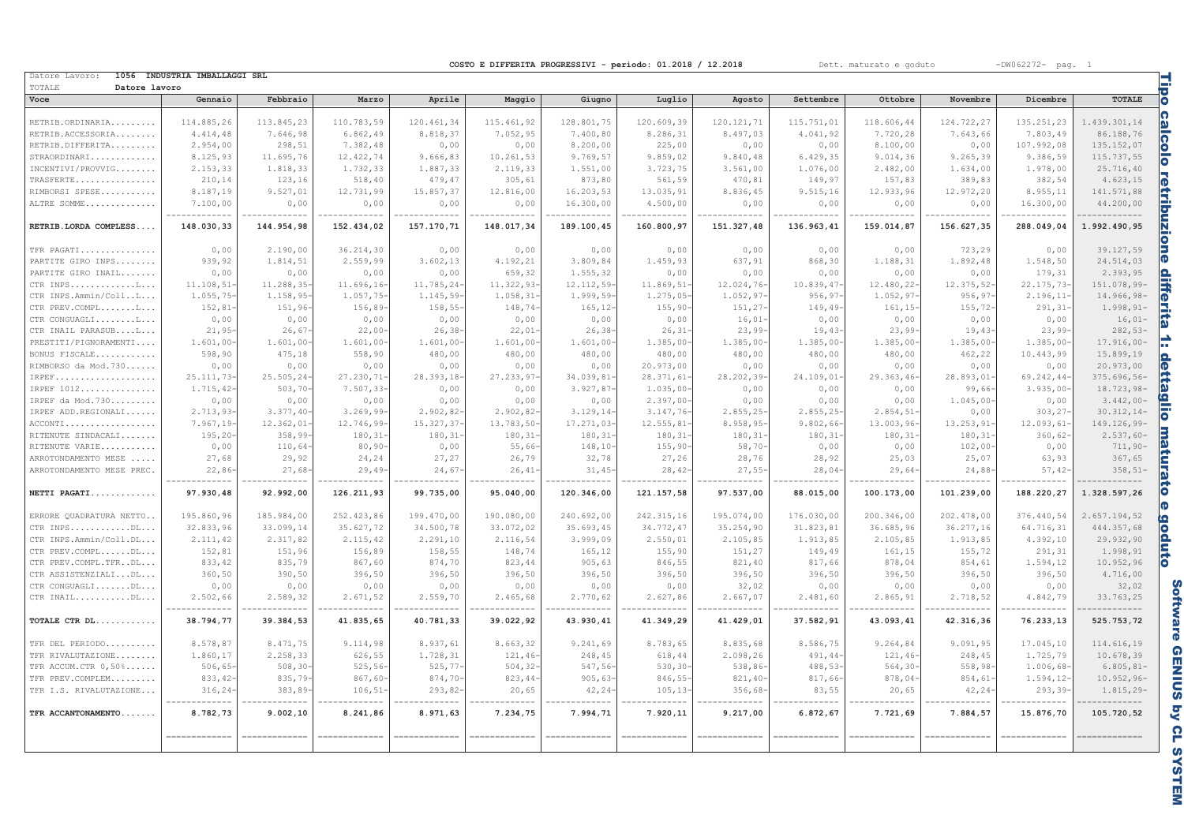COSTO E DIFFERITA PROGRESSIVI - periodo: 01.2018 / 12.2018 Dett. maturato e goduto -DW062272-

Datore Lavoro: 1056 INDUSTRIA IMBALLAGGI SRL

TOTALE Datore lavoro

| Voce | Gennaio | Febbraio | Marzo | Aprile | Maggio | Giugno | Luglio | Agosto | Settembre | Ottobre | Novembre | Dicembre | TOTALE |
|---|---|---|---|---|---|---|---|---|---|---|---|---|---|
| RETRIB.ORDINARIA......... | 114.885,26 | 113.845,23 | 110.783,59 | 120.461,34 | 115.461,92 | 128.801,75 | 120.609,39 | 120.121,71 | 115.751,01 | 118.606,44 | 124.722,27 | 135.251,23 | 1.439.301,14 |
| RETRIB.ACCESSORIA........ | 4.414,48 | 7.646,98 | 6.862,49 | 8.818,37 | 7.052,95 | 7.400,80 | 8.286,31 | 8.497,03 | 4.041,92 | 7.720,28 | 7.643,66 | 7.803,49 | 86.188,76 |
| RETRIB.DIFFERITA......... | 2.954,00 | 298,51 | 7.382,48 | 0,00 | 0,00 | 8.200,00 | 225,00 | 0,00 | 0,00 | 8.100,00 | 0,00 | 107.992,08 | 135.152,07 |
| STRAORDINARI............. | 8.125,93 | 11.695,76 | 12.422,74 | 9.666,83 | 10.261,53 | 9.769,57 | 9.859,02 | 9.840,48 | 6.429,35 | 9.014,36 | 9.265,39 | 9.386,59 | 115.737,55 |
| INCENTIVI/PROVVIG........ | 2.153,33 | 1.818,33 | 1.732,33 | 1.887,33 | 2.119,33 | 1.551,00 | 3.723,75 | 3.561,00 | 1.076,00 | 2.482,00 | 1.634,00 | 1.978,00 | 25.716,40 |
| TRASFERTE................ | 210,14 | 123,16 | 518,40 | 479,47 | 305,61 | 873,80 | 561,59 | 470,81 | 149,97 | 157,83 | 389,83 | 382,54 | 4.623,15 |
| RIMBORSI SPESE........... | 8.187,19 | 9.527,01 | 12.731,99 | 15.857,37 | 12.816,00 | 16.203,53 | 13.035,91 | 8.836,45 | 9.515,16 | 12.933,96 | 12.972,20 | 8.955,11 | 141.571,88 |
| ALTRE SOMME.............. | 7.100,00 | 0,00 | 0,00 | 0,00 | 0,00 | 16.300,00 | 4.500,00 | 0,00 | 0,00 | 0,00 | 0,00 | 16.300,00 | 44.200,00 |
| **RETRIB.LORDA COMPLESS....** | **148.030,33** | **144.954,98** | **152.434,02** | **157.170,71** | **148.017,34** | **189.100,45** | **160.800,97** | **151.327,48** | **136.963,41** | **159.014,87** | **156.627,35** | **288.049,04** | **1.992.490,95** |
| TFR PAGATI............... | 0,00 | 2.190,00 | 36.214,30 | 0,00 | 0,00 | 0,00 | 0,00 | 0,00 | 0,00 | 0,00 | 723,29 | 0,00 | 39.127,59 |
| PARTITE GIRO INPS........ | 939,92 | 1.814,51 | 2.559,99 | 3.602,13 | 4.192,21 | 3.809,84 | 1.459,93 | 637,91 | 868,30 | 1.188,31 | 1.892,48 | 1.548,50 | 24.514,03 |
| PARTITE GIRO INAIL....... | 0,00 | 0,00 | 0,00 | 0,00 | 659,32 | 1.555,32 | 0,00 | 0,00 | 0,00 | 0,00 | 0,00 | 179,31 | 2.393,95 |
| CTR INPS............L.... | 11.108,51- | 11.288,35- | 11.696,16- | 11.785,24- | 11.322,93- | 12.112,59- | 11.869,51- | 12.024,76- | 10.839,47- | 12.480,22- | 12.375,52- | 22.175,73- | 151.078,99- |
| CTR INPS.Ammin/Coll..L... | 1.055,75- | 1.158,95- | 1.057,75- | 1.145,59- | 1.058,31- | 1.999,59- | 1.275,05- | 1.052,97- | 956,97- | 1.052,97- | 956,97- | 2.196,11- | 14.966,98- |
| CTR PREV.COMPL.......L... | 152,81- | 151,96- | 156,89- | 158,55- | 148,74- | 165,12- | 155,90- | 151,27- | 149,49- | 161,15- | 155,72- | 291,31- | 1.998,91- |
| CTR CONGUAGLI........L... | 0,00 | 0,00 | 0,00 | 0,00 | 0,00 | 0,00 | 0,00 | 16,01- | 0,00 | 0,00 | 0,00 | 0,00 | 16,01- |
| CTR INAIL PARASUB....L... | 21,95- | 26,67- | 22,00- | 26,38- | 22,01- | 26,38- | 26,31- | 23,99- | 19,43- | 23,99- | 19,43- | 23,99- | 282,53- |
| PRESTITI/PIGNORAMENTI.... | 1.601,00- | 1.601,00- | 1.601,00- | 1.601,00- | 1.601,00- | 1.601,00- | 1.385,00- | 1.385,00- | 1.385,00- | 1.385,00- | 1.385,00- | 1.385,00- | 17.916,00- |
| BONUS FISCALE............ | 598,90 | 475,18 | 558,90 | 480,00 | 480,00 | 480,00 | 480,00 | 480,00 | 480,00 | 480,00 | 462,22 | 10.443,99 | 15.899,19 |
| RIMBORSO da Mod.730...... | 0,00 | 0,00 | 0,00 | 0,00 | 0,00 | 0,00 | 20.973,00 | 0,00 | 0,00 | 0,00 | 0,00 | 0,00 | 20.973,00 |
| IRPEF.................... | 25.111,73- | 25.505,24- | 27.230,71- | 28.393,18- | 27.233,97- | 34.039,81- | 28.371,61- | 28.202,39- | 24.109,01- | 29.363,46- | 28.893,01- | 69.242,44- | 375.696,56- |
| IRPEF 1012............... | 1.715,42- | 503,70- | 7.507,33- | 0,00 | 0,00 | 3.927,87- | 1.035,00- | 0,00 | 0,00 | 0,00 | 99,66- | 3.935,00- | 18.723,98- |
| IRPEF da Mod.730......... | 0,00 | 0,00 | 0,00 | 0,00 | 0,00 | 0,00 | 2.397,00- | 0,00 | 0,00 | 0,00 | 1.045,00- | 0,00 | 3.442,00- |
| IRPEF ADD.REGIONALI...... | 2.713,93- | 3.377,40- | 3.269,99- | 2.902,82- | 2.902,82- | 3.129,14- | 3.147,76- | 2.855,25- | 2.855,25- | 2.854,51- | 0,00 | 303,27- | 30.312,14- |
| ACCONTI.................. | 7.967,19- | 12.362,01- | 12.746,99- | 15.327,37- | 13.783,50- | 17.271,03- | 12.555,81- | 8.958,95- | 9.802,66- | 13.003,96- | 13.253,91- | 12.093,61- | 149.126,99- |
| RITENUTE SINDACALI....... | 195,20- | 358,99- | 180,31- | 180,31- | 180,31- | 180,31- | 180,31- | 180,31- | 180,31- | 180,31- | 180,31- | 360,62- | 2.537,60- |
| RITENUTE VARIE........... | 0,00 | 110,64- | 80,90- | 0,00 | 55,66- | 148,10- | 155,90- | 58,70- | 0,00 | 0,00 | 102,00- | 0,00 | 711,90- |
| ARROTONDAMENTO MESE ..... | 27,68 | 29,92 | 24,24 | 27,27 | 26,79 | 32,78 | 27,26 | 28,76 | 28,92 | 25,03 | 25,07 | 63,93 | 367,65 |
| ARROTONDAMENTO MESE PREC. | 22,86- | 27,68- | 29,49- | 24,67- | 26,41- | 31,45- | 28,42- | 27,55- | 28,04- | 29,64- | 24,88- | 57,42- | 358,51- |
| **NETTI PAGATI............** | **97.930,48** | **92.992,00** | **126.211,93** | **99.735,00** | **95.040,00** | **120.346,00** | **121.157,58** | **97.537,00** | **88.015,00** | **100.173,00** | **101.239,00** | **188.220,27** | **1.328.597,26** |
| ERRORE QUADRATURA NETTO.. | 195.860,96 | 185.984,00 | 252.423,86 | 199.470,00 | 190.080,00 | 240.692,00 | 242.315,16 | 195.074,00 | 176.030,00 | 200.346,00 | 202.478,00 | 376.440,54 | 2.657.194,52 |
| CTR INPS...........DL.... | 32.833,96 | 33.099,14 | 35.627,72 | 34.500,78 | 33.072,02 | 35.693,45 | 34.772,47 | 35.254,90 | 31.823,81 | 36.685,96 | 36.277,16 | 64.716,31 | 444.357,68 |
| CTR INPS.Ammin/Coll.DL... | 2.111,42 | 2.317,82 | 2.115,42 | 2.291,10 | 2.116,54 | 3.999,09 | 2.550,01 | 2.105,85 | 1.913,85 | 2.105,85 | 1.913,85 | 4.392,10 | 29.932,90 |
| CTR PREV.COMPL......DL... | 152,81 | 151,96 | 156,89 | 158,55 | 148,74 | 165,12 | 155,90 | 151,27 | 149,49 | 161,15 | 155,72 | 291,31 | 1.998,91 |
| CTR PREV.COMPL.TFR..DL... | 833,42 | 835,79 | 867,60 | 874,70 | 823,44 | 905,63 | 846,55 | 821,40 | 817,66 | 878,04 | 854,61 | 1.594,12 | 10.952,96 |
| CTR ASSISTENZIALI...DL... | 360,50 | 390,50 | 396,50 | 396,50 | 396,50 | 396,50 | 396,50 | 396,50 | 396,50 | 396,50 | 396,50 | 396,50 | 4.716,00 |
| CTR CONGUAGLI.......DL... | 0,00 | 0,00 | 0,00 | 0,00 | 0,00 | 0,00 | 0,00 | 32,02 | 0,00 | 0,00 | 0,00 | 0,00 | 32,02 |
| CTR INAIL...........DL... | 2.502,66 | 2.589,32 | 2.671,52 | 2.559,70 | 2.465,68 | 2.770,62 | 2.627,86 | 2.667,07 | 2.481,60 | 2.865,91 | 2.718,52 | 4.842,79 | 33.763,25 |
| **TOTALE CTR DL...........** | **38.794,77** | **39.384,53** | **41.835,65** | **40.781,33** | **39.022,92** | **43.930,41** | **41.349,29** | **41.429,01** | **37.582,91** | **43.093,41** | **42.316,36** | **76.233,13** | **525.753,72** |
| TFR DEL PERIODO.......... | 8.578,87 | 8.471,75 | 9.114,98 | 8.937,61 | 8.663,32 | 9.241,69 | 8.783,65 | 8.835,68 | 8.586,75 | 9.264,84 | 9.091,95 | 17.045,10 | 114.616,19 |
| TFR RIVALUTAZIONE........ | 1.860,17 | 2.258,33 | 626,55 | 1.728,31 | 121,46- | 248,45 | 618,44 | 2.098,26 | 491,44- | 121,46- | 248,45 | 1.725,79 | 10.678,39 |
| TFR ACCUM.CTR 0,50%...... | 506,65- | 508,30- | 525,56- | 525,77- | 504,32- | 547,56- | 530,30- | 538,86- | 488,53- | 564,30- | 558,98- | 1.006,68- | 6.805,81- |
| TFR PREV.COMPLEM......... | 833,42- | 835,79- | 867,60- | 874,70- | 823,44- | 905,63- | 846,55- | 821,40- | 817,66- | 878,04- | 854,61- | 1.594,12- | 10.952,96- |
| TFR I.S. RIVALUTAZIONE... | 316,24- | 383,89- | 106,51- | 293,82- | 20,65 | 42,24- | 105,13- | 356,68- | 83,55 | 20,65 | 42,24- | 293,39- | 1.815,29- |
| **TFR ACCANTONAMENTO.......** | **8.782,73** | **9.002,10** | **8.241,86** | **8.971,63** | **7.234,75** | **7.994,71** | **7.920,11** | **9.217,00** | **6.872,67** | **7.721,69** | **7.884,57** | **15.876,70** | **105.720,52** |

Tipo calcolo retribuzione differita 1: dettaglio maturato e goduto

Software GENIUS by CL SYSTEM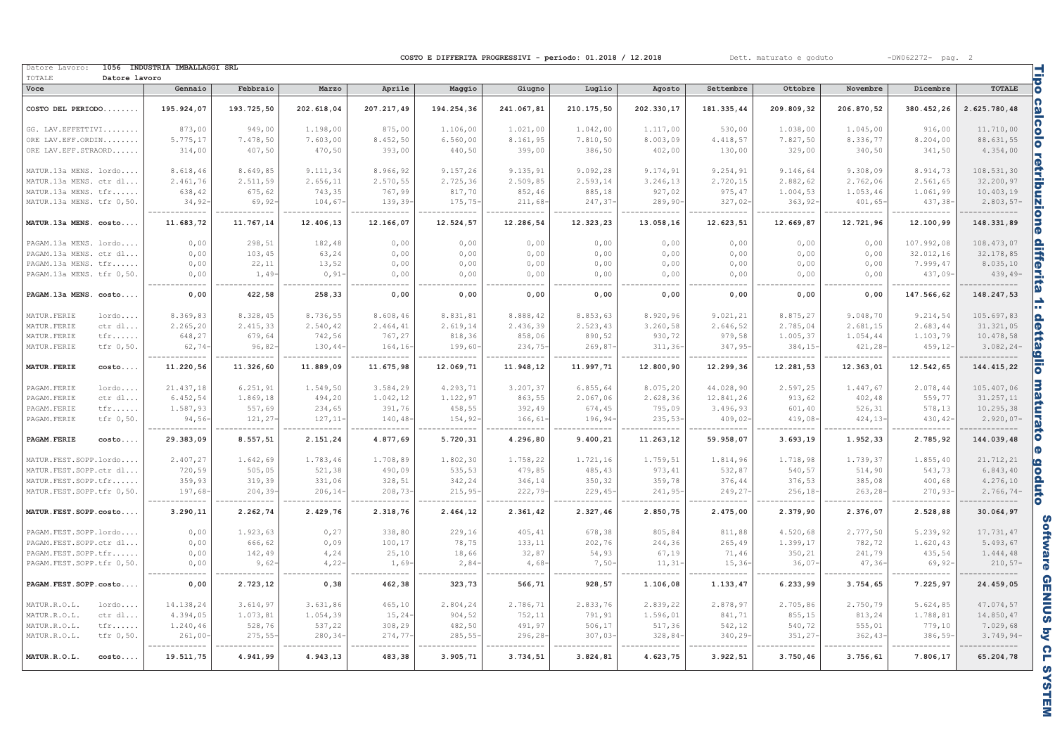COSTO E DIFFERITA PROGRESSIVI - periodo: 01.2018 / 12.2018 — Dett. maturato e goduto — -DW062272-

Datore Lavoro: 1056 INDUSTRIA IMBALLAGGI SRL
TOTALE Datore lavoro

| Voce | Gennaio | Febbraio | Marzo | Aprile | Maggio | Giugno | Luglio | Agosto | Settembre | Ottobre | Novembre | Dicembre | TOTALE |
|---|---|---|---|---|---|---|---|---|---|---|---|---|---|
| **COSTO DEL PERIODO........** | **195.924,07** | **193.725,50** | **202.618,04** | **207.217,49** | **194.254,36** | **241.067,81** | **210.175,50** | **202.330,17** | **181.335,44** | **209.809,32** | **206.870,52** | **380.452,26** | **2.625.780,48** |
| GG. LAV.EFFETTIVI........ | 873,00 | 949,00 | 1.198,00 | 875,00 | 1.106,00 | 1.021,00 | 1.042,00 | 1.117,00 | 530,00 | 1.038,00 | 1.045,00 | 916,00 | 11.710,00 |
| ORE LAV.EFF.ORDIN........ | 5.775,17 | 7.478,50 | 7.603,00 | 8.452,50 | 6.560,00 | 8.161,95 | 7.810,50 | 8.003,09 | 4.418,57 | 7.827,50 | 8.336,77 | 8.204,00 | 88.631,55 |
| ORE LAV.EFF.STRAORD...... | 314,00 | 407,50 | 470,50 | 393,00 | 440,50 | 399,00 | 386,50 | 402,00 | 130,00 | 329,00 | 340,50 | 341,50 | 4.354,00 |
| MATUR.13a MENS. lordo.... | 8.618,46 | 8.649,85 | 9.111,34 | 8.966,92 | 9.157,26 | 9.135,91 | 9.092,28 | 9.174,91 | 9.254,91 | 9.146,64 | 9.308,09 | 8.914,73 | 108.531,30 |
| MATUR.13a MENS. ctr dl... | 2.461,76 | 2.511,59 | 2.656,11 | 2.570,55 | 2.725,36 | 2.509,85 | 2.593,14 | 3.246,13 | 2.720,15 | 2.882,62 | 2.762,06 | 2.561,65 | 32.200,97 |
| MATUR.13a MENS. tfr...... | 638,42 | 675,62 | 743,35 | 767,99 | 817,70 | 852,46 | 885,18 | 927,02 | 975,47 | 1.004,53 | 1.053,46 | 1.061,99 | 10.403,19 |
| MATUR.13a MENS. tfr 0,50. | 34,92- | 69,92- | 104,67- | 139,39- | 175,75- | 211,68- | 247,37- | 289,90- | 327,02- | 363,92- | 401,65- | 437,38- | 2.803,57- |
| **MATUR.13a MENS. costo....** | **11.683,72** | **11.767,14** | **12.406,13** | **12.166,07** | **12.524,57** | **12.286,54** | **12.323,23** | **13.058,16** | **12.623,51** | **12.669,87** | **12.721,96** | **12.100,99** | **148.331,89** |
| PAGAM.13a MENS. lordo.... | 0,00 | 298,51 | 182,48 | 0,00 | 0,00 | 0,00 | 0,00 | 0,00 | 0,00 | 0,00 | 0,00 | 107.992,08 | 108.473,07 |
| PAGAM.13a MENS. ctr dl... | 0,00 | 103,45 | 63,24 | 0,00 | 0,00 | 0,00 | 0,00 | 0,00 | 0,00 | 0,00 | 0,00 | 32.012,16 | 32.178,85 |
| PAGAM.13a MENS. tfr...... | 0,00 | 22,11 | 13,52 | 0,00 | 0,00 | 0,00 | 0,00 | 0,00 | 0,00 | 0,00 | 0,00 | 7.999,47 | 8.035,10 |
| PAGAM.13a MENS. tfr 0,50. | 0,00 | 1,49- | 0,91- | 0,00 | 0,00 | 0,00 | 0,00 | 0,00 | 0,00 | 0,00 | 0,00 | 437,09- | 439,49- |
| **PAGAM.13a MENS. costo....** | **0,00** | **422,58** | **258,33** | **0,00** | **0,00** | **0,00** | **0,00** | **0,00** | **0,00** | **0,00** | **0,00** | **147.566,62** | **148.247,53** |
| MATUR.FERIE lordo.... | 8.369,83 | 8.328,45 | 8.736,55 | 8.608,46 | 8.831,81 | 8.888,42 | 8.853,63 | 8.920,96 | 9.021,21 | 8.875,27 | 9.048,70 | 9.214,54 | 105.697,83 |
| MATUR.FERIE ctr dl... | 2.265,20 | 2.415,33 | 2.540,42 | 2.464,41 | 2.619,14 | 2.436,39 | 2.523,43 | 3.260,58 | 2.646,52 | 2.785,04 | 2.681,15 | 2.683,44 | 31.321,05 |
| MATUR.FERIE tfr...... | 648,27 | 679,64 | 742,56 | 767,27 | 818,36 | 858,06 | 890,52 | 930,72 | 979,58 | 1.005,37 | 1.054,44 | 1.103,79 | 10.478,58 |
| MATUR.FERIE tfr 0,50. | 62,74- | 96,82- | 130,44- | 164,16- | 199,60- | 234,75- | 269,87- | 311,36- | 347,95- | 384,15- | 421,28- | 459,12- | 3.082,24- |
| **MATUR.FERIE costo....** | **11.220,56** | **11.326,60** | **11.889,09** | **11.675,98** | **12.069,71** | **11.948,12** | **11.997,71** | **12.800,90** | **12.299,36** | **12.281,53** | **12.363,01** | **12.542,65** | **144.415,22** |
| PAGAM.FERIE lordo.... | 21.437,18 | 6.251,91 | 1.549,50 | 3.584,29 | 4.293,71 | 3.207,37 | 6.855,64 | 8.075,20 | 44.028,90 | 2.597,25 | 1.447,67 | 2.078,44 | 105.407,06 |
| PAGAM.FERIE ctr dl... | 6.452,54 | 1.869,18 | 494,20 | 1.042,12 | 1.122,97 | 863,55 | 2.067,06 | 2.628,36 | 12.841,26 | 913,62 | 402,48 | 559,77 | 31.257,11 |
| PAGAM.FERIE tfr...... | 1.587,93 | 557,69 | 234,65 | 391,76 | 458,55 | 392,49 | 674,45 | 795,09 | 3.496,93 | 601,40 | 526,31 | 578,13 | 10.295,38 |
| PAGAM.FERIE tfr 0,50. | 94,56- | 121,27- | 127,11- | 140,48- | 154,92- | 166,61- | 196,94- | 235,53- | 409,02- | 419,08- | 424,13- | 430,42- | 2.920,07- |
| **PAGAM.FERIE costo....** | **29.383,09** | **8.557,51** | **2.151,24** | **4.877,69** | **5.720,31** | **4.296,80** | **9.400,21** | **11.263,12** | **59.958,07** | **3.693,19** | **1.952,33** | **2.785,92** | **144.039,48** |
| MATUR.FEST.SOPP.lordo.... | 2.407,27 | 1.642,69 | 1.783,46 | 1.708,89 | 1.802,30 | 1.758,22 | 1.721,16 | 1.759,51 | 1.814,96 | 1.718,98 | 1.739,37 | 1.855,40 | 21.712,21 |
| MATUR.FEST.SOPP.ctr dl... | 720,59 | 505,05 | 521,38 | 490,09 | 535,53 | 479,85 | 485,43 | 973,41 | 532,87 | 540,57 | 514,90 | 543,73 | 6.843,40 |
| MATUR.FEST.SOPP.tfr...... | 359,93 | 319,39 | 331,06 | 328,51 | 342,24 | 346,14 | 350,32 | 359,78 | 376,44 | 376,53 | 385,08 | 400,68 | 4.276,10 |
| MATUR.FEST.SOPP.tfr 0,50. | 197,68- | 204,39- | 206,14- | 208,73- | 215,95- | 222,79- | 229,45- | 241,95- | 249,27- | 256,18- | 263,28- | 270,93- | 2.766,74- |
| **MATUR.FEST.SOPP.costo....** | **3.290,11** | **2.262,74** | **2.429,76** | **2.318,76** | **2.464,12** | **2.361,42** | **2.327,46** | **2.850,75** | **2.475,00** | **2.379,90** | **2.376,07** | **2.528,88** | **30.064,97** |
| PAGAM.FEST.SOPP.lordo.... | 0,00 | 1.923,63 | 0,27 | 338,80 | 229,16 | 405,41 | 678,38 | 805,84 | 811,88 | 4.520,68 | 2.777,50 | 5.239,92 | 17.731,47 |
| PAGAM.FEST.SOPP.ctr dl... | 0,00 | 666,62 | 0,09 | 100,17 | 78,75 | 133,11 | 202,76 | 244,36 | 265,49 | 1.399,17 | 782,72 | 1.620,43 | 5.493,67 |
| PAGAM.FEST.SOPP.tfr...... | 0,00 | 142,49 | 4,24 | 25,10 | 18,66 | 32,87 | 54,93 | 67,19 | 71,46 | 350,21 | 241,79 | 435,54 | 1.444,48 |
| PAGAM.FEST.SOPP.tfr 0,50. | 0,00 | 9,62- | 4,22- | 1,69- | 2,84- | 4,68- | 7,50- | 11,31- | 15,36- | 36,07- | 47,36- | 69,92- | 210,57- |
| **PAGAM.FEST.SOPP.costo....** | **0,00** | **2.723,12** | **0,38** | **462,38** | **323,73** | **566,71** | **928,57** | **1.106,08** | **1.133,47** | **6.233,99** | **3.754,65** | **7.225,97** | **24.459,05** |
| MATUR.R.O.L. lordo.... | 14.138,24 | 3.614,97 | 3.631,86 | 465,10 | 2.804,24 | 2.786,71 | 2.833,76 | 2.839,22 | 2.878,97 | 2.705,86 | 2.750,79 | 5.624,85 | 47.074,57 |
| MATUR.R.O.L. ctr dl... | 4.394,05 | 1.073,81 | 1.054,39 | 15,24- | 904,52 | 752,11 | 791,91 | 1.596,01 | 841,71 | 855,15 | 813,24 | 1.788,81 | 14.850,47 |
| MATUR.R.O.L. tfr...... | 1.240,46 | 528,76 | 537,22 | 308,29 | 482,50 | 491,97 | 506,17 | 517,36 | 542,12 | 540,72 | 555,01 | 779,10 | 7.029,68 |
| MATUR.R.O.L. tfr 0,50. | 261,00- | 275,55- | 280,34- | 274,77- | 285,55- | 296,28- | 307,03- | 328,84- | 340,29- | 351,27- | 362,43- | 386,59- | 3.749,94- |
| **MATUR.R.O.L. costo....** | **19.511,75** | **4.941,99** | **4.943,13** | **483,38** | **3.905,71** | **3.734,51** | **3.824,81** | **4.623,75** | **3.922,51** | **3.750,46** | **3.756,61** | **7.806,17** | **65.204,78** |

Tipo calcolo retribuzione differita 1: dettaglio maturato e goduto

Software GENIUS by CL SYSTEM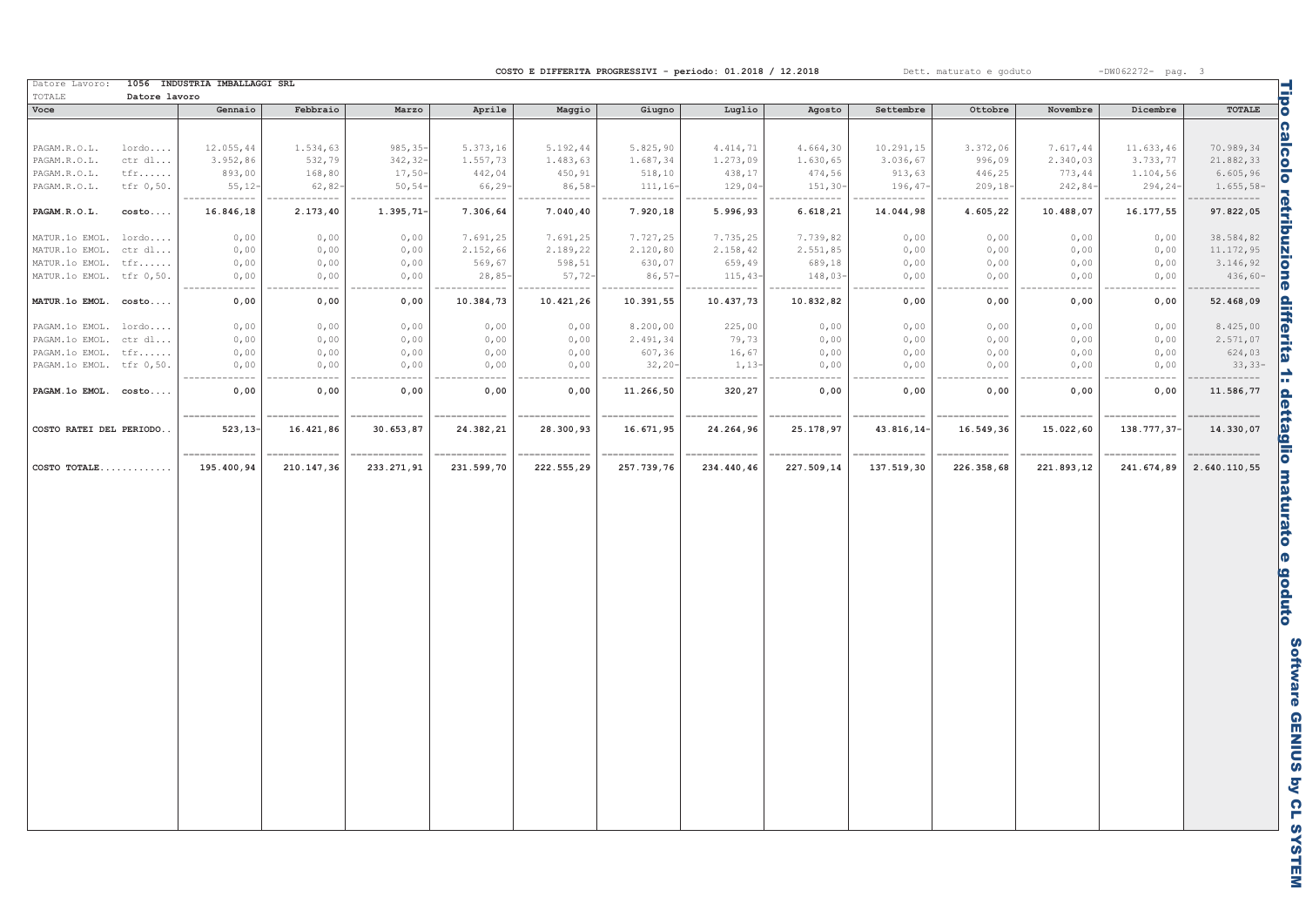COSTO E DIFFERITA PROGRESSIVI - periodo: 01.2018 / 12.2018 &nbsp;&nbsp;&nbsp; Dett. maturato e goduto

Datore Lavoro: **1056 INDUSTRIA IMBALLAGGI SRL**

TOTALE &nbsp;&nbsp; **Datore lavoro**

| Voce | Gennaio | Febbraio | Marzo | Aprile | Maggio | Giugno | Luglio | Agosto | Settembre | Ottobre | Novembre | Dicembre | TOTALE |
|---|---|---|---|---|---|---|---|---|---|---|---|---|---|
| PAGAM.R.O.L. lordo.... | 12.055,44 | 1.534,63 | 985,35- | 5.373,16 | 5.192,44 | 5.825,90 | 4.414,71 | 4.664,30 | 10.291,15 | 3.372,06 | 7.617,44 | 11.633,46 | 70.989,34 |
| PAGAM.R.O.L. ctr dl... | 3.952,86 | 532,79 | 342,32- | 1.557,73 | 1.483,63 | 1.687,34 | 1.273,09 | 1.630,65 | 3.036,67 | 996,09 | 2.340,03 | 3.733,77 | 21.882,33 |
| PAGAM.R.O.L. tfr...... | 893,00 | 168,80 | 17,50- | 442,04 | 450,91 | 518,10 | 438,17 | 474,56 | 913,63 | 446,25 | 773,44 | 1.104,56 | 6.605,96 |
| PAGAM.R.O.L. tfr 0,50. | 55,12- | 62,82- | 50,54- | 66,29- | 86,58- | 111,16- | 129,04- | 151,30- | 196,47- | 209,18- | 242,84- | 294,24- | 1.655,58- |
| **PAGAM.R.O.L. costo....** | **16.846,18** | **2.173,40** | **1.395,71-** | **7.306,64** | **7.040,40** | **7.920,18** | **5.996,93** | **6.618,21** | **14.044,98** | **4.605,22** | **10.488,07** | **16.177,55** | **97.822,05** |
| MATUR.1o EMOL. lordo.... | 0,00 | 0,00 | 0,00 | 7.691,25 | 7.691,25 | 7.727,25 | 7.735,25 | 7.739,82 | 0,00 | 0,00 | 0,00 | 0,00 | 38.584,82 |
| MATUR.1o EMOL. ctr dl... | 0,00 | 0,00 | 0,00 | 2.152,66 | 2.189,22 | 2.120,80 | 2.158,42 | 2.551,85 | 0,00 | 0,00 | 0,00 | 0,00 | 11.172,95 |
| MATUR.1o EMOL. tfr...... | 0,00 | 0,00 | 0,00 | 569,67 | 598,51 | 630,07 | 659,49 | 689,18 | 0,00 | 0,00 | 0,00 | 0,00 | 3.146,92 |
| MATUR.1o EMOL. tfr 0,50. | 0,00 | 0,00 | 0,00 | 28,85- | 57,72- | 86,57- | 115,43- | 148,03- | 0,00 | 0,00 | 0,00 | 0,00 | 436,60- |
| **MATUR.1o EMOL. costo....** | **0,00** | **0,00** | **0,00** | **10.384,73** | **10.421,26** | **10.391,55** | **10.437,73** | **10.832,82** | **0,00** | **0,00** | **0,00** | **0,00** | **52.468,09** |
| PAGAM.1o EMOL. lordo.... | 0,00 | 0,00 | 0,00 | 0,00 | 0,00 | 8.200,00 | 225,00 | 0,00 | 0,00 | 0,00 | 0,00 | 0,00 | 8.425,00 |
| PAGAM.1o EMOL. ctr dl... | 0,00 | 0,00 | 0,00 | 0,00 | 0,00 | 2.491,34 | 79,73 | 0,00 | 0,00 | 0,00 | 0,00 | 0,00 | 2.571,07 |
| PAGAM.1o EMOL. tfr...... | 0,00 | 0,00 | 0,00 | 0,00 | 0,00 | 607,36 | 16,67 | 0,00 | 0,00 | 0,00 | 0,00 | 0,00 | 624,03 |
| PAGAM.1o EMOL. tfr 0,50. | 0,00 | 0,00 | 0,00 | 0,00 | 0,00 | 32,20- | 1,13- | 0,00 | 0,00 | 0,00 | 0,00 | 0,00 | 33,33- |
| **PAGAM.1o EMOL. costo....** | **0,00** | **0,00** | **0,00** | **0,00** | **0,00** | **11.266,50** | **320,27** | **0,00** | **0,00** | **0,00** | **0,00** | **0,00** | **11.586,77** |
| **COSTO RATEI DEL PERIODO..** | **523,13-** | **16.421,86** | **30.653,87** | **24.382,21** | **28.300,93** | **16.671,95** | **24.264,96** | **25.178,97** | **43.816,14-** | **16.549,36** | **15.022,60** | **138.777,37-** | **14.330,07** |
| **COSTO TOTALE............** | **195.400,94** | **210.147,36** | **233.271,91** | **231.599,70** | **222.555,29** | **257.739,76** | **234.440,46** | **227.509,14** | **137.519,30** | **226.358,68** | **221.893,12** | **241.674,89** | **2.640.110,55** |

**Tipo calcolo retribuzione differita 1: dettaglio maturato e goduto**

**Software GENIUS by CL SYSTEM**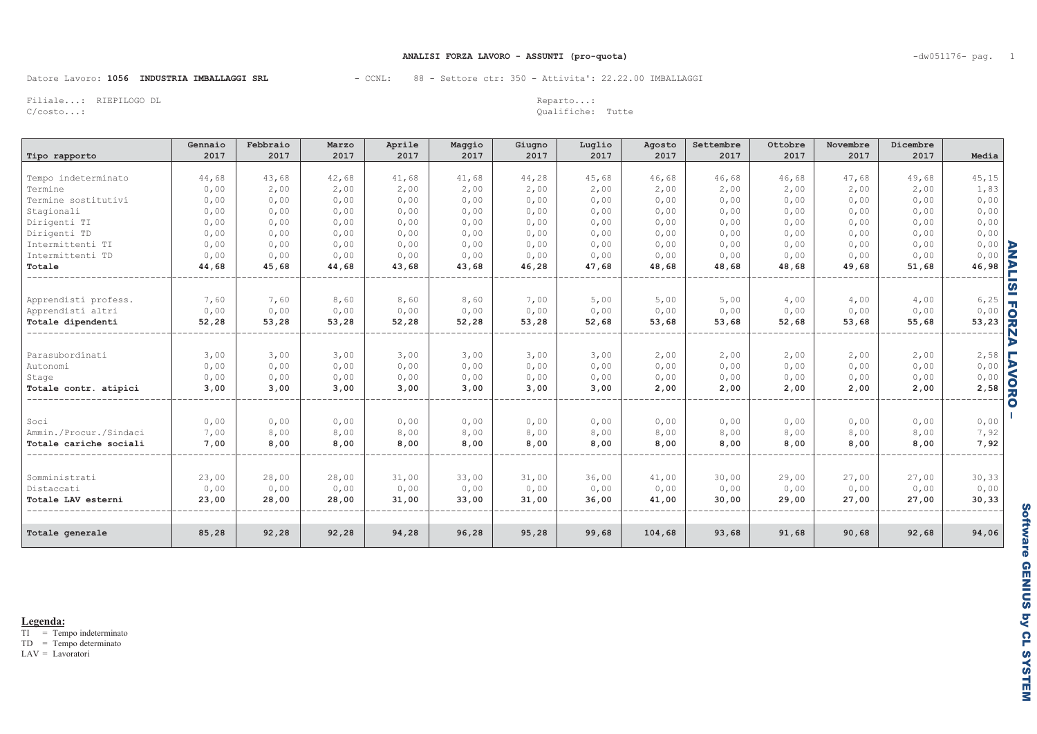# ANALISI FORZA LAVORO - ASSUNTI (pro-quota)

Datore Lavoro: **1056 INDUSTRIA IMBALLAGGI SRL** - CCNL: 88 - Settore ctr: 350 - Attivita': 22.22.00 IMBALLAGGI

Filiale...: RIEPILOGO DL
C/costo...:

Reparto...:
Qualifiche: Tutte

| Tipo rapporto | Gennaio 2017 | Febbraio 2017 | Marzo 2017 | Aprile 2017 | Maggio 2017 | Giugno 2017 | Luglio 2017 | Agosto 2017 | Settembre 2017 | Ottobre 2017 | Novembre 2017 | Dicembre 2017 | Media |
|---|---|---|---|---|---|---|---|---|---|---|---|---|---|
| Tempo indeterminato | 44,68 | 43,68 | 42,68 | 41,68 | 41,68 | 44,28 | 45,68 | 46,68 | 46,68 | 46,68 | 47,68 | 49,68 | 45,15 |
| Termine | 0,00 | 2,00 | 2,00 | 2,00 | 2,00 | 2,00 | 2,00 | 2,00 | 2,00 | 2,00 | 2,00 | 2,00 | 1,83 |
| Termine sostitutivi | 0,00 | 0,00 | 0,00 | 0,00 | 0,00 | 0,00 | 0,00 | 0,00 | 0,00 | 0,00 | 0,00 | 0,00 | 0,00 |
| Stagionali | 0,00 | 0,00 | 0,00 | 0,00 | 0,00 | 0,00 | 0,00 | 0,00 | 0,00 | 0,00 | 0,00 | 0,00 | 0,00 |
| Dirigenti TI | 0,00 | 0,00 | 0,00 | 0,00 | 0,00 | 0,00 | 0,00 | 0,00 | 0,00 | 0,00 | 0,00 | 0,00 | 0,00 |
| Dirigenti TD | 0,00 | 0,00 | 0,00 | 0,00 | 0,00 | 0,00 | 0,00 | 0,00 | 0,00 | 0,00 | 0,00 | 0,00 | 0,00 |
| Intermittenti TI | 0,00 | 0,00 | 0,00 | 0,00 | 0,00 | 0,00 | 0,00 | 0,00 | 0,00 | 0,00 | 0,00 | 0,00 | 0,00 |
| Intermittenti TD | 0,00 | 0,00 | 0,00 | 0,00 | 0,00 | 0,00 | 0,00 | 0,00 | 0,00 | 0,00 | 0,00 | 0,00 | 0,00 |
| **Totale** | **44,68** | **45,68** | **44,68** | **43,68** | **43,68** | **46,28** | **47,68** | **48,68** | **48,68** | **48,68** | **49,68** | **51,68** | **46,98** |
| Apprendisti profess. | 7,60 | 7,60 | 8,60 | 8,60 | 8,60 | 7,00 | 5,00 | 5,00 | 5,00 | 4,00 | 4,00 | 4,00 | 6,25 |
| Apprendisti altri | 0,00 | 0,00 | 0,00 | 0,00 | 0,00 | 0,00 | 0,00 | 0,00 | 0,00 | 0,00 | 0,00 | 0,00 | 0,00 |
| **Totale dipendenti** | **52,28** | **53,28** | **53,28** | **52,28** | **52,28** | **53,28** | **52,68** | **53,68** | **53,68** | **52,68** | **53,68** | **55,68** | **53,23** |
| Parasubordinati | 3,00 | 3,00 | 3,00 | 3,00 | 3,00 | 3,00 | 3,00 | 2,00 | 2,00 | 2,00 | 2,00 | 2,00 | 2,58 |
| Autonomi | 0,00 | 0,00 | 0,00 | 0,00 | 0,00 | 0,00 | 0,00 | 0,00 | 0,00 | 0,00 | 0,00 | 0,00 | 0,00 |
| Stage | 0,00 | 0,00 | 0,00 | 0,00 | 0,00 | 0,00 | 0,00 | 0,00 | 0,00 | 0,00 | 0,00 | 0,00 | 0,00 |
| **Totale contr. atipici** | **3,00** | **3,00** | **3,00** | **3,00** | **3,00** | **3,00** | **3,00** | **2,00** | **2,00** | **2,00** | **2,00** | **2,00** | **2,58** |
| Soci | 0,00 | 0,00 | 0,00 | 0,00 | 0,00 | 0,00 | 0,00 | 0,00 | 0,00 | 0,00 | 0,00 | 0,00 | 0,00 |
| Ammin./Procur./Sindaci | 7,00 | 8,00 | 8,00 | 8,00 | 8,00 | 8,00 | 8,00 | 8,00 | 8,00 | 8,00 | 8,00 | 8,00 | 7,92 |
| **Totale cariche sociali** | **7,00** | **8,00** | **8,00** | **8,00** | **8,00** | **8,00** | **8,00** | **8,00** | **8,00** | **8,00** | **8,00** | **8,00** | **7,92** |
| Somministrati | 23,00 | 28,00 | 28,00 | 31,00 | 33,00 | 31,00 | 36,00 | 41,00 | 30,00 | 29,00 | 27,00 | 27,00 | 30,33 |
| Distaccati | 0,00 | 0,00 | 0,00 | 0,00 | 0,00 | 0,00 | 0,00 | 0,00 | 0,00 | 0,00 | 0,00 | 0,00 | 0,00 |
| **Totale LAV esterni** | **23,00** | **28,00** | **28,00** | **31,00** | **33,00** | **31,00** | **36,00** | **41,00** | **30,00** | **29,00** | **27,00** | **27,00** | **30,33** |
| **Totale generale** | **85,28** | **92,28** | **92,28** | **94,28** | **96,28** | **95,28** | **99,68** | **104,68** | **93,68** | **91,68** | **90,68** | **92,68** | **94,06** |

**Legenda:**
TI = Tempo indeterminato
TD = Tempo determinato
LAV = Lavoratori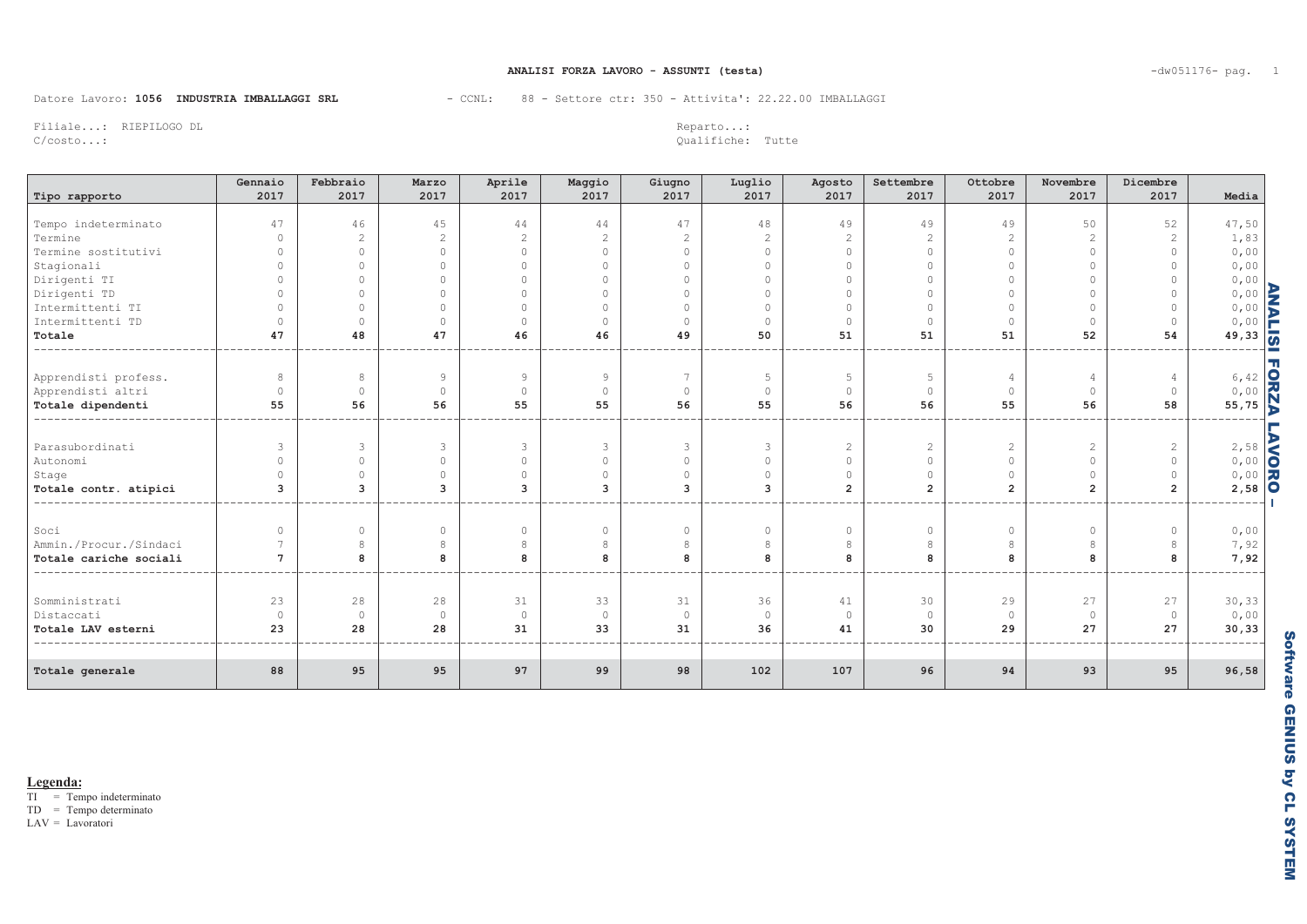# ANALISI FORZA LAVORO - ASSUNTI (testa)

Datore Lavoro: **1056 INDUSTRIA IMBALLAGGI SRL** - CCNL: 88 - Settore ctr: 350 - Attivita': 22.22.00 IMBALLAGGI

Filiale...: RIEPILOGO DL
C/costo...:

Reparto...:
Qualifiche: Tutte

| Tipo rapporto | Gennaio 2017 | Febbraio 2017 | Marzo 2017 | Aprile 2017 | Maggio 2017 | Giugno 2017 | Luglio 2017 | Agosto 2017 | Settembre 2017 | Ottobre 2017 | Novembre 2017 | Dicembre 2017 | Media |
|---|---|---|---|---|---|---|---|---|---|---|---|---|---|
| Tempo indeterminato | 47 | 46 | 45 | 44 | 44 | 47 | 48 | 49 | 49 | 49 | 50 | 52 | 47,50 |
| Termine | 0 | 2 | 2 | 2 | 2 | 2 | 2 | 2 | 2 | 2 | 2 | 2 | 1,83 |
| Termine sostitutivi | 0 | 0 | 0 | 0 | 0 | 0 | 0 | 0 | 0 | 0 | 0 | 0 | 0,00 |
| Stagionali | 0 | 0 | 0 | 0 | 0 | 0 | 0 | 0 | 0 | 0 | 0 | 0 | 0,00 |
| Dirigenti TI | 0 | 0 | 0 | 0 | 0 | 0 | 0 | 0 | 0 | 0 | 0 | 0 | 0,00 |
| Dirigenti TD | 0 | 0 | 0 | 0 | 0 | 0 | 0 | 0 | 0 | 0 | 0 | 0 | 0,00 |
| Intermittenti TI | 0 | 0 | 0 | 0 | 0 | 0 | 0 | 0 | 0 | 0 | 0 | 0 | 0,00 |
| Intermittenti TD | 0 | 0 | 0 | 0 | 0 | 0 | 0 | 0 | 0 | 0 | 0 | 0 | 0,00 |
| **Totale** | **47** | **48** | **47** | **46** | **46** | **49** | **50** | **51** | **51** | **51** | **52** | **54** | **49,33** |
| Apprendisti profess. | 8 | 8 | 9 | 9 | 9 | 7 | 5 | 5 | 5 | 4 | 4 | 4 | 6,42 |
| Apprendisti altri | 0 | 0 | 0 | 0 | 0 | 0 | 0 | 0 | 0 | 0 | 0 | 0 | 0,00 |
| **Totale dipendenti** | **55** | **56** | **56** | **55** | **55** | **56** | **55** | **56** | **56** | **55** | **56** | **58** | **55,75** |
| Parasubordinati | 3 | 3 | 3 | 3 | 3 | 3 | 3 | 2 | 2 | 2 | 2 | 2 | 2,58 |
| Autonomi | 0 | 0 | 0 | 0 | 0 | 0 | 0 | 0 | 0 | 0 | 0 | 0 | 0,00 |
| Stage | 0 | 0 | 0 | 0 | 0 | 0 | 0 | 0 | 0 | 0 | 0 | 0 | 0,00 |
| **Totale contr. atipici** | **3** | **3** | **3** | **3** | **3** | **3** | **3** | **2** | **2** | **2** | **2** | **2** | **2,58** |
| Soci | 0 | 0 | 0 | 0 | 0 | 0 | 0 | 0 | 0 | 0 | 0 | 0 | 0,00 |
| Ammin./Procur./Sindaci | 7 | 8 | 8 | 8 | 8 | 8 | 8 | 8 | 8 | 8 | 8 | 8 | 7,92 |
| **Totale cariche sociali** | **7** | **8** | **8** | **8** | **8** | **8** | **8** | **8** | **8** | **8** | **8** | **8** | **7,92** |
| Somministrati | 23 | 28 | 28 | 31 | 33 | 31 | 36 | 41 | 30 | 29 | 27 | 27 | 30,33 |
| Distaccati | 0 | 0 | 0 | 0 | 0 | 0 | 0 | 0 | 0 | 0 | 0 | 0 | 0,00 |
| **Totale LAV esterni** | **23** | **28** | **28** | **31** | **33** | **31** | **36** | **41** | **30** | **29** | **27** | **27** | **30,33** |
| **Totale generale** | **88** | **95** | **95** | **97** | **99** | **98** | **102** | **107** | **96** | **94** | **93** | **95** | **96,58** |

**Legenda:**
TI = Tempo indeterminato
TD = Tempo determinato
LAV = Lavoratori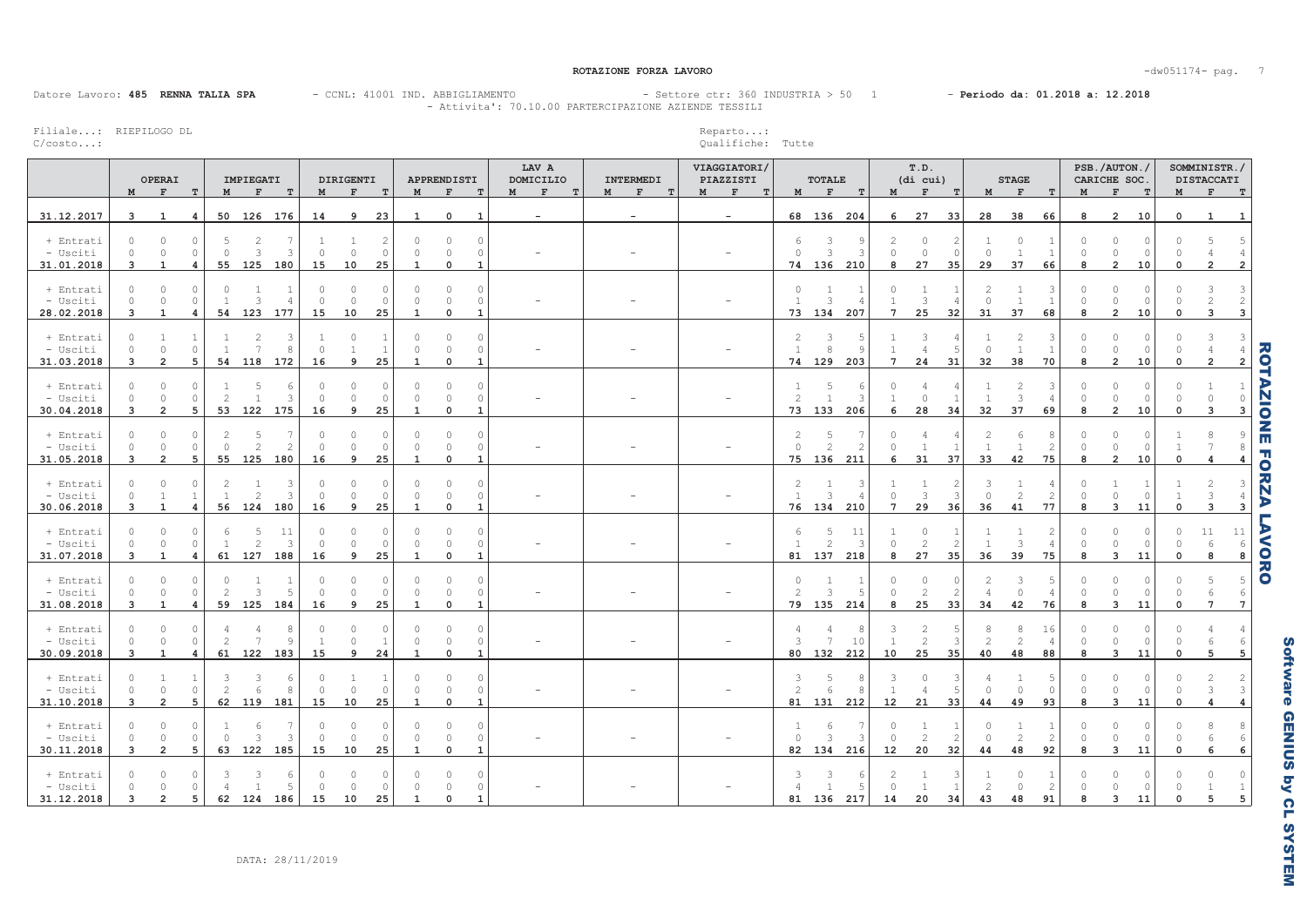## ROTAZIONE FORZA LAVORO

Datore Lavoro: **485 RENNA TALIA SPA** - CCNL: 41001 IND. ABBIGLIAMENTO - Settore ctr: 360 INDUSTRIA > 50 1 - **Periodo da: 01.2018 a: 12.2018**
- Attivita': 70.10.00 PARTERCIPAZIONE AZIENDE TESSILI

Filiale...: RIEPILOGO DL
C/costo...:

Reparto...:
Qualifiche: Tutte

| | OPERAI | | | IMPIEGATI | | | DIRIGENTI | | | APPRENDISTI | | | LAV A DOMICILIO | INTERMEDI | VIAGGIATORI/ PIAZZISTI | TOTALE | | | T.D. (di cui) | | | STAGE | | | PSB./AUTON./ CARICHE SOC. | | | SOMMINISTR./ DISTACCATI | | |
|---|---|---|---|---|---|---|---|---|---|---|---|---|---|---|---|---|---|---|---|---|---|---|---|---|---|---|---|---|---|---|
| | M | F | T | M | F | T | M | F | T | M | F | T | M F T | M F T | M F T | M | F | T | M | F | T | M | F | T | M | F | T | M | F | T |
| **31.12.2017** | **3** | **1** | **4** | **50** | **126** | **176** | **14** | **9** | **23** | **1** | **0** | **1** | - | - | - | **68** | **136** | **204** | **6** | **27** | **33** | **28** | **38** | **66** | **8** | **2** | **10** | **0** | **1** | **1** |
| + Entrati | 0 | 0 | 0 | 5 | 2 | 7 | 1 | 1 | 2 | 0 | 0 | 0 | | | | 6 | 3 | 9 | 2 | 0 | 2 | 1 | 0 | 1 | 0 | 0 | 0 | 0 | 5 | 5 |
| - Usciti | 0 | 0 | 0 | 0 | 3 | 3 | 0 | 0 | 0 | 0 | 0 | 0 | - | - | - | 0 | 3 | 3 | 0 | 0 | 0 | 0 | 1 | 1 | 0 | 0 | 0 | 0 | 4 | 4 |
| **31.01.2018** | **3** | **1** | **4** | **55** | **125** | **180** | **15** | **10** | **25** | **1** | **0** | **1** | | | | **74** | **136** | **210** | **8** | **27** | **35** | **29** | **37** | **66** | **8** | **2** | **10** | **0** | **2** | **2** |
| + Entrati | 0 | 0 | 0 | 0 | 1 | 1 | 0 | 0 | 0 | 0 | 0 | 0 | | | | 0 | 1 | 1 | 0 | 1 | 1 | 2 | 1 | 3 | 0 | 0 | 0 | 0 | 3 | 3 |
| - Usciti | 0 | 0 | 0 | 1 | 3 | 4 | 0 | 0 | 0 | 0 | 0 | 0 | - | - | - | 1 | 3 | 4 | 1 | 3 | 4 | 0 | 1 | 1 | 0 | 0 | 0 | 0 | 2 | 2 |
| **28.02.2018** | **3** | **1** | **4** | **54** | **123** | **177** | **15** | **10** | **25** | **1** | **0** | **1** | | | | **73** | **134** | **207** | **7** | **25** | **32** | **31** | **37** | **68** | **8** | **2** | **10** | **0** | **3** | **3** |
| + Entrati | 0 | 1 | 1 | 1 | 2 | 3 | 1 | 0 | 1 | 0 | 0 | 0 | | | | 2 | 3 | 5 | 1 | 3 | 4 | 1 | 2 | 3 | 0 | 0 | 0 | 0 | 3 | 3 |
| - Usciti | 0 | 0 | 0 | 1 | 7 | 8 | 0 | 1 | 1 | 0 | 0 | 0 | - | - | - | 1 | 8 | 9 | 1 | 4 | 5 | 0 | 1 | 1 | 0 | 0 | 0 | 0 | 4 | 4 |
| **31.03.2018** | **3** | **2** | **5** | **54** | **118** | **172** | **16** | **9** | **25** | **1** | **0** | **1** | | | | **74** | **129** | **203** | **7** | **24** | **31** | **32** | **38** | **70** | **8** | **2** | **10** | **0** | **2** | **2** |
| + Entrati | 0 | 0 | 0 | 1 | 5 | 6 | 0 | 0 | 0 | 0 | 0 | 0 | | | | 1 | 5 | 6 | 0 | 4 | 4 | 1 | 2 | 3 | 0 | 0 | 0 | 0 | 1 | 1 |
| - Usciti | 0 | 0 | 0 | 2 | 1 | 3 | 0 | 0 | 0 | 0 | 0 | 0 | - | - | - | 2 | 1 | 3 | 1 | 0 | 1 | 1 | 3 | 4 | 0 | 0 | 0 | 0 | 0 | 0 |
| **30.04.2018** | **3** | **2** | **5** | **53** | **122** | **175** | **16** | **9** | **25** | **1** | **0** | **1** | | | | **73** | **133** | **206** | **6** | **28** | **34** | **32** | **37** | **69** | **8** | **2** | **10** | **0** | **3** | **3** |
| + Entrati | 0 | 0 | 0 | 2 | 5 | 7 | 0 | 0 | 0 | 0 | 0 | 0 | | | | 2 | 5 | 7 | 0 | 4 | 4 | 2 | 6 | 8 | 0 | 0 | 0 | 1 | 8 | 9 |
| - Usciti | 0 | 0 | 0 | 0 | 2 | 2 | 0 | 0 | 0 | 0 | 0 | 0 | - | - | - | 0 | 2 | 2 | 0 | 1 | 1 | 1 | 1 | 2 | 0 | 0 | 0 | 1 | 7 | 8 |
| **31.05.2018** | **3** | **2** | **5** | **55** | **125** | **180** | **16** | **9** | **25** | **1** | **0** | **1** | | | | **75** | **136** | **211** | **6** | **31** | **37** | **33** | **42** | **75** | **8** | **2** | **10** | **0** | **4** | **4** |
| + Entrati | 0 | 0 | 0 | 2 | 1 | 3 | 0 | 0 | 0 | 0 | 0 | 0 | | | | 2 | 1 | 3 | 1 | 1 | 2 | 3 | 1 | 4 | 0 | 1 | 1 | 1 | 2 | 3 |
| - Usciti | 0 | 1 | 1 | 1 | 2 | 3 | 0 | 0 | 0 | 0 | 0 | 0 | - | - | - | 1 | 3 | 4 | 0 | 3 | 3 | 0 | 2 | 2 | 0 | 0 | 0 | 1 | 3 | 4 |
| **30.06.2018** | **3** | **1** | **4** | **56** | **124** | **180** | **16** | **9** | **25** | **1** | **0** | **1** | | | | **76** | **134** | **210** | **7** | **29** | **36** | **36** | **41** | **77** | **8** | **3** | **11** | **0** | **3** | **3** |
| + Entrati | 0 | 0 | 0 | 6 | 5 | 11 | 0 | 0 | 0 | 0 | 0 | 0 | | | | 6 | 5 | 11 | 1 | 0 | 1 | 1 | 1 | 2 | 0 | 0 | 0 | 0 | 11 | 11 |
| - Usciti | 0 | 0 | 0 | 1 | 2 | 3 | 0 | 0 | 0 | 0 | 0 | 0 | - | - | - | 1 | 2 | 3 | 0 | 2 | 2 | 1 | 3 | 4 | 0 | 0 | 0 | 0 | 6 | 6 |
| **31.07.2018** | **3** | **1** | **4** | **61** | **127** | **188** | **16** | **9** | **25** | **1** | **0** | **1** | | | | **81** | **137** | **218** | **8** | **27** | **35** | **36** | **39** | **75** | **8** | **3** | **11** | **0** | **8** | **8** |
| + Entrati | 0 | 0 | 0 | 0 | 1 | 1 | 0 | 0 | 0 | 0 | 0 | 0 | | | | 0 | 1 | 1 | 0 | 0 | 0 | 2 | 3 | 5 | 0 | 0 | 0 | 0 | 5 | 5 |
| - Usciti | 0 | 0 | 0 | 2 | 3 | 5 | 0 | 0 | 0 | 0 | 0 | 0 | - | - | - | 2 | 3 | 5 | 0 | 2 | 2 | 4 | 0 | 4 | 0 | 0 | 0 | 0 | 6 | 6 |
| **31.08.2018** | **3** | **1** | **4** | **59** | **125** | **184** | **16** | **9** | **25** | **1** | **0** | **1** | | | | **79** | **135** | **214** | **8** | **25** | **33** | **34** | **42** | **76** | **8** | **3** | **11** | **0** | **7** | **7** |
| + Entrati | 0 | 0 | 0 | 4 | 4 | 8 | 0 | 0 | 0 | 0 | 0 | 0 | | | | 4 | 4 | 8 | 3 | 2 | 5 | 8 | 8 | 16 | 0 | 0 | 0 | 0 | 4 | 4 |
| - Usciti | 0 | 0 | 0 | 2 | 7 | 9 | 1 | 0 | 1 | 0 | 0 | 0 | - | - | - | 3 | 7 | 10 | 1 | 2 | 3 | 2 | 2 | 4 | 0 | 0 | 0 | 0 | 6 | 6 |
| **30.09.2018** | **3** | **1** | **4** | **61** | **122** | **183** | **15** | **9** | **24** | **1** | **0** | **1** | | | | **80** | **132** | **212** | **10** | **25** | **35** | **40** | **48** | **88** | **8** | **3** | **11** | **0** | **5** | **5** |
| + Entrati | 0 | 1 | 1 | 3 | 3 | 6 | 0 | 1 | 1 | 0 | 0 | 0 | | | | 3 | 5 | 8 | 3 | 0 | 3 | 4 | 1 | 5 | 0 | 0 | 0 | 0 | 2 | 2 |
| - Usciti | 0 | 0 | 0 | 2 | 6 | 8 | 0 | 0 | 0 | 0 | 0 | 0 | - | - | - | 2 | 6 | 8 | 1 | 4 | 5 | 0 | 0 | 0 | 0 | 0 | 0 | 0 | 3 | 3 |
| **31.10.2018** | **3** | **2** | **5** | **62** | **119** | **181** | **15** | **10** | **25** | **1** | **0** | **1** | | | | **81** | **131** | **212** | **12** | **21** | **33** | **44** | **49** | **93** | **8** | **3** | **11** | **0** | **4** | **4** |
| + Entrati | 0 | 0 | 0 | 1 | 6 | 7 | 0 | 0 | 0 | 0 | 0 | 0 | | | | 1 | 6 | 7 | 0 | 1 | 1 | 0 | 1 | 1 | 0 | 0 | 0 | 0 | 8 | 8 |
| - Usciti | 0 | 0 | 0 | 0 | 3 | 3 | 0 | 0 | 0 | 0 | 0 | 0 | - | - | - | 0 | 3 | 3 | 0 | 2 | 2 | 0 | 2 | 2 | 0 | 0 | 0 | 0 | 6 | 6 |
| **30.11.2018** | **3** | **2** | **5** | **63** | **122** | **185** | **15** | **10** | **25** | **1** | **0** | **1** | | | | **82** | **134** | **216** | **12** | **20** | **32** | **44** | **48** | **92** | **8** | **3** | **11** | **0** | **6** | **6** |
| + Entrati | 0 | 0 | 0 | 3 | 3 | 6 | 0 | 0 | 0 | 0 | 0 | 0 | | | | 3 | 3 | 6 | 2 | 1 | 3 | 1 | 0 | 1 | 0 | 0 | 0 | 0 | 0 | 0 |
| - Usciti | 0 | 0 | 0 | 4 | 1 | 5 | 0 | 0 | 0 | 0 | 0 | 0 | - | - | - | 4 | 1 | 5 | 0 | 1 | 1 | 2 | 0 | 2 | 0 | 0 | 0 | 0 | 1 | 1 |
| **31.12.2018** | **3** | **2** | **5** | **62** | **124** | **186** | **15** | **10** | **25** | **1** | **0** | **1** | | | | **81** | **136** | **217** | **14** | **20** | **34** | **43** | **48** | **91** | **8** | **3** | **11** | **0** | **5** | **5** |

DATA: 28/11/2019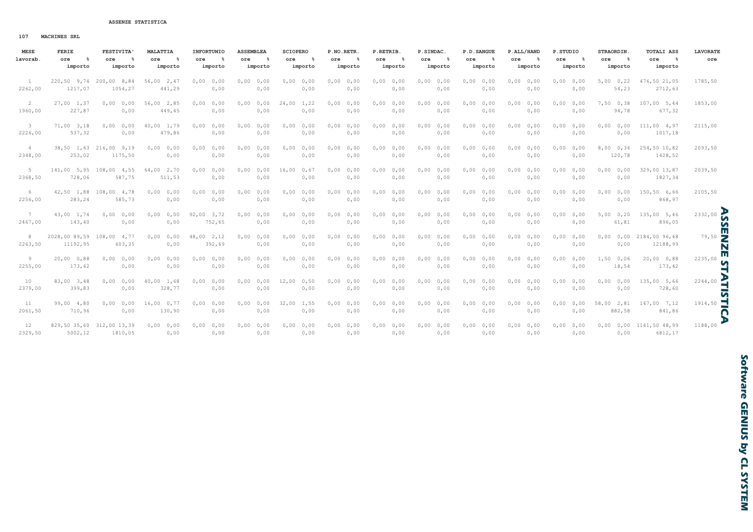ASSENZE STATISTICA

107 MACHINES SRL

| MESE lavorab. | FERIE ore % importo | FESTIVITA' ore % importo | MALATTIA ore % importo | INFORTUNIO ore % importo | ASSEMBLEA ore % importo | SCIOPERO ore % importo | P.NO.RETR. ore % importo | P.RETRIB. ore % importo | P.SINDAC. ore % importo | P.D.SANGUE ore % importo | P.ALL/HAND ore % importo | P.STUDIO ore % importo | STRAORDIN. ore % importo | TOTALI ASS ore % importo | LAVORATE ore |
|---|---|---|---|---|---|---|---|---|---|---|---|---|---|---|---|
| 1 2262,00 | 220,50 9,74 1217,07 | 200,00 8,84 1054,27 | 56,00 2,47 441,29 | 0,00 0,00 0,00 | 0,00 0,00 0,00 | 0,00 0,00 0,00 | 0,00 0,00 0,00 | 0,00 0,00 0,00 | 0,00 0,00 0,00 | 0,00 0,00 0,00 | 0,00 0,00 0,00 | 0,00 0,00 0,00 | 5,00 0,22 54,23 | 476,50 21,05 2712,63 | 1785,50 |
| 2 1960,00 | 27,00 1,37 227,87 | 0,00 0,00 0,00 | 56,00 2,85 449,45 | 0,00 0,00 0,00 | 0,00 0,00 0,00 | 24,00 1,22 0,00 | 0,00 0,00 0,00 | 0,00 0,00 0,00 | 0,00 0,00 0,00 | 0,00 0,00 0,00 | 0,00 0,00 0,00 | 0,00 0,00 0,00 | 7,50 0,38 94,78 | 107,00 5,44 677,32 | 1853,00 |
| 3 2226,00 | 71,00 3,18 537,32 | 0,00 0,00 0,00 | 40,00 1,79 479,86 | 0,00 0,00 0,00 | 0,00 0,00 0,00 | 0,00 0,00 0,00 | 0,00 0,00 0,00 | 0,00 0,00 0,00 | 0,00 0,00 0,00 | 0,00 0,00 0,00 | 0,00 0,00 0,00 | 0,00 0,00 0,00 | 0,00 0,00 0,00 | 111,00 4,97 1017,18 | 2115,00 |
| 4 2348,00 | 38,50 1,63 253,02 | 216,00 9,19 1175,50 | 0,00 0,00 0,00 | 0,00 0,00 0,00 | 0,00 0,00 0,00 | 0,00 0,00 0,00 | 0,00 0,00 0,00 | 0,00 0,00 0,00 | 0,00 0,00 0,00 | 0,00 0,00 0,00 | 0,00 0,00 0,00 | 0,00 0,00 0,00 | 8,00 0,34 120,78 | 254,50 10,82 1428,52 | 2093,50 |
| 5 2368,50 | 141,00 5,95 728,06 | 108,00 4,55 587,75 | 64,00 2,70 511,53 | 0,00 0,00 0,00 | 0,00 0,00 0,00 | 16,00 0,67 0,00 | 0,00 0,00 0,00 | 0,00 0,00 0,00 | 0,00 0,00 0,00 | 0,00 0,00 0,00 | 0,00 0,00 0,00 | 0,00 0,00 0,00 | 0,00 0,00 0,00 | 329,00 13,87 1827,34 | 2039,50 |
| 6 2256,00 | 42,50 1,88 283,24 | 108,00 4,78 585,73 | 0,00 0,00 0,00 | 0,00 0,00 0,00 | 0,00 0,00 0,00 | 0,00 0,00 0,00 | 0,00 0,00 0,00 | 0,00 0,00 0,00 | 0,00 0,00 0,00 | 0,00 0,00 0,00 | 0,00 0,00 0,00 | 0,00 0,00 0,00 | 0,00 0,00 0,00 | 150,50 6,66 868,97 | 2105,50 |
| 7 2467,00 | 43,00 1,74 143,40 | 0,00 0,00 0,00 | 0,00 0,00 0,00 | 92,00 3,72 752,65 | 0,00 0,00 0,00 | 0,00 0,00 0,00 | 0,00 0,00 0,00 | 0,00 0,00 0,00 | 0,00 0,00 0,00 | 0,00 0,00 0,00 | 0,00 0,00 0,00 | 0,00 0,00 0,00 | 5,00 0,20 61,81 | 135,00 5,46 896,05 | 2332,00 |
| 8 2263,50 | 2028,00 89,59 11192,95 | 108,00 4,77 603,35 | 0,00 0,00 0,00 | 48,00 2,12 392,69 | 0,00 0,00 0,00 | 0,00 0,00 0,00 | 0,00 0,00 0,00 | 0,00 0,00 0,00 | 0,00 0,00 0,00 | 0,00 0,00 0,00 | 0,00 0,00 0,00 | 0,00 0,00 0,00 | 0,00 0,00 0,00 | 2184,00 96,48 12188,99 | 79,50 |
| 9 2255,00 | 20,00 0,88 173,42 | 0,00 0,00 0,00 | 0,00 0,00 0,00 | 0,00 0,00 0,00 | 0,00 0,00 0,00 | 0,00 0,00 0,00 | 0,00 0,00 0,00 | 0,00 0,00 0,00 | 0,00 0,00 0,00 | 0,00 0,00 0,00 | 0,00 0,00 0,00 | 0,00 0,00 0,00 | 1,50 0,06 18,54 | 20,00 0,88 173,42 | 2235,00 |
| 10 2379,00 | 83,00 3,48 399,83 | 0,00 0,00 0,00 | 40,00 1,68 328,77 | 0,00 0,00 0,00 | 0,00 0,00 0,00 | 12,00 0,50 0,00 | 0,00 0,00 0,00 | 0,00 0,00 0,00 | 0,00 0,00 0,00 | 0,00 0,00 0,00 | 0,00 0,00 0,00 | 0,00 0,00 0,00 | 0,00 0,00 0,00 | 135,00 5,66 728,60 | 2244,00 |
| 11 2061,50 | 99,00 4,80 710,96 | 0,00 0,00 0,00 | 16,00 0,77 130,90 | 0,00 0,00 0,00 | 0,00 0,00 0,00 | 32,00 1,55 0,00 | 0,00 0,00 0,00 | 0,00 0,00 0,00 | 0,00 0,00 0,00 | 0,00 0,00 0,00 | 0,00 0,00 0,00 | 0,00 0,00 0,00 | 58,00 2,81 882,58 | 147,00 7,12 841,86 | 1914,50 |
| 12 2329,50 | 829,50 35,60 5002,12 | 312,00 13,39 1810,05 | 0,00 0,00 0,00 | 0,00 0,00 0,00 | 0,00 0,00 0,00 | 0,00 0,00 0,00 | 0,00 0,00 0,00 | 0,00 0,00 0,00 | 0,00 0,00 0,00 | 0,00 0,00 0,00 | 0,00 0,00 0,00 | 0,00 0,00 0,00 | 0,00 0,00 0,00 | 1141,50 48,99 6812,17 | 1188,00 |

**ASSENZE STATISTICA**

**Software GENIUS by CL SYSTEM**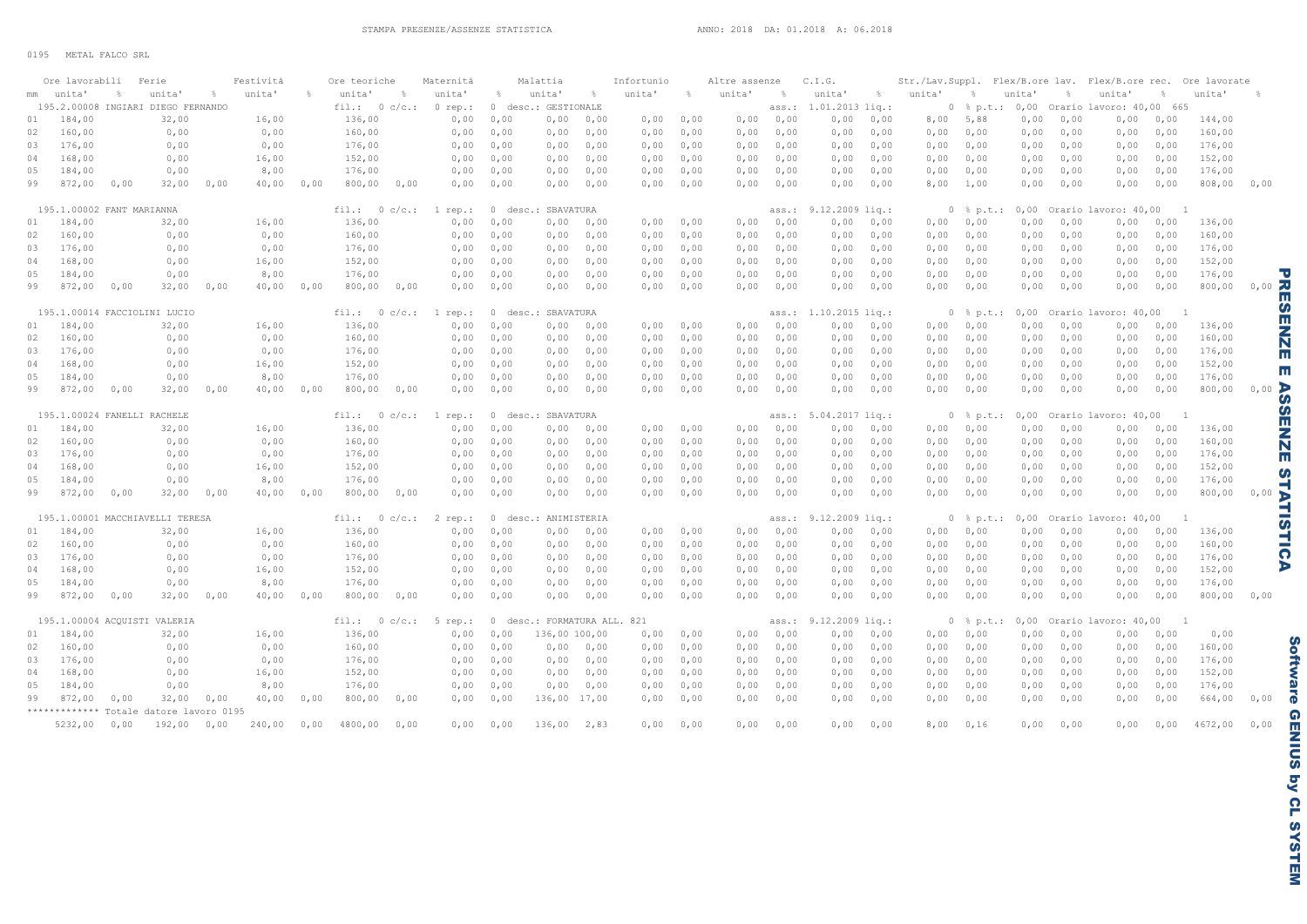STAMPA PRESENZE/ASSENZE STATISTICA    ANNO: 2018  DA: 01.2018  A: 06.2018

0195  METAL FALCO SRL

| mm | Ore lavorabili unita' | % | Ferie unita' | % | Festività unita' | % | Ore teoriche unita' | % | Maternità unita' | % | Malattia unita' | % | Infortunio unita' | % | Altre assenze unita' | % | C.I.G. unita' | % | Str./Lav.Suppl. unita' | % | Flex/B.ore lav. unita' | % | Flex/B.ore rec. unita' | % | Ore lavorate unita' | % |
|---|---|---|---|---|---|---|---|---|---|---|---|---|---|---|---|---|---|---|---|---|---|---|---|---|---|---|
| | 195.2.00008 INGIARI DIEGO FERNANDO | | | | | | fil.: 0 c/c.: | | 0 rep.: | | 0 desc.: GESTIONALE | | | | | | ass.: 1.01.2013 liq.: | | 0 % p.t.: | | 0,00 Orario lavoro: 40,00 665 | | | | | |
| 01 | 184,00 | | 32,00 | | 16,00 | | 136,00 | | 0,00 | 0,00 | 0,00 | 0,00 | 0,00 | 0,00 | 0,00 | 0,00 | 0,00 | 0,00 | 8,00 | 5,88 | 0,00 | 0,00 | 0,00 | 0,00 | 144,00 | |
| 02 | 160,00 | | 0,00 | | 0,00 | | 160,00 | | 0,00 | 0,00 | 0,00 | 0,00 | 0,00 | 0,00 | 0,00 | 0,00 | 0,00 | 0,00 | 0,00 | 0,00 | 0,00 | 0,00 | 0,00 | 0,00 | 160,00 | |
| 03 | 176,00 | | 0,00 | | 0,00 | | 176,00 | | 0,00 | 0,00 | 0,00 | 0,00 | 0,00 | 0,00 | 0,00 | 0,00 | 0,00 | 0,00 | 0,00 | 0,00 | 0,00 | 0,00 | 0,00 | 0,00 | 176,00 | |
| 04 | 168,00 | | 0,00 | | 16,00 | | 152,00 | | 0,00 | 0,00 | 0,00 | 0,00 | 0,00 | 0,00 | 0,00 | 0,00 | 0,00 | 0,00 | 0,00 | 0,00 | 0,00 | 0,00 | 0,00 | 0,00 | 152,00 | |
| 05 | 184,00 | | 0,00 | | 8,00 | | 176,00 | | 0,00 | 0,00 | 0,00 | 0,00 | 0,00 | 0,00 | 0,00 | 0,00 | 0,00 | 0,00 | 0,00 | 0,00 | 0,00 | 0,00 | 0,00 | 0,00 | 176,00 | |
| 99 | 872,00 | 0,00 | 32,00 | 0,00 | 40,00 | 0,00 | 800,00 | 0,00 | 0,00 | 0,00 | 0,00 | 0,00 | 0,00 | 0,00 | 0,00 | 0,00 | 0,00 | 0,00 | 8,00 | 1,00 | 0,00 | 0,00 | 0,00 | 0,00 | 808,00 | 0,00 |
| | 195.1.00002 FANT MARIANNA | | | | | | fil.: 0 c/c.: | | 1 rep.: | | 0 desc.: SBAVATURA | | | | | | ass.: 9.12.2009 liq.: | | 0 % p.t.: | | 0,00 Orario lavoro: 40,00 1 | | | | | |
| 01 | 184,00 | | 32,00 | | 16,00 | | 136,00 | | 0,00 | 0,00 | 0,00 | 0,00 | 0,00 | 0,00 | 0,00 | 0,00 | 0,00 | 0,00 | 0,00 | 0,00 | 0,00 | 0,00 | 0,00 | 0,00 | 136,00 | |
| 02 | 160,00 | | 0,00 | | 0,00 | | 160,00 | | 0,00 | 0,00 | 0,00 | 0,00 | 0,00 | 0,00 | 0,00 | 0,00 | 0,00 | 0,00 | 0,00 | 0,00 | 0,00 | 0,00 | 0,00 | 0,00 | 160,00 | |
| 03 | 176,00 | | 0,00 | | 0,00 | | 176,00 | | 0,00 | 0,00 | 0,00 | 0,00 | 0,00 | 0,00 | 0,00 | 0,00 | 0,00 | 0,00 | 0,00 | 0,00 | 0,00 | 0,00 | 0,00 | 0,00 | 176,00 | |
| 04 | 168,00 | | 0,00 | | 16,00 | | 152,00 | | 0,00 | 0,00 | 0,00 | 0,00 | 0,00 | 0,00 | 0,00 | 0,00 | 0,00 | 0,00 | 0,00 | 0,00 | 0,00 | 0,00 | 0,00 | 0,00 | 152,00 | |
| 05 | 184,00 | | 0,00 | | 8,00 | | 176,00 | | 0,00 | 0,00 | 0,00 | 0,00 | 0,00 | 0,00 | 0,00 | 0,00 | 0,00 | 0,00 | 0,00 | 0,00 | 0,00 | 0,00 | 0,00 | 0,00 | 176,00 | |
| 99 | 872,00 | 0,00 | 32,00 | 0,00 | 40,00 | 0,00 | 800,00 | 0,00 | 0,00 | 0,00 | 0,00 | 0,00 | 0,00 | 0,00 | 0,00 | 0,00 | 0,00 | 0,00 | 0,00 | 0,00 | 0,00 | 0,00 | 0,00 | 0,00 | 800,00 | 0,00 |
| | 195.1.00014 FACCIOLINI LUCIO | | | | | | fil.: 0 c/c.: | | 1 rep.: | | 0 desc.: SBAVATURA | | | | | | ass.: 1.10.2015 liq.: | | 0 % p.t.: | | 0,00 Orario lavoro: 40,00 1 | | | | | |
| 01 | 184,00 | | 32,00 | | 16,00 | | 136,00 | | 0,00 | 0,00 | 0,00 | 0,00 | 0,00 | 0,00 | 0,00 | 0,00 | 0,00 | 0,00 | 0,00 | 0,00 | 0,00 | 0,00 | 0,00 | 0,00 | 136,00 | |
| 02 | 160,00 | | 0,00 | | 0,00 | | 160,00 | | 0,00 | 0,00 | 0,00 | 0,00 | 0,00 | 0,00 | 0,00 | 0,00 | 0,00 | 0,00 | 0,00 | 0,00 | 0,00 | 0,00 | 0,00 | 0,00 | 160,00 | |
| 03 | 176,00 | | 0,00 | | 0,00 | | 176,00 | | 0,00 | 0,00 | 0,00 | 0,00 | 0,00 | 0,00 | 0,00 | 0,00 | 0,00 | 0,00 | 0,00 | 0,00 | 0,00 | 0,00 | 0,00 | 0,00 | 176,00 | |
| 04 | 168,00 | | 0,00 | | 16,00 | | 152,00 | | 0,00 | 0,00 | 0,00 | 0,00 | 0,00 | 0,00 | 0,00 | 0,00 | 0,00 | 0,00 | 0,00 | 0,00 | 0,00 | 0,00 | 0,00 | 0,00 | 152,00 | |
| 05 | 184,00 | | 0,00 | | 8,00 | | 176,00 | | 0,00 | 0,00 | 0,00 | 0,00 | 0,00 | 0,00 | 0,00 | 0,00 | 0,00 | 0,00 | 0,00 | 0,00 | 0,00 | 0,00 | 0,00 | 0,00 | 176,00 | |
| 99 | 872,00 | 0,00 | 32,00 | 0,00 | 40,00 | 0,00 | 800,00 | 0,00 | 0,00 | 0,00 | 0,00 | 0,00 | 0,00 | 0,00 | 0,00 | 0,00 | 0,00 | 0,00 | 0,00 | 0,00 | 0,00 | 0,00 | 0,00 | 0,00 | 800,00 | 0,00 |
| | 195.1.00024 FANELLI RACHELE | | | | | | fil.: 0 c/c.: | | 1 rep.: | | 0 desc.: SBAVATURA | | | | | | ass.: 5.04.2017 liq.: | | 0 % p.t.: | | 0,00 Orario lavoro: 40,00 1 | | | | | |
| 01 | 184,00 | | 32,00 | | 16,00 | | 136,00 | | 0,00 | 0,00 | 0,00 | 0,00 | 0,00 | 0,00 | 0,00 | 0,00 | 0,00 | 0,00 | 0,00 | 0,00 | 0,00 | 0,00 | 0,00 | 0,00 | 136,00 | |
| 02 | 160,00 | | 0,00 | | 0,00 | | 160,00 | | 0,00 | 0,00 | 0,00 | 0,00 | 0,00 | 0,00 | 0,00 | 0,00 | 0,00 | 0,00 | 0,00 | 0,00 | 0,00 | 0,00 | 0,00 | 0,00 | 160,00 | |
| 03 | 176,00 | | 0,00 | | 0,00 | | 176,00 | | 0,00 | 0,00 | 0,00 | 0,00 | 0,00 | 0,00 | 0,00 | 0,00 | 0,00 | 0,00 | 0,00 | 0,00 | 0,00 | 0,00 | 0,00 | 0,00 | 176,00 | |
| 04 | 168,00 | | 0,00 | | 16,00 | | 152,00 | | 0,00 | 0,00 | 0,00 | 0,00 | 0,00 | 0,00 | 0,00 | 0,00 | 0,00 | 0,00 | 0,00 | 0,00 | 0,00 | 0,00 | 0,00 | 0,00 | 152,00 | |
| 05 | 184,00 | | 0,00 | | 8,00 | | 176,00 | | 0,00 | 0,00 | 0,00 | 0,00 | 0,00 | 0,00 | 0,00 | 0,00 | 0,00 | 0,00 | 0,00 | 0,00 | 0,00 | 0,00 | 0,00 | 0,00 | 176,00 | |
| 99 | 872,00 | 0,00 | 32,00 | 0,00 | 40,00 | 0,00 | 800,00 | 0,00 | 0,00 | 0,00 | 0,00 | 0,00 | 0,00 | 0,00 | 0,00 | 0,00 | 0,00 | 0,00 | 0,00 | 0,00 | 0,00 | 0,00 | 0,00 | 0,00 | 800,00 | 0,00 |
| | 195.1.00001 MACCHIAVELLI TERESA | | | | | | fil.: 0 c/c.: | | 2 rep.: | | 0 desc.: ANIMISTERIA | | | | | | ass.: 9.12.2009 liq.: | | 0 % p.t.: | | 0,00 Orario lavoro: 40,00 1 | | | | | |
| 01 | 184,00 | | 32,00 | | 16,00 | | 136,00 | | 0,00 | 0,00 | 0,00 | 0,00 | 0,00 | 0,00 | 0,00 | 0,00 | 0,00 | 0,00 | 0,00 | 0,00 | 0,00 | 0,00 | 0,00 | 0,00 | 136,00 | |
| 02 | 160,00 | | 0,00 | | 0,00 | | 160,00 | | 0,00 | 0,00 | 0,00 | 0,00 | 0,00 | 0,00 | 0,00 | 0,00 | 0,00 | 0,00 | 0,00 | 0,00 | 0,00 | 0,00 | 0,00 | 0,00 | 160,00 | |
| 03 | 176,00 | | 0,00 | | 0,00 | | 176,00 | | 0,00 | 0,00 | 0,00 | 0,00 | 0,00 | 0,00 | 0,00 | 0,00 | 0,00 | 0,00 | 0,00 | 0,00 | 0,00 | 0,00 | 0,00 | 0,00 | 176,00 | |
| 04 | 168,00 | | 0,00 | | 16,00 | | 152,00 | | 0,00 | 0,00 | 0,00 | 0,00 | 0,00 | 0,00 | 0,00 | 0,00 | 0,00 | 0,00 | 0,00 | 0,00 | 0,00 | 0,00 | 0,00 | 0,00 | 152,00 | |
| 05 | 184,00 | | 0,00 | | 8,00 | | 176,00 | | 0,00 | 0,00 | 0,00 | 0,00 | 0,00 | 0,00 | 0,00 | 0,00 | 0,00 | 0,00 | 0,00 | 0,00 | 0,00 | 0,00 | 0,00 | 0,00 | 176,00 | |
| 99 | 872,00 | 0,00 | 32,00 | 0,00 | 40,00 | 0,00 | 800,00 | 0,00 | 0,00 | 0,00 | 0,00 | 0,00 | 0,00 | 0,00 | 0,00 | 0,00 | 0,00 | 0,00 | 0,00 | 0,00 | 0,00 | 0,00 | 0,00 | 0,00 | 800,00 | 0,00 |
| | 195.1.00004 ACQUISTI VALERIA | | | | | | fil.: 0 c/c.: | | 5 rep.: | | 0 desc.: FORMATURA ALL. 821 | | | | | | ass.: 9.12.2009 liq.: | | 0 % p.t.: | | 0,00 Orario lavoro: 40,00 1 | | | | | |
| 01 | 184,00 | | 32,00 | | 16,00 | | 136,00 | | 0,00 | 0,00 | 136,00 | 100,00 | 0,00 | 0,00 | 0,00 | 0,00 | 0,00 | 0,00 | 0,00 | 0,00 | 0,00 | 0,00 | 0,00 | 0,00 | 0,00 | |
| 02 | 160,00 | | 0,00 | | 0,00 | | 160,00 | | 0,00 | 0,00 | 0,00 | 0,00 | 0,00 | 0,00 | 0,00 | 0,00 | 0,00 | 0,00 | 0,00 | 0,00 | 0,00 | 0,00 | 0,00 | 0,00 | 160,00 | |
| 03 | 176,00 | | 0,00 | | 0,00 | | 176,00 | | 0,00 | 0,00 | 0,00 | 0,00 | 0,00 | 0,00 | 0,00 | 0,00 | 0,00 | 0,00 | 0,00 | 0,00 | 0,00 | 0,00 | 0,00 | 0,00 | 176,00 | |
| 04 | 168,00 | | 0,00 | | 16,00 | | 152,00 | | 0,00 | 0,00 | 0,00 | 0,00 | 0,00 | 0,00 | 0,00 | 0,00 | 0,00 | 0,00 | 0,00 | 0,00 | 0,00 | 0,00 | 0,00 | 0,00 | 152,00 | |
| 05 | 184,00 | | 0,00 | | 8,00 | | 176,00 | | 0,00 | 0,00 | 0,00 | 0,00 | 0,00 | 0,00 | 0,00 | 0,00 | 0,00 | 0,00 | 0,00 | 0,00 | 0,00 | 0,00 | 0,00 | 0,00 | 176,00 | |
| 99 | 872,00 | 0,00 | 32,00 | 0,00 | 40,00 | 0,00 | 800,00 | 0,00 | 0,00 | 0,00 | 136,00 | 17,00 | 0,00 | 0,00 | 0,00 | 0,00 | 0,00 | 0,00 | 0,00 | 0,00 | 0,00 | 0,00 | 0,00 | 0,00 | 664,00 | 0,00 |
| | ************* Totale datore lavoro 0195 | | | | | | | | | | | | | | | | | | | | | | | | | |
| | 5232,00 | 0,00 | 192,00 | 0,00 | 240,00 | 0,00 | 4800,00 | 0,00 | 0,00 | 0,00 | 136,00 | 2,83 | 0,00 | 0,00 | 0,00 | 0,00 | 0,00 | 0,00 | 8,00 | 0,16 | 0,00 | 0,00 | 0,00 | 0,00 | 4672,00 | 0,00 |

**PRESENZE E ASSENZE STATISTICA**

**Software GENIUS by CL SYSTEM**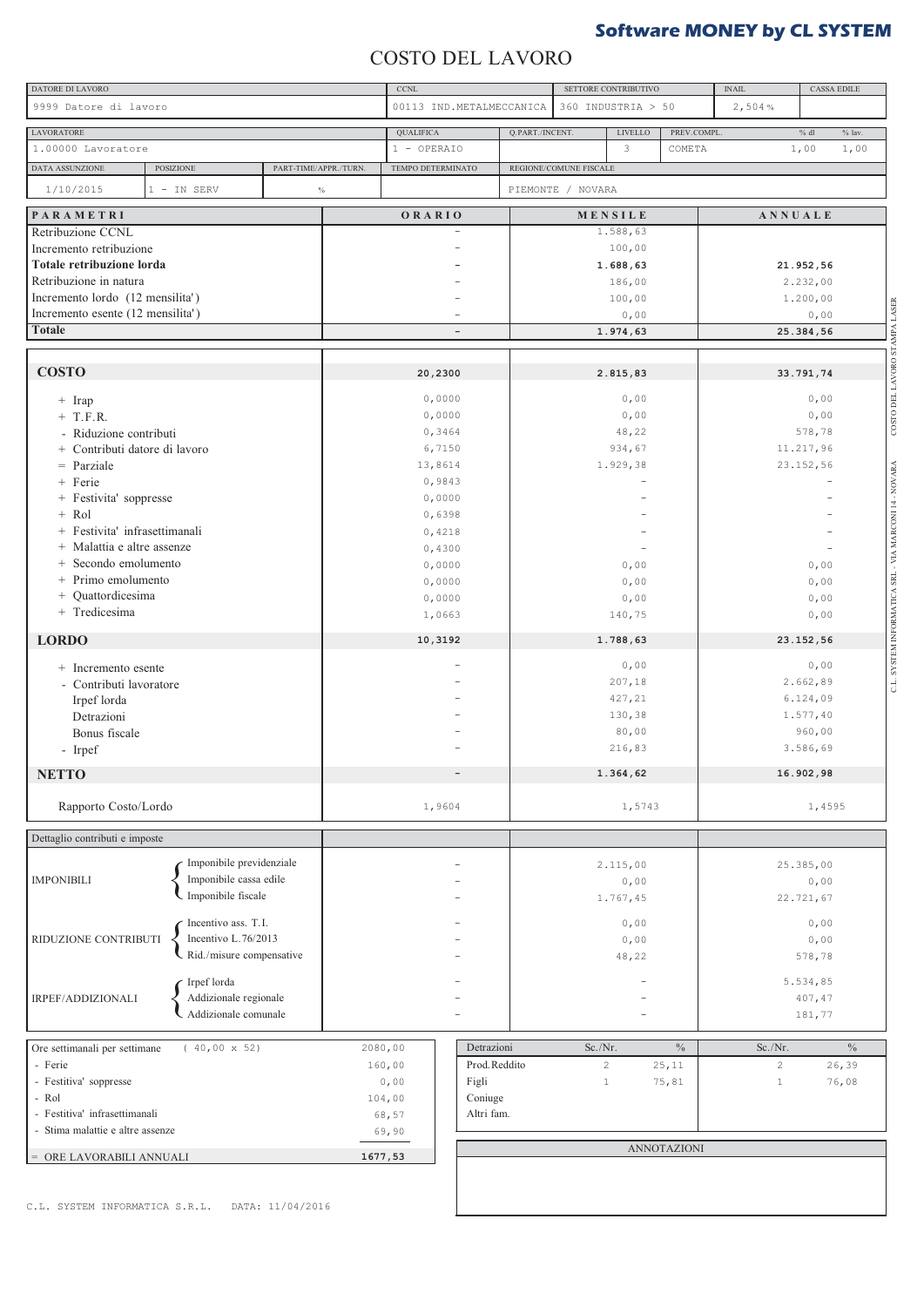**Software MONEY by CL SYSTEM**

# COSTO DEL LAVORO

| DATORE DI LAVORO | CCNL | SETTORE CONTRIBUTIVO | INAIL | CASSA EDILE |
|---|---|---|---|---|
| 9999 Datore di lavoro | 00113 IND.METALMECCANICA | 360 INDUSTRIA > 50 | 2,504 % | |

| LAVORATORE | QUALIFICA | Q.PART./INCENT. | LIVELLO | PREV.COMPL. | % dl | % lav. |
|---|---|---|---|---|---|---|
| 1.00000 Lavoratore | 1 - OPERAIO | | 3 | COMETA | 1,00 | 1,00 |

| DATA ASSUNZIONE | POSIZIONE | PART-TIME/APPR./TURN. | TEMPO DETERMINATO | REGIONE/COMUNE FISCALE |
|---|---|---|---|---|
| 1/10/2015 | 1 - IN SERV | % | | PIEMONTE / NOVARA |

| PARAMETRI | ORARIO | MENSILE | ANNUALE |
|---|---|---|---|
| Retribuzione CCNL | - | 1.588,63 | |
| Incremento retribuzione | - | 100,00 | |
| **Totale retribuzione lorda** | - | **1.688,63** | **21.952,56** |
| Retribuzione in natura | - | 186,00 | 2.232,00 |
| Incremento lordo (12 mensilita') | - | 100,00 | 1.200,00 |
| Incremento esente (12 mensilita') | - | 0,00 | 0,00 |
| **Totale** | - | **1.974,63** | **25.384,56** |
| **COSTO** | **20,2300** | **2.815,83** | **33.791,74** |
| + Irap | 0,0000 | 0,00 | 0,00 |
| + T.F.R. | 0,0000 | 0,00 | 0,00 |
| - Riduzione contributi | 0,3464 | 48,22 | 578,78 |
| + Contributi datore di lavoro | 6,7150 | 934,67 | 11.217,96 |
| = Parziale | 13,8614 | 1.929,38 | 23.152,56 |
| + Ferie | 0,9843 | - | - |
| + Festivita' soppresse | 0,0000 | - | - |
| + Rol | 0,6398 | - | - |
| + Festivita' infrasettimanali | 0,4218 | - | - |
| + Malattia e altre assenze | 0,4300 | - | - |
| + Secondo emolumento | 0,0000 | 0,00 | 0,00 |
| + Primo emolumento | 0,0000 | 0,00 | 0,00 |
| + Quattordicesima | 0,0000 | 0,00 | 0,00 |
| + Tredicesima | 1,0663 | 140,75 | 0,00 |
| **LORDO** | **10,3192** | **1.788,63** | **23.152,56** |
| + Incremento esente | - | 0,00 | 0,00 |
| - Contributi lavoratore | - | 207,18 | 2.662,89 |
| Irpef lorda | - | 427,21 | 6.124,09 |
| Detrazioni | - | 130,38 | 1.577,40 |
| Bonus fiscale | - | 80,00 | 960,00 |
| - Irpef | - | 216,83 | 3.586,69 |
| **NETTO** | - | **1.364,62** | **16.902,98** |
| Rapporto Costo/Lordo | 1,9604 | 1,5743 | 1,4595 |

| Dettaglio contributi e imposte | | | | |
|---|---|---|---|---|
| IMPONIBILI | Imponibile previdenziale | - | 2.115,00 | 25.385,00 |
| | Imponibile cassa edile | - | 0,00 | 0,00 |
| | Imponibile fiscale | - | 1.767,45 | 22.721,67 |
| RIDUZIONE CONTRIBUTI | Incentivo ass. T.I. | - | 0,00 | 0,00 |
| | Incentivo L.76/2013 | - | 0,00 | 0,00 |
| | Rid./misure compensative | - | 48,22 | 578,78 |
| IRPEF/ADDIZIONALI | Irpef lorda | - | - | 5.534,85 |
| | Addizionale regionale | - | - | 407,47 |
| | Addizionale comunale | - | - | 181,77 |

| Ore settimanali per settimane ( 40,00 x 52) | 2080,00 |
|---|---|
| - Ferie | 160,00 |
| - Festivita' soppresse | 0,00 |
| - Rol | 104,00 |
| - Festivita' infrasettimanali | 68,57 |
| - Stima malattie e altre assenze | 69,90 |
| = ORE LAVORABILI ANNUALI | **1677,53** |

| Detrazioni | Sc./Nr. | % | Sc./Nr. | % |
|---|---|---|---|---|
| Prod.Reddito | 2 | 25,11 | 2 | 26,39 |
| Figli | 1 | 75,81 | 1 | 76,08 |
| Coniuge | | | | |
| Altri fam. | | | | |

ANNOTAZIONI

C.L. SYSTEM INFORMATICA S.R.L. DATA: 11/04/2016

C.L. SYSTEM INFORMATICA SRL - VIA MARCONI 14 - NOVARA COSTO DEL LAVORO STAMPA LASER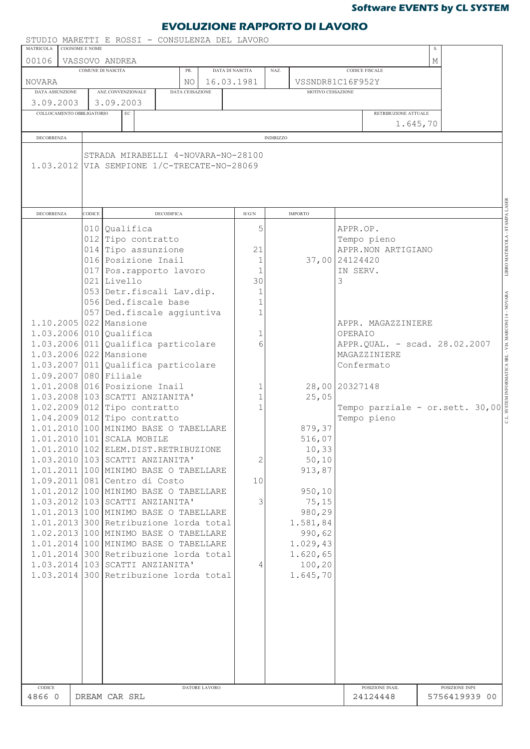**Software EVENTS by CL SYSTEM**

# EVOLUZIONE RAPPORTO DI LAVORO

STUDIO MARETTI E ROSSI - CONSULENZA DEL LAVORO

| MATRICOLA | COGNOME E NOME | S. |
|---|---|---|
| 00106 | VASSOVO ANDREA | M |

| COMUNE DI NASCITA | PR. | DATA DI NASCITA | NAZ. | CODICE FISCALE |
|---|---|---|---|---|
| NOVARA | NO | 16.03.1981 | | VSSNDR81C16F952Y |

| DATA ASSUNZIONE | ANZ.CONVENZIONALE | DATA CESSAZIONE | MOTIVO CESSAZIONE |
|---|---|---|---|
| 3.09.2003 | 3.09.2003 | | |

| COLLOCAMENTO OBBLIGATORIO | EC | RETRIBUZIONE ATTUALE |
|---|---|---|
| | | 1.645,70 |

| DECORRENZA | INDIRIZZO |
|---|---|
| | STRADA MIRABELLI 4-NOVARA-NO-28100 |
| 1.03.2012 | VIA SEMPIONE 1/C-TRECATE-NO-28069 |

| DECORRENZA | CODICE | DECODIFICA | H/G/N | IMPORTO | |
|---|---|---|---|---|---|
| | 010 | Qualifica | 5 | | APPR.OP. |
| | 012 | Tipo contratto | | | Tempo pieno |
| | 014 | Tipo assunzione | 21 | | APPR.NON ARTIGIANO |
| | 016 | Posizione Inail | 1 | 37,00 | 24124420 |
| | 017 | Pos.rapporto lavoro | 1 | | IN SERV. |
| | 021 | Livello | 30 | | 3 |
| | 053 | Detr.fiscali Lav.dip. | 1 | | |
| | 056 | Ded.fiscale base | 1 | | |
| | 057 | Ded.fiscale aggiuntiva | 1 | | |
| 1.10.2005 | 022 | Mansione | | | APPR. MAGAZZINIERE |
| 1.03.2006 | 010 | Qualifica | 1 | | OPERAIO |
| 1.03.2006 | 011 | Qualifica particolare | 6 | | APPR.QUAL. - scad. 28.02.2007 |
| 1.03.2006 | 022 | Mansione | | | MAGAZZINIERE |
| 1.03.2007 | 011 | Qualifica particolare | | | Confermato |
| 1.09.2007 | 080 | Filiale | | | |
| 1.01.2008 | 016 | Posizione Inail | 1 | 28,00 | 20327148 |
| 1.03.2008 | 103 | SCATTI ANZIANITA' | 1 | 25,05 | |
| 1.02.2009 | 012 | Tipo contratto | 1 | | Tempo parziale - or.sett. 30,00 |
| 1.04.2009 | 012 | Tipo contratto | | | Tempo pieno |
| 1.01.2010 | 100 | MINIMO BASE O TABELLARE | | 879,37 | |
| 1.01.2010 | 101 | SCALA MOBILE | | 516,07 | |
| 1.01.2010 | 102 | ELEM.DIST.RETRIBUZIONE | | 10,33 | |
| 1.03.2010 | 103 | SCATTI ANZIANITA' | 2 | 50,10 | |
| 1.01.2011 | 100 | MINIMO BASE O TABELLARE | | 913,87 | |
| 1.09.2011 | 081 | Centro di Costo | 10 | | |
| 1.01.2012 | 100 | MINIMO BASE O TABELLARE | | 950,10 | |
| 1.03.2012 | 103 | SCATTI ANZIANITA' | 3 | 75,15 | |
| 1.01.2013 | 100 | MINIMO BASE O TABELLARE | | 980,29 | |
| 1.01.2013 | 300 | Retribuzione lorda total | | 1.581,84 | |
| 1.02.2013 | 100 | MINIMO BASE O TABELLARE | | 990,62 | |
| 1.01.2014 | 100 | MINIMO BASE O TABELLARE | | 1.029,43 | |
| 1.01.2014 | 300 | Retribuzione lorda total | | 1.620,65 | |
| 1.03.2014 | 103 | SCATTI ANZIANITA' | 4 | 100,20 | |
| 1.03.2014 | 300 | Retribuzione lorda total | | 1.645,70 | |

| CODICE | DATORE LAVORO | POSIZIONE INAIL | POSIZIONE INPS |
|---|---|---|---|
| 4866 0 | DREAM CAR SRL | 24124448 | 5756419939 00 |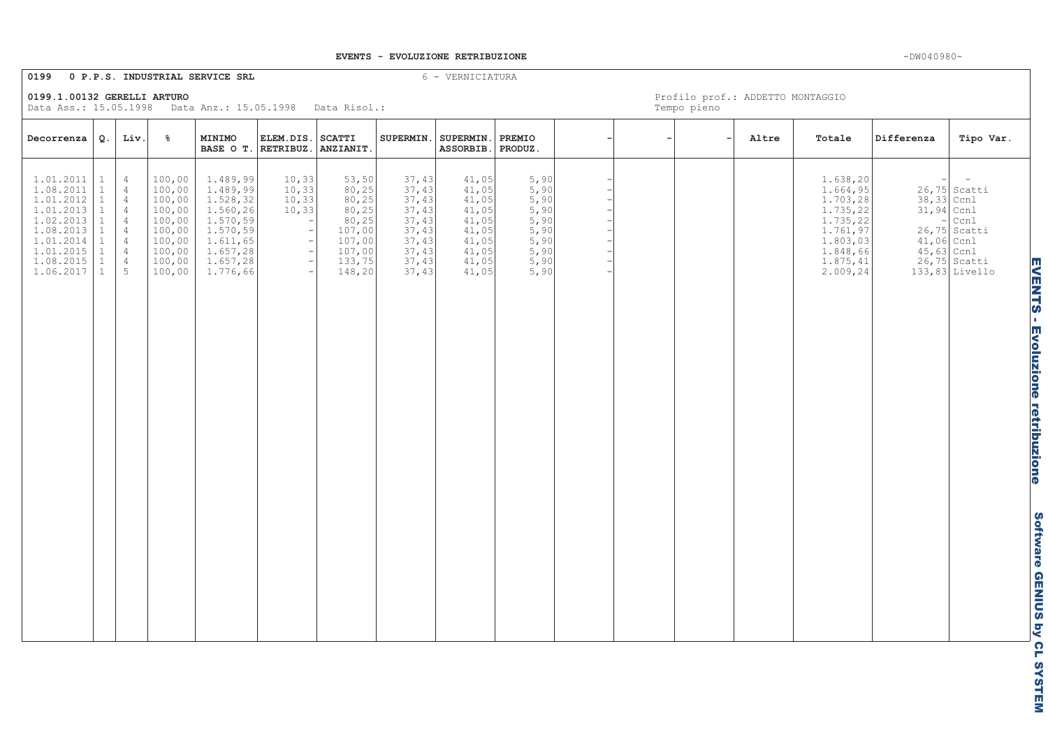**EVENTS - EVOLUZIONE RETRIBUZIONE**

**0199 O P.P.S. INDUSTRIAL SERVICE SRL** 6 - VERNICIATURA

**0199.1.00132 GERELLI ARTURO**
Data Ass.: 15.05.1998 Data Anz.: 15.05.1998 Data Risol.:

Profilo prof.: ADDETTO MONTAGGIO
Tempo pieno

| Decorrenza | Q. | Liv. | % | MINIMO BASE O T. | ELEM.DIS. RETRIBUZ. | SCATTI ANZIANIT. | SUPERMIN. | SUPERMIN. ASSORBIB. | PREMIO PRODUZ. | - | - | - | Altre | Totale | Differenza | Tipo Var. |
|---|---|---|---|---|---|---|---|---|---|---|---|---|---|---|---|---|
| 1.01.2011 | 1 | 4 | 100,00 | 1.489,99 | 10,33 | 53,50 | 37,43 | 41,05 | 5,90 | - | | | | 1.638,20 | - | - |
| 1.08.2011 | 1 | 4 | 100,00 | 1.489,99 | 10,33 | 80,25 | 37,43 | 41,05 | 5,90 | - | | | | 1.664,95 | 26,75 | Scatti |
| 1.01.2012 | 1 | 4 | 100,00 | 1.528,32 | 10,33 | 80,25 | 37,43 | 41,05 | 5,90 | - | | | | 1.703,28 | 38,33 | Ccnl |
| 1.01.2013 | 1 | 4 | 100,00 | 1.560,26 | 10,33 | 80,25 | 37,43 | 41,05 | 5,90 | - | | | | 1.735,22 | 31,94 | Ccnl |
| 1.02.2013 | 1 | 4 | 100,00 | 1.570,59 | - | 80,25 | 37,43 | 41,05 | 5,90 | - | | | | 1.735,22 | - | Ccnl |
| 1.08.2013 | 1 | 4 | 100,00 | 1.570,59 | - | 107,00 | 37,43 | 41,05 | 5,90 | - | | | | 1.761,97 | 26,75 | Scatti |
| 1.01.2014 | 1 | 4 | 100,00 | 1.611,65 | - | 107,00 | 37,43 | 41,05 | 5,90 | - | | | | 1.803,03 | 41,06 | Ccnl |
| 1.01.2015 | 1 | 4 | 100,00 | 1.657,28 | - | 107,00 | 37,43 | 41,05 | 5,90 | - | | | | 1.848,66 | 45,63 | Ccnl |
| 1.08.2015 | 1 | 4 | 100,00 | 1.657,28 | - | 133,75 | 37,43 | 41,05 | 5,90 | - | | | | 1.875,41 | 26,75 | Scatti |
| 1.06.2017 | 1 | 5 | 100,00 | 1.776,66 | - | 148,20 | 37,43 | 41,05 | 5,90 | - | | | | 2.009,24 | 133,83 | Livello |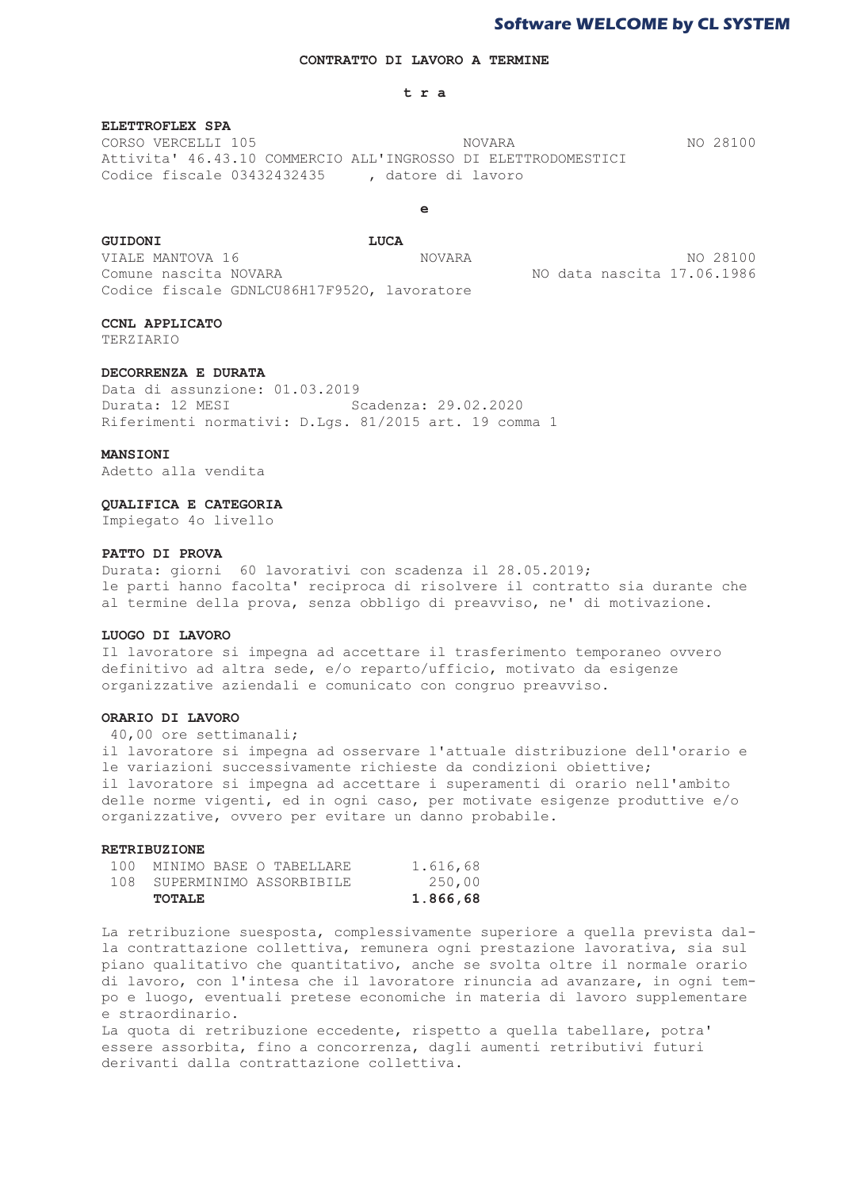Software WELCOME by CL SYSTEM

# CONTRATTO DI LAVORO A TERMINE

**t r a**

**ELETTROFLEX SPA**
CORSO VERCELLI 105 NOVARA NO 28100
Attivita' 46.43.10 COMMERCIO ALL'INGROSSO DI ELETTRODOMESTICI
Codice fiscale 03432432435 , datore di lavoro

**e**

**GUIDONI LUCA**
VIALE MANTOVA 16 NOVARA NO 28100
Comune nascita NOVARA NO data nascita 17.06.1986
Codice fiscale GDNLCU86H17F952O, lavoratore

**CCNL APPLICATO**
TERZIARIO

**DECORRENZA E DURATA**
Data di assunzione: 01.03.2019
Durata: 12 MESI Scadenza: 29.02.2020
Riferimenti normativi: D.Lgs. 81/2015 art. 19 comma 1

**MANSIONI**
Adetto alla vendita

**QUALIFICA E CATEGORIA**
Impiegato 4o livello

**PATTO DI PROVA**
Durata: giorni 60 lavorativi con scadenza il 28.05.2019;
le parti hanno facolta' reciproca di risolvere il contratto sia durante che al termine della prova, senza obbligo di preavviso, ne' di motivazione.

**LUOGO DI LAVORO**
Il lavoratore si impegna ad accettare il trasferimento temporaneo ovvero definitivo ad altra sede, e/o reparto/ufficio, motivato da esigenze organizzative aziendali e comunicato con congruo preavviso.

**ORARIO DI LAVORO**
40,00 ore settimanali;
il lavoratore si impegna ad osservare l'attuale distribuzione dell'orario e le variazioni successivamente richieste da condizioni obiettive;
il lavoratore si impegna ad accettare i superamenti di orario nell'ambito delle norme vigenti, ed in ogni caso, per motivate esigenze produttive e/o organizzative, ovvero per evitare un danno probabile.

**RETRIBUZIONE**

| | | |
|---|---|---|
| 100 | MINIMO BASE O TABELLARE | 1.616,68 |
| 108 | SUPERMINIMO ASSORBIBILE | 250,00 |
| | **TOTALE** | **1.866,68** |

La retribuzione suesposta, complessivamente superiore a quella prevista dalla contrattazione collettiva, remunera ogni prestazione lavorativa, sia sul piano qualitativo che quantitativo, anche se svolta oltre il normale orario di lavoro, con l'intesa che il lavoratore rinuncia ad avanzare, in ogni tempo e luogo, eventuali pretese economiche in materia di lavoro supplementare e straordinario.
La quota di retribuzione eccedente, rispetto a quella tabellare, potra' essere assorbita, fino a concorrenza, dagli aumenti retributivi futuri derivanti dalla contrattazione collettiva.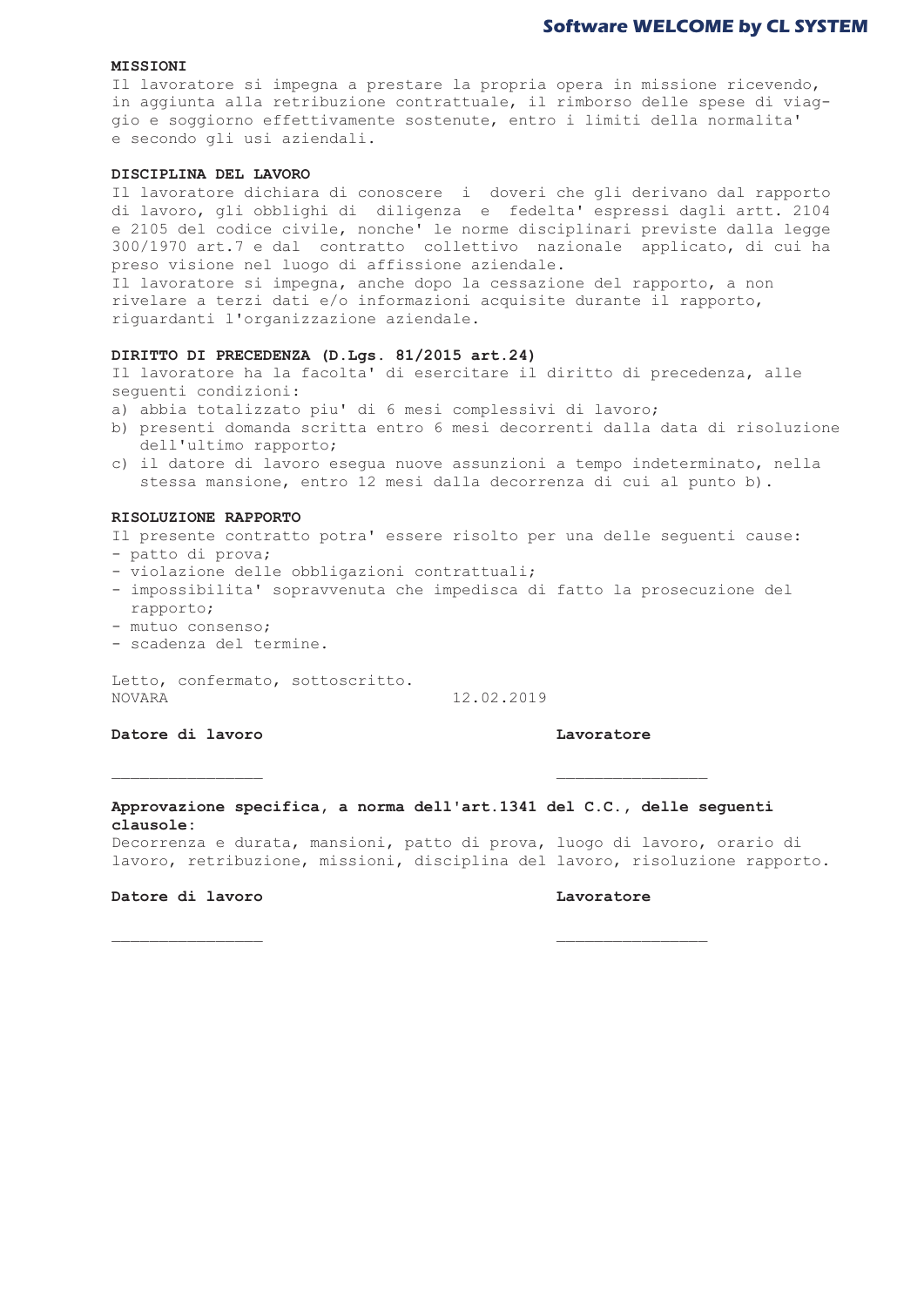**MISSIONI**

Il lavoratore si impegna a prestare la propria opera in missione ricevendo, in aggiunta alla retribuzione contrattuale, il rimborso delle spese di viaggio e soggiorno effettivamente sostenute, entro i limiti della normalita' e secondo gli usi aziendali.

**DISCIPLINA DEL LAVORO**

Il lavoratore dichiara di conoscere i doveri che gli derivano dal rapporto di lavoro, gli obblighi di diligenza e fedelta' espressi dagli artt. 2104 e 2105 del codice civile, nonche' le norme disciplinari previste dalla legge 300/1970 art.7 e dal contratto collettivo nazionale applicato, di cui ha preso visione nel luogo di affissione aziendale.
Il lavoratore si impegna, anche dopo la cessazione del rapporto, a non rivelare a terzi dati e/o informazioni acquisite durante il rapporto, riguardanti l'organizzazione aziendale.

**DIRITTO DI PRECEDENZA (D.Lgs. 81/2015 art.24)**

Il lavoratore ha la facolta' di esercitare il diritto di precedenza, alle seguenti condizioni:

a) abbia totalizzato piu' di 6 mesi complessivi di lavoro;
b) presenti domanda scritta entro 6 mesi decorrenti dalla data di risoluzione dell'ultimo rapporto;
c) il datore di lavoro esegua nuove assunzioni a tempo indeterminato, nella stessa mansione, entro 12 mesi dalla decorrenza di cui al punto b).

**RISOLUZIONE RAPPORTO**

Il presente contratto potra' essere risolto per una delle seguenti cause:

- patto di prova;
- violazione delle obbligazioni contrattuali;
- impossibilita' sopravvenuta che impedisca di fatto la prosecuzione del rapporto;
- mutuo consenso;
- scadenza del termine.

Letto, confermato, sottoscritto.
NOVARA 12.02.2019

**Datore di lavoro** **Lavoratore**

_______________ _______________

**Approvazione specifica, a norma dell'art.1341 del C.C., delle seguenti clausole:**

Decorrenza e durata, mansioni, patto di prova, luogo di lavoro, orario di lavoro, retribuzione, missioni, disciplina del lavoro, risoluzione rapporto.

**Datore di lavoro** **Lavoratore**

_______________ _______________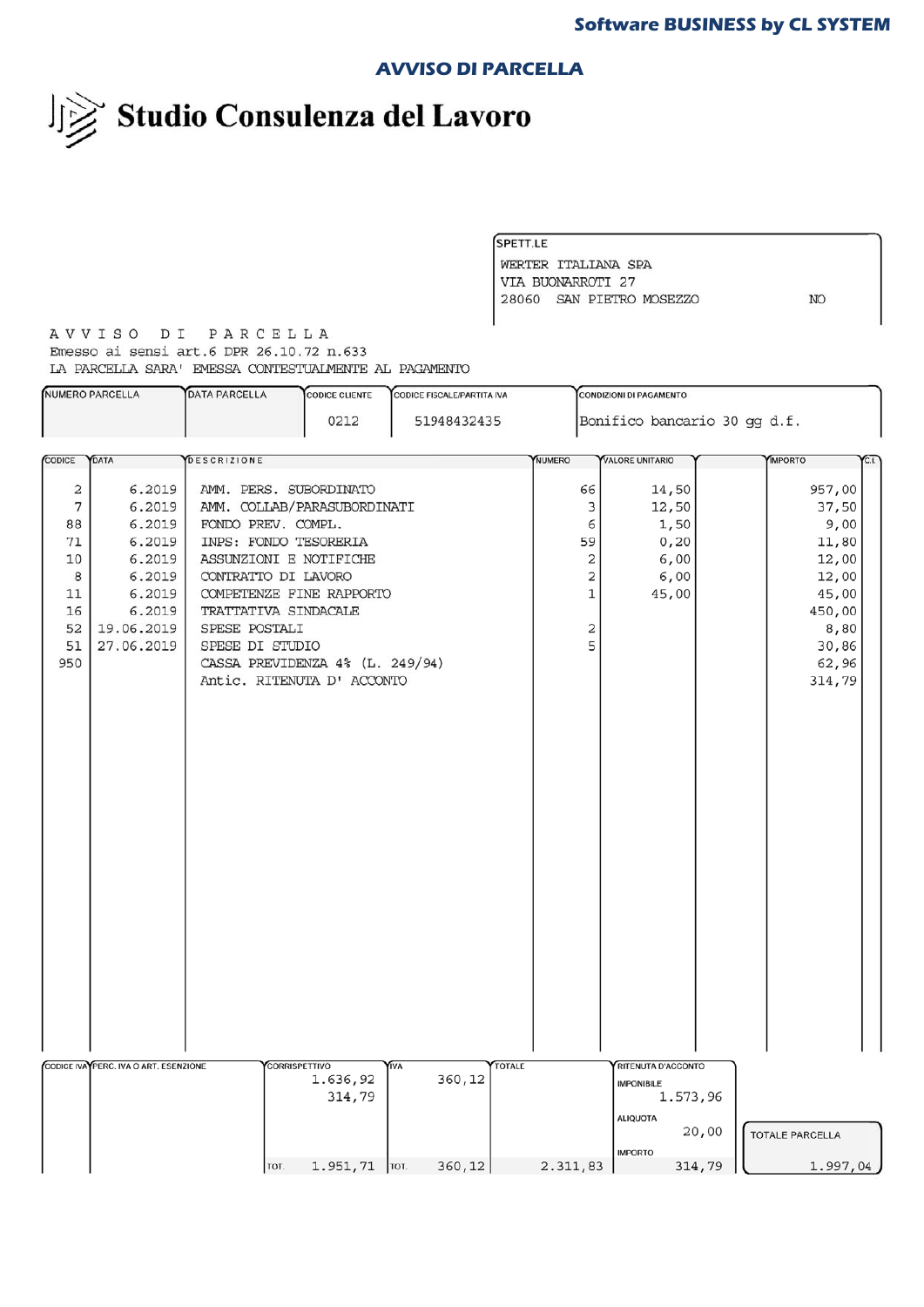**Software BUSINESS by CL SYSTEM**

## AVVISO DI PARCELLA

# Studio Consulenza del Lavoro

SPETT.LE
WERTER ITALIANA SPA
VIA BUONARROTI 27
28060 SAN PIETRO MOSEZZO NO

A V V I S O D I P A R C E L L A
Emesso ai sensi art.6 DPR 26.10.72 n.633
LA PARCELLA SARA' EMESSA CONTESTUALMENTE AL PAGAMENTO

| NUMERO PARCELLA | DATA PARCELLA | CODICE CLIENTE | CODICE FISCALE/PARTITA IVA | CONDIZIONI DI PAGAMENTO |
|---|---|---|---|---|
| | | 0212 | 51948432435 | Bonifico bancario 30 gg d.f. |

| CODICE | DATA | DESCRIZIONE | NUMERO | VALORE UNITARIO | | IMPORTO | C.I. |
|---|---|---|---|---|---|---|---|
| 2 | 6.2019 | AMM. PERS. SUBORDINATO | 66 | 14,50 | | 957,00 | |
| 7 | 6.2019 | AMM. COLLAB/PARASUBORDINATI | 3 | 12,50 | | 37,50 | |
| 88 | 6.2019 | FONDO PREV. COMPL. | 6 | 1,50 | | 9,00 | |
| 71 | 6.2019 | INPS: FONDO TESORERIA | 59 | 0,20 | | 11,80 | |
| 10 | 6.2019 | ASSUNZIONI E NOTIFICHE | 2 | 6,00 | | 12,00 | |
| 8 | 6.2019 | CONTRATTO DI LAVORO | 2 | 6,00 | | 12,00 | |
| 11 | 6.2019 | COMPETENZE FINE RAPPORTO | 1 | 45,00 | | 45,00 | |
| 16 | 6.2019 | TRATTATIVA SINDACALE | | | | 450,00 | |
| 52 | 19.06.2019 | SPESE POSTALI | 2 | | | 8,80 | |
| 51 | 27.06.2019 | SPESE DI STUDIO | 5 | | | 30,86 | |
| 950 | | CASSA PREVIDENZA 4% (L. 249/94) | | | | 62,96 | |
| | | Antic. RITENUTA D' ACCONTO | | | | 314,79 | |

| CODICE IVA | PERC. IVA O ART. ESENZIONE | CORRISPETTIVO | IVA | TOTALE | RITENUTA D'ACCONTO | TOTALE PARCELLA |
|---|---|---|---|---|---|---|
| | | 1.636,92 | 360,12 | | IMPONIBILE 1.573,96 | |
| | | 314,79 | | | ALIQUOTA 20,00 | |
| | | TOT. 1.951,71 | TOT. 360,12 | 2.311,83 | IMPORTO 314,79 | 1.997,04 |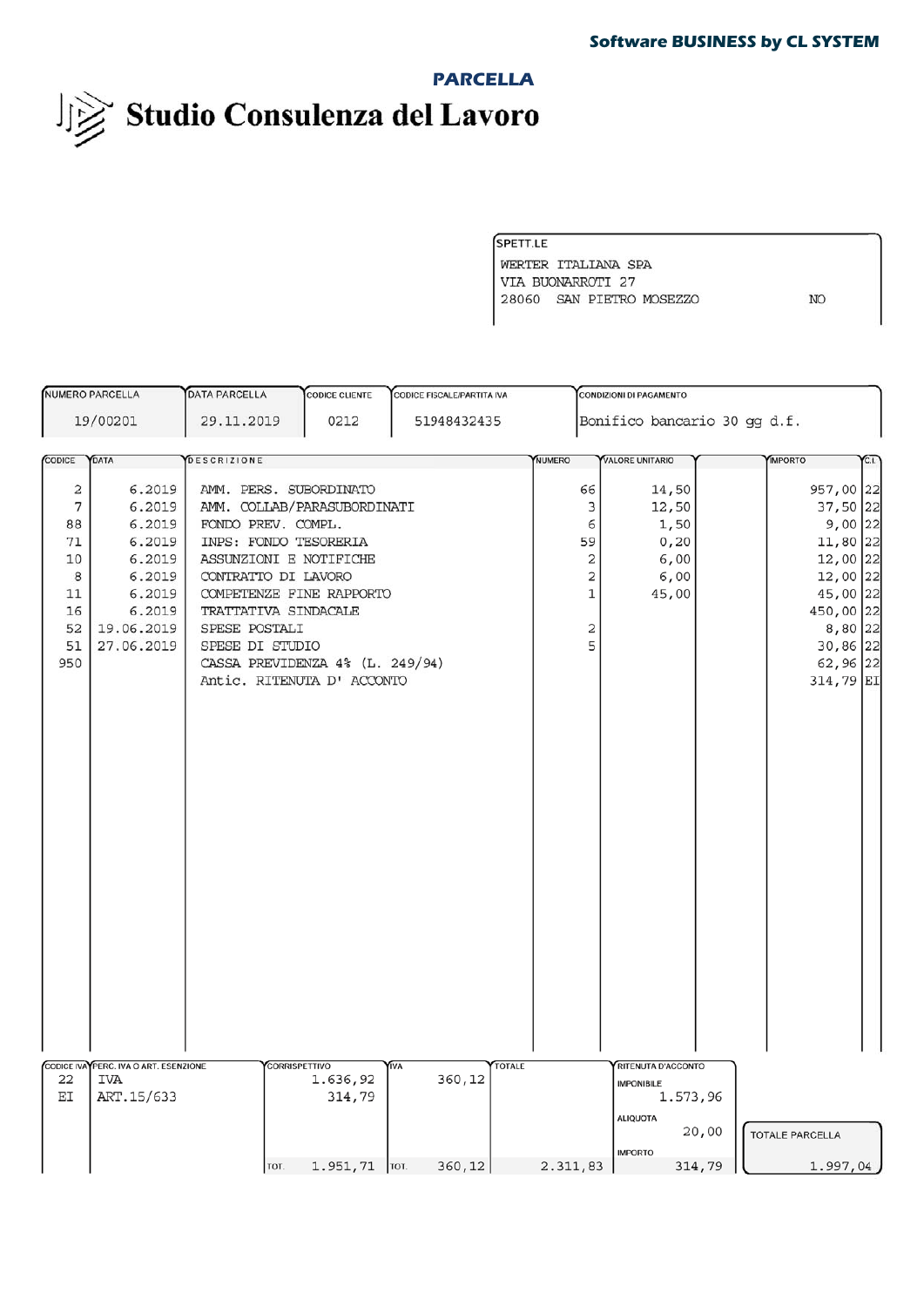**Software BUSINESS by CL SYSTEM**

## PARCELLA

# Studio Consulenza del Lavoro

SPETT.LE
WERTER ITALIANA SPA
VIA BUONARROTI 27
28060 SAN PIETRO MOSEZZO NO

| NUMERO PARCELLA | DATA PARCELLA | CODICE CLIENTE | CODICE FISCALE/PARTITA IVA | CONDIZIONI DI PAGAMENTO |
|---|---|---|---|---|
| 19/00201 | 29.11.2019 | 0212 | 51948432435 | Bonifico bancario 30 gg d.f. |

| CODICE | DATA | DESCRIZIONE | NUMERO | VALORE UNITARIO | | IMPORTO | C.I. |
|---|---|---|---|---|---|---|---|
| 2 | 6.2019 | AMM. PERS. SUBORDINATO | 66 | 14,50 | | 957,00 | 22 |
| 7 | 6.2019 | AMM. COLLAB/PARASUBORDINATI | 3 | 12,50 | | 37,50 | 22 |
| 88 | 6.2019 | FONDO PREV. COMPL. | 6 | 1,50 | | 9,00 | 22 |
| 71 | 6.2019 | INPS: FONDO TESORERIA | 59 | 0,20 | | 11,80 | 22 |
| 10 | 6.2019 | ASSUNZIONI E NOTIFICHE | 2 | 6,00 | | 12,00 | 22 |
| 8 | 6.2019 | CONTRATTO DI LAVORO | 2 | 6,00 | | 12,00 | 22 |
| 11 | 6.2019 | COMPETENZE FINE RAPPORTO | 1 | 45,00 | | 45,00 | 22 |
| 16 | 6.2019 | TRATTATIVA SINDACALE | | | | 450,00 | 22 |
| 52 | 19.06.2019 | SPESE POSTALI | 2 | | | 8,80 | 22 |
| 51 | 27.06.2019 | SPESE DI STUDIO | 5 | | | 30,86 | 22 |
| 950 | | CASSA PREVIDENZA 4% (L. 249/94) | | | | 62,96 | 22 |
| | | Antic. RITENUTA D' ACCONTO | | | | 314,79 | EI |

| CODICE IVA | PERC. IVA O ART. ESENZIONE | CORRISPETTIVO | IVA | TOTALE |
|---|---|---|---|---|
| 22 | IVA | 1.636,92 | 360,12 | |
| EI | ART.15/633 | 314,79 | | |
| | | TOT. 1.951,71 | TOT. 360,12 | 2.311,83 |

| RITENUTA D'ACCONTO | |
|---|---|
| IMPONIBILE | 1.573,96 |
| ALIQUOTA | 20,00 |
| IMPORTO | 314,79 |

TOTALE PARCELLA 1.997,04